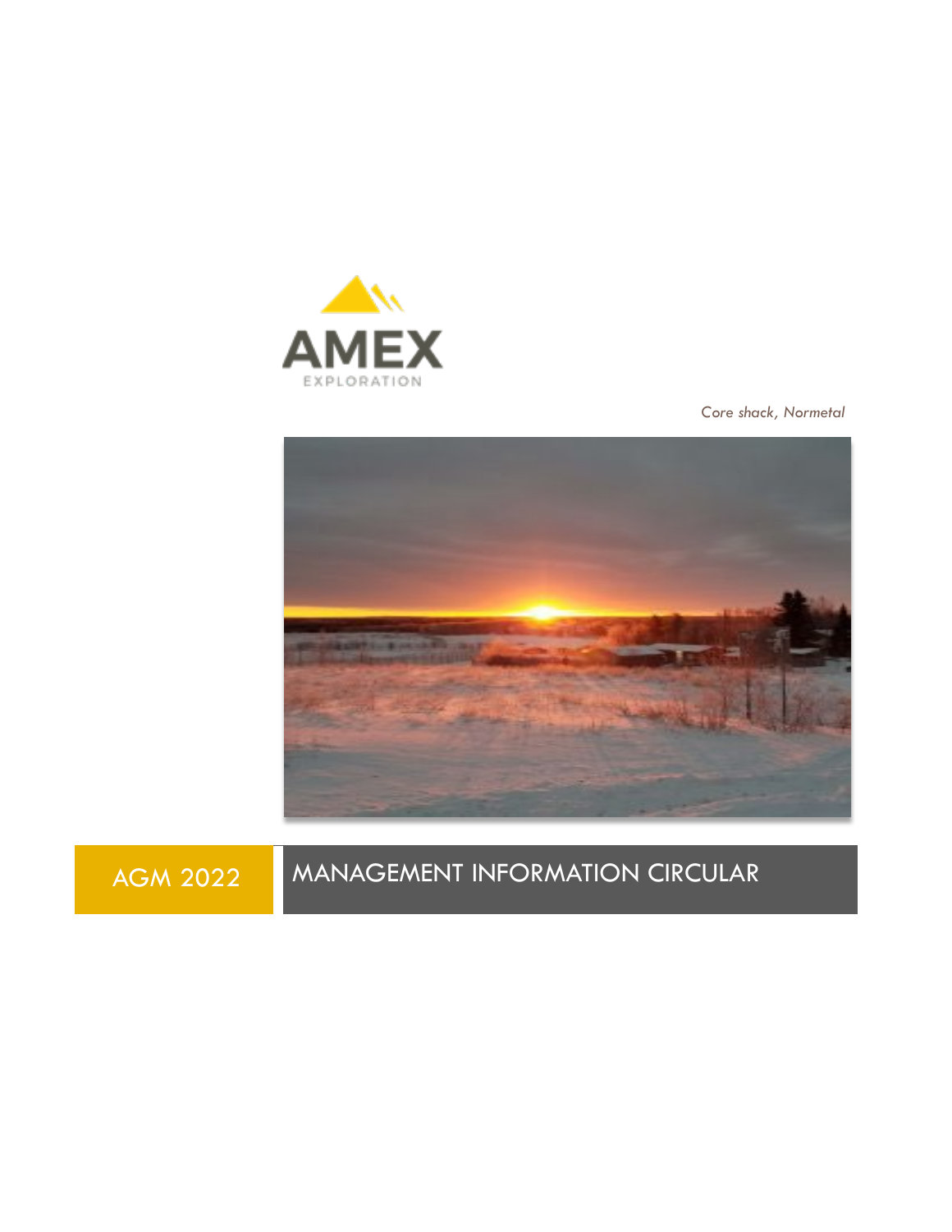AMEX

EXPLORATION

*Core shack, Normetal*

# AGM 2022

# MANAGEMENT INFORMATION CIRCULAR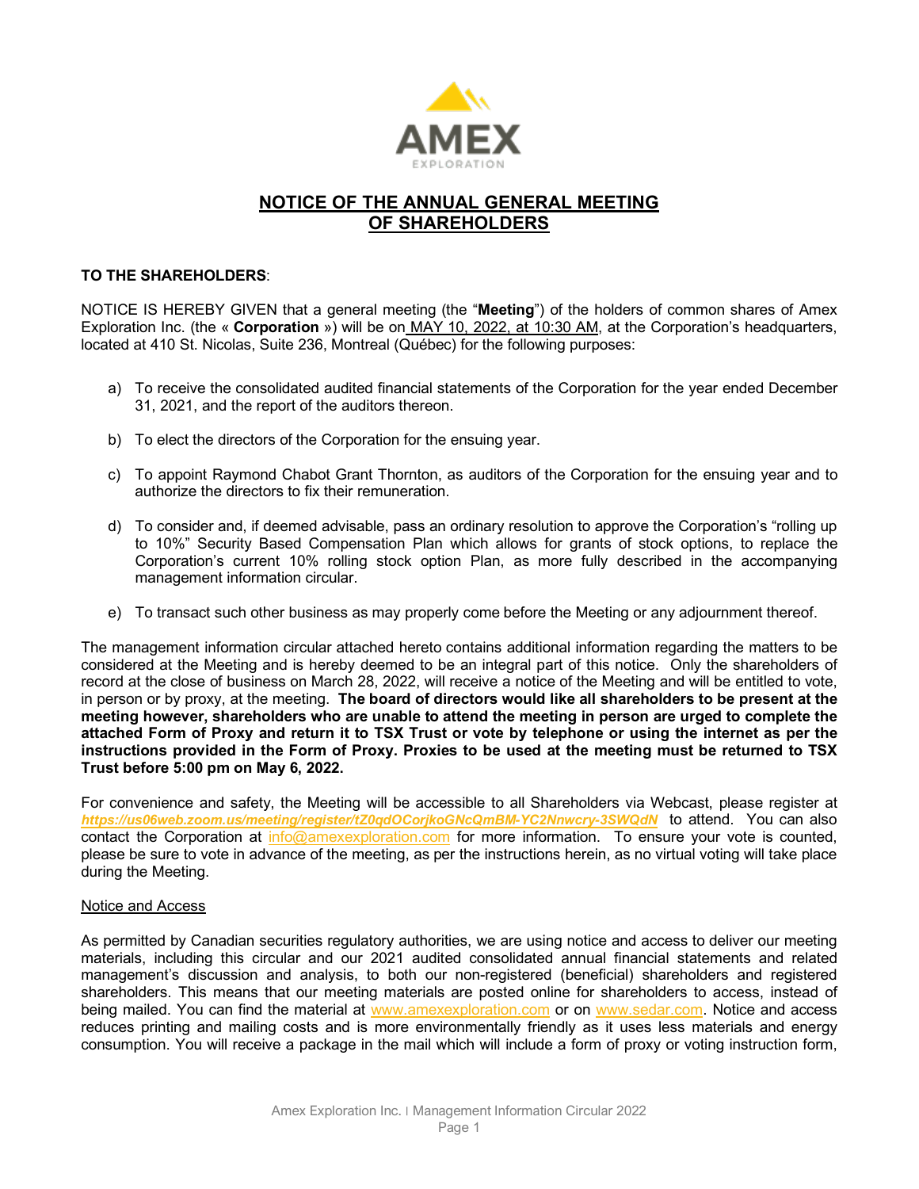# NOTICE OF THE ANNUAL GENERAL MEETING OF SHAREHOLDERS

**TO THE SHAREHOLDERS**:

NOTICE IS HEREBY GIVEN that a general meeting (the "**Meeting**") of the holders of common shares of Amex Exploration Inc. (the « **Corporation** ») will be on MAY 10, 2022, at 10:30 AM, at the Corporation's headquarters, located at 410 St. Nicolas, Suite 236, Montreal (Québec) for the following purposes:

a) To receive the consolidated audited financial statements of the Corporation for the year ended December 31, 2021, and the report of the auditors thereon.

b) To elect the directors of the Corporation for the ensuing year.

c) To appoint Raymond Chabot Grant Thornton, as auditors of the Corporation for the ensuing year and to authorize the directors to fix their remuneration.

d) To consider and, if deemed advisable, pass an ordinary resolution to approve the Corporation's "rolling up to 10%" Security Based Compensation Plan which allows for grants of stock options, to replace the Corporation's current 10% rolling stock option Plan, as more fully described in the accompanying management information circular.

e) To transact such other business as may properly come before the Meeting or any adjournment thereof.

The management information circular attached hereto contains additional information regarding the matters to be considered at the Meeting and is hereby deemed to be an integral part of this notice. Only the shareholders of record at the close of business on March 28, 2022, will receive a notice of the Meeting and will be entitled to vote, in person or by proxy, at the meeting. **The board of directors would like all shareholders to be present at the meeting however, shareholders who are unable to attend the meeting in person are urged to complete the attached Form of Proxy and return it to TSX Trust or vote by telephone or using the internet as per the instructions provided in the Form of Proxy. Proxies to be used at the meeting must be returned to TSX Trust before 5:00 pm on May 6, 2022.**

For convenience and safety, the Meeting will be accessible to all Shareholders via Webcast, please register at ***https://us06web.zoom.us/meeting/register/tZ0qdOCorjkoGNcQmBM-YC2Nnwcry-3SWQdN*** to attend. You can also contact the Corporation at info@amexexploration.com for more information. To ensure your vote is counted, please be sure to vote in advance of the meeting, as per the instructions herein, as no virtual voting will take place during the Meeting.

Notice and Access

As permitted by Canadian securities regulatory authorities, we are using notice and access to deliver our meeting materials, including this circular and our 2021 audited consolidated annual financial statements and related management's discussion and analysis, to both our non-registered (beneficial) shareholders and registered shareholders. This means that our meeting materials are posted online for shareholders to access, instead of being mailed. You can find the material at www.amexexploration.com or on www.sedar.com. Notice and access reduces printing and mailing costs and is more environmentally friendly as it uses less materials and energy consumption. You will receive a package in the mail which will include a form of proxy or voting instruction form,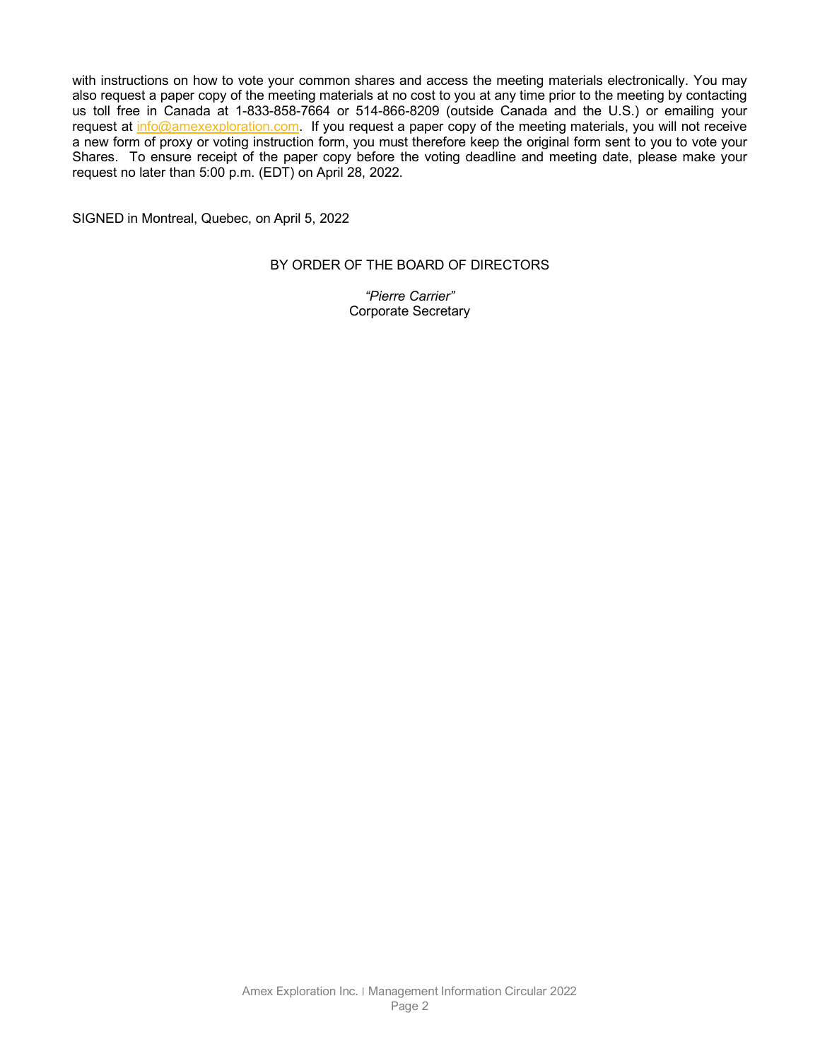with instructions on how to vote your common shares and access the meeting materials electronically. You may also request a paper copy of the meeting materials at no cost to you at any time prior to the meeting by contacting us toll free in Canada at 1-833-858-7664 or 514-866-8209 (outside Canada and the U.S.) or emailing your request at info@amexexploration.com. If you request a paper copy of the meeting materials, you will not receive a new form of proxy or voting instruction form, you must therefore keep the original form sent to you to vote your Shares. To ensure receipt of the paper copy before the voting deadline and meeting date, please make your request no later than 5:00 p.m. (EDT) on April 28, 2022.

SIGNED in Montreal, Quebec, on April 5, 2022

BY ORDER OF THE BOARD OF DIRECTORS

*"Pierre Carrier"*
Corporate Secretary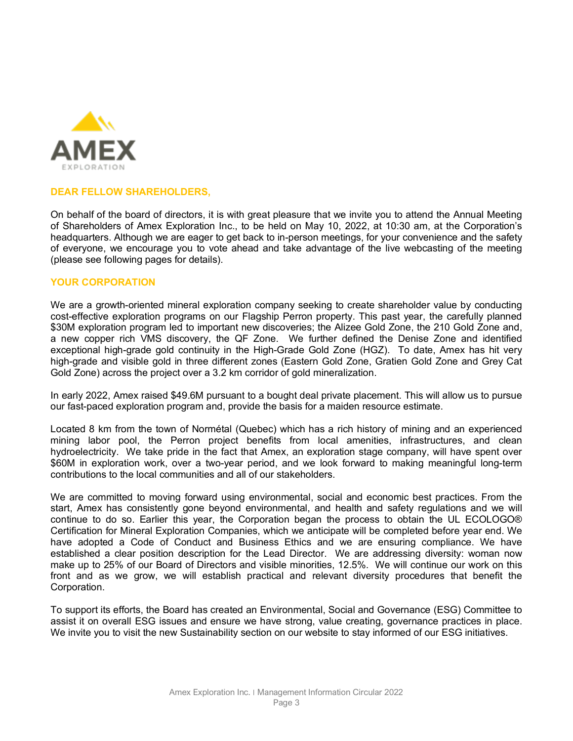## DEAR FELLOW SHAREHOLDERS,

On behalf of the board of directors, it is with great pleasure that we invite you to attend the Annual Meeting of Shareholders of Amex Exploration Inc., to be held on May 10, 2022, at 10:30 am, at the Corporation's headquarters. Although we are eager to get back to in-person meetings, for your convenience and the safety of everyone, we encourage you to vote ahead and take advantage of the live webcasting of the meeting (please see following pages for details).

## YOUR CORPORATION

We are a growth-oriented mineral exploration company seeking to create shareholder value by conducting cost-effective exploration programs on our Flagship Perron property. This past year, the carefully planned $30M exploration program led to important new discoveries; the Alizee Gold Zone, the 210 Gold Zone and, a new copper rich VMS discovery, the QF Zone. We further defined the Denise Zone and identified exceptional high-grade gold continuity in the High-Grade Gold Zone (HGZ). To date, Amex has hit very high-grade and visible gold in three different zones (Eastern Gold Zone, Gratien Gold Zone and Grey Cat Gold Zone) across the project over a 3.2 km corridor of gold mineralization.

In early 2022, Amex raised $49.6M pursuant to a bought deal private placement. This will allow us to pursue our fast-paced exploration program and, provide the basis for a maiden resource estimate.

Located 8 km from the town of Normétal (Quebec) which has a rich history of mining and an experienced mining labor pool, the Perron project benefits from local amenities, infrastructures, and clean hydroelectricity. We take pride in the fact that Amex, an exploration stage company, will have spent over $60M in exploration work, over a two-year period, and we look forward to making meaningful long-term contributions to the local communities and all of our stakeholders.

We are committed to moving forward using environmental, social and economic best practices. From the start, Amex has consistently gone beyond environmental, and health and safety regulations and we will continue to do so. Earlier this year, the Corporation began the process to obtain the UL ECOLOGO® Certification for Mineral Exploration Companies, which we anticipate will be completed before year end. We have adopted a Code of Conduct and Business Ethics and we are ensuring compliance. We have established a clear position description for the Lead Director. We are addressing diversity: woman now make up to 25% of our Board of Directors and visible minorities, 12.5%. We will continue our work on this front and as we grow, we will establish practical and relevant diversity procedures that benefit the Corporation.

To support its efforts, the Board has created an Environmental, Social and Governance (ESG) Committee to assist it on overall ESG issues and ensure we have strong, value creating, governance practices in place. We invite you to visit the new Sustainability section on our website to stay informed of our ESG initiatives.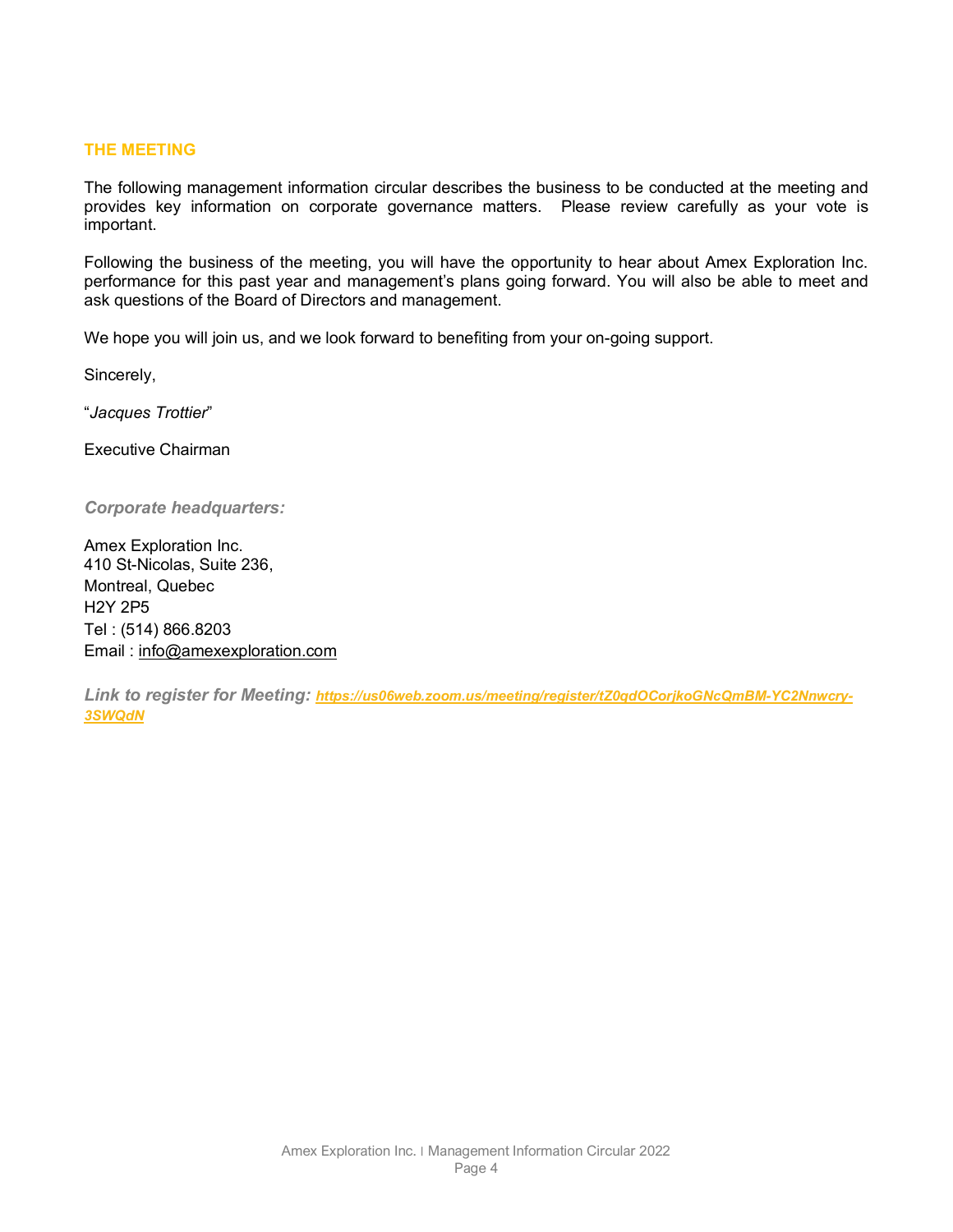## THE MEETING

The following management information circular describes the business to be conducted at the meeting and provides key information on corporate governance matters. Please review carefully as your vote is important.

Following the business of the meeting, you will have the opportunity to hear about Amex Exploration Inc. performance for this past year and management's plans going forward. You will also be able to meet and ask questions of the Board of Directors and management.

We hope you will join us, and we look forward to benefiting from your on-going support.

Sincerely,

"*Jacques Trottier*"

Executive Chairman

***Corporate headquarters:***

Amex Exploration Inc.
410 St-Nicolas, Suite 236,
Montreal, Quebec
H2Y 2P5
Tel : (514) 866.8203
Email : info@amexexploration.com

***Link to register for Meeting:*** ***https://us06web.zoom.us/meeting/register/tZ0qdOCorjkoGNcQmBM-YC2Nnwcry-3SWQdN***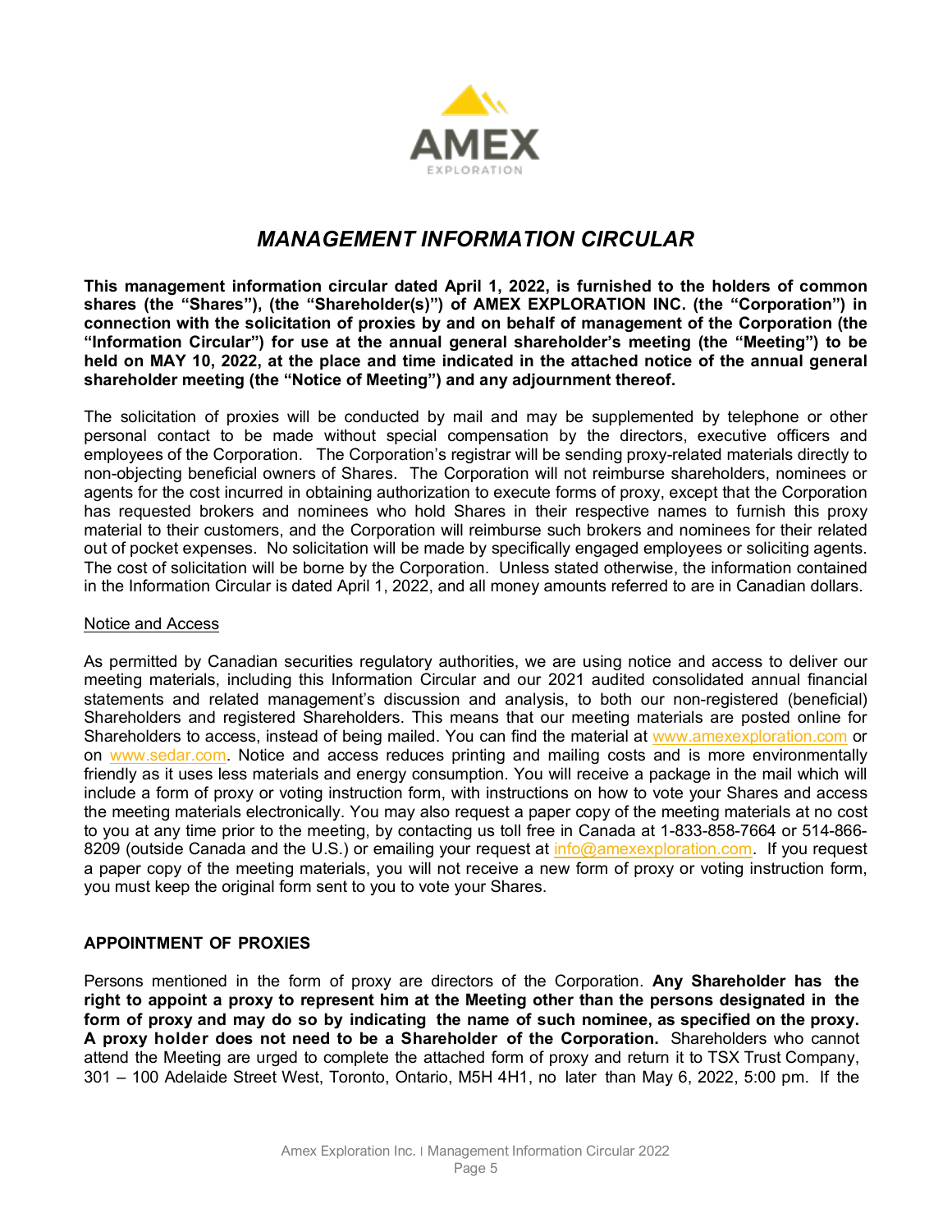# *MANAGEMENT INFORMATION CIRCULAR*

**This management information circular dated April 1, 2022, is furnished to the holders of common shares (the "Shares"), (the "Shareholder(s)") of AMEX EXPLORATION INC. (the "Corporation") in connection with the solicitation of proxies by and on behalf of management of the Corporation (the "Information Circular") for use at the annual general shareholder's meeting (the "Meeting") to be held on MAY 10, 2022, at the place and time indicated in the attached notice of the annual general shareholder meeting (the "Notice of Meeting") and any adjournment thereof.**

The solicitation of proxies will be conducted by mail and may be supplemented by telephone or other personal contact to be made without special compensation by the directors, executive officers and employees of the Corporation. The Corporation's registrar will be sending proxy-related materials directly to non-objecting beneficial owners of Shares. The Corporation will not reimburse shareholders, nominees or agents for the cost incurred in obtaining authorization to execute forms of proxy, except that the Corporation has requested brokers and nominees who hold Shares in their respective names to furnish this proxy material to their customers, and the Corporation will reimburse such brokers and nominees for their related out of pocket expenses. No solicitation will be made by specifically engaged employees or soliciting agents. The cost of solicitation will be borne by the Corporation. Unless stated otherwise, the information contained in the Information Circular is dated April 1, 2022, and all money amounts referred to are in Canadian dollars.

Notice and Access

As permitted by Canadian securities regulatory authorities, we are using notice and access to deliver our meeting materials, including this Information Circular and our 2021 audited consolidated annual financial statements and related management's discussion and analysis, to both our non-registered (beneficial) Shareholders and registered Shareholders. This means that our meeting materials are posted online for Shareholders to access, instead of being mailed. You can find the material at www.amexexploration.com or on www.sedar.com. Notice and access reduces printing and mailing costs and is more environmentally friendly as it uses less materials and energy consumption. You will receive a package in the mail which will include a form of proxy or voting instruction form, with instructions on how to vote your Shares and access the meeting materials electronically. You may also request a paper copy of the meeting materials at no cost to you at any time prior to the meeting, by contacting us toll free in Canada at 1-833-858-7664 or 514-866-8209 (outside Canada and the U.S.) or emailing your request at info@amexexploration.com. If you request a paper copy of the meeting materials, you will not receive a new form of proxy or voting instruction form, you must keep the original form sent to you to vote your Shares.

## APPOINTMENT OF PROXIES

Persons mentioned in the form of proxy are directors of the Corporation. **Any Shareholder has the right to appoint a proxy to represent him at the Meeting other than the persons designated in the form of proxy and may do so by indicating the name of such nominee, as specified on the proxy. A proxy holder does not need to be a Shareholder of the Corporation.** Shareholders who cannot attend the Meeting are urged to complete the attached form of proxy and return it to TSX Trust Company, 301 – 100 Adelaide Street West, Toronto, Ontario, M5H 4H1, no later than May 6, 2022, 5:00 pm. If the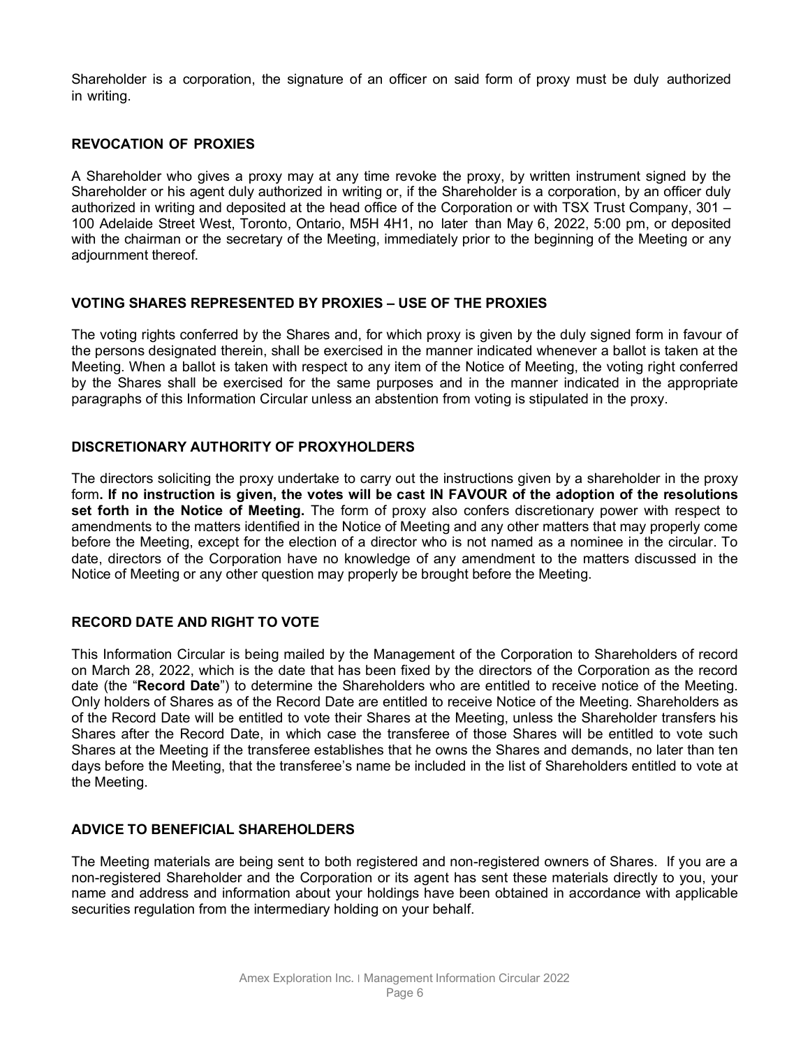Shareholder is a corporation, the signature of an officer on said form of proxy must be duly authorized in writing.

## REVOCATION OF PROXIES

A Shareholder who gives a proxy may at any time revoke the proxy, by written instrument signed by the Shareholder or his agent duly authorized in writing or, if the Shareholder is a corporation, by an officer duly authorized in writing and deposited at the head office of the Corporation or with TSX Trust Company, 301 – 100 Adelaide Street West, Toronto, Ontario, M5H 4H1, no later than May 6, 2022, 5:00 pm, or deposited with the chairman or the secretary of the Meeting, immediately prior to the beginning of the Meeting or any adjournment thereof.

## VOTING SHARES REPRESENTED BY PROXIES – USE OF THE PROXIES

The voting rights conferred by the Shares and, for which proxy is given by the duly signed form in favour of the persons designated therein, shall be exercised in the manner indicated whenever a ballot is taken at the Meeting. When a ballot is taken with respect to any item of the Notice of Meeting, the voting right conferred by the Shares shall be exercised for the same purposes and in the manner indicated in the appropriate paragraphs of this Information Circular unless an abstention from voting is stipulated in the proxy.

## DISCRETIONARY AUTHORITY OF PROXYHOLDERS

The directors soliciting the proxy undertake to carry out the instructions given by a shareholder in the proxy form**. If no instruction is given, the votes will be cast IN FAVOUR of the adoption of the resolutions set forth in the Notice of Meeting.** The form of proxy also confers discretionary power with respect to amendments to the matters identified in the Notice of Meeting and any other matters that may properly come before the Meeting, except for the election of a director who is not named as a nominee in the circular. To date, directors of the Corporation have no knowledge of any amendment to the matters discussed in the Notice of Meeting or any other question may properly be brought before the Meeting.

## RECORD DATE AND RIGHT TO VOTE

This Information Circular is being mailed by the Management of the Corporation to Shareholders of record on March 28, 2022, which is the date that has been fixed by the directors of the Corporation as the record date (the "**Record Date**") to determine the Shareholders who are entitled to receive notice of the Meeting. Only holders of Shares as of the Record Date are entitled to receive Notice of the Meeting. Shareholders as of the Record Date will be entitled to vote their Shares at the Meeting, unless the Shareholder transfers his Shares after the Record Date, in which case the transferee of those Shares will be entitled to vote such Shares at the Meeting if the transferee establishes that he owns the Shares and demands, no later than ten days before the Meeting, that the transferee's name be included in the list of Shareholders entitled to vote at the Meeting.

## ADVICE TO BENEFICIAL SHAREHOLDERS

The Meeting materials are being sent to both registered and non-registered owners of Shares. If you are a non-registered Shareholder and the Corporation or its agent has sent these materials directly to you, your name and address and information about your holdings have been obtained in accordance with applicable securities regulation from the intermediary holding on your behalf.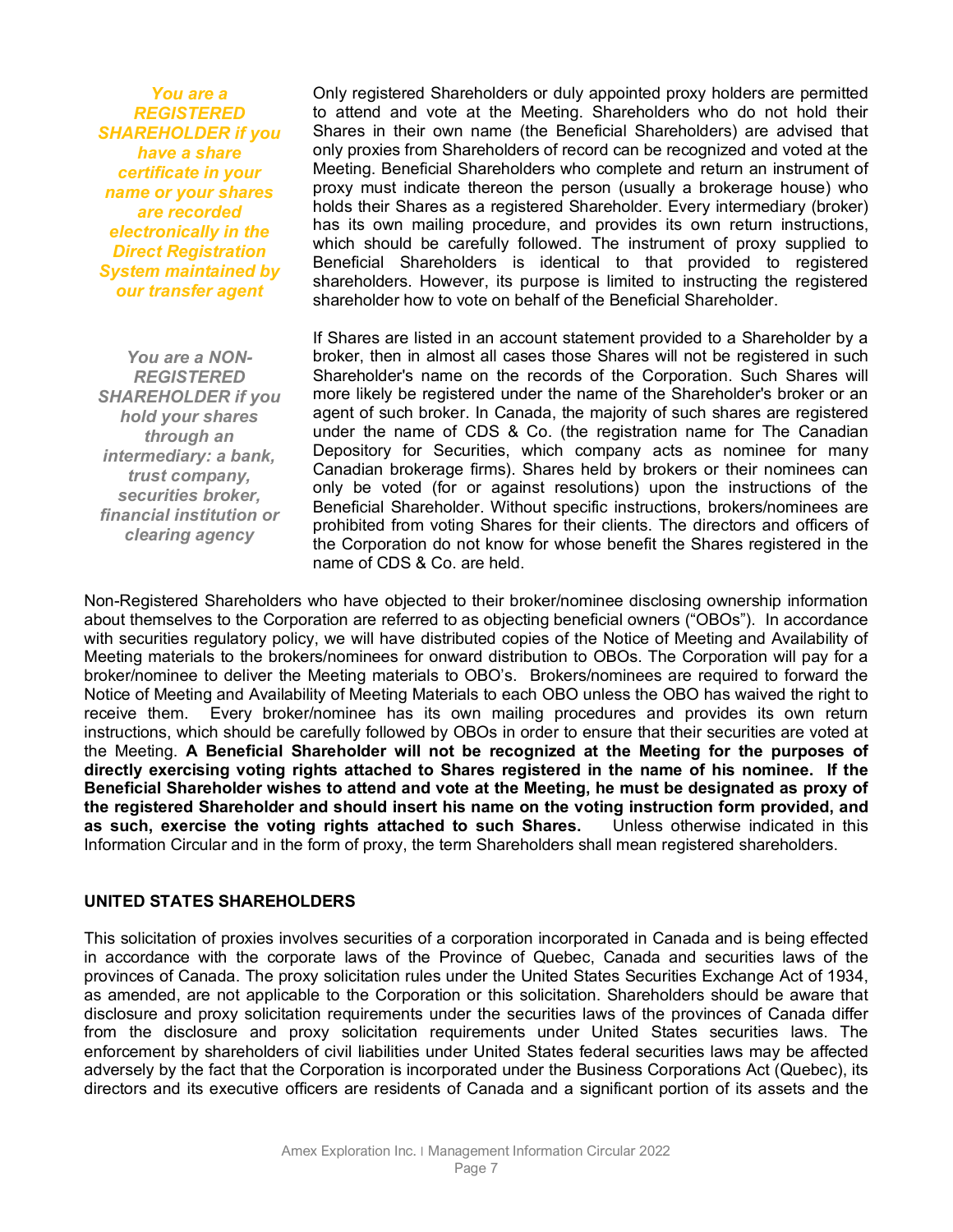***You are a REGISTERED SHAREHOLDER if you have a share certificate in your name or your shares are recorded electronically in the Direct Registration System maintained by our transfer agent***

Only registered Shareholders or duly appointed proxy holders are permitted to attend and vote at the Meeting. Shareholders who do not hold their Shares in their own name (the Beneficial Shareholders) are advised that only proxies from Shareholders of record can be recognized and voted at the Meeting. Beneficial Shareholders who complete and return an instrument of proxy must indicate thereon the person (usually a brokerage house) who holds their Shares as a registered Shareholder. Every intermediary (broker) has its own mailing procedure, and provides its own return instructions, which should be carefully followed. The instrument of proxy supplied to Beneficial Shareholders is identical to that provided to registered shareholders. However, its purpose is limited to instructing the registered shareholder how to vote on behalf of the Beneficial Shareholder.

***You are a NON-REGISTERED SHAREHOLDER if you hold your shares through an intermediary: a bank, trust company, securities broker, financial institution or clearing agency***

If Shares are listed in an account statement provided to a Shareholder by a broker, then in almost all cases those Shares will not be registered in such Shareholder's name on the records of the Corporation. Such Shares will more likely be registered under the name of the Shareholder's broker or an agent of such broker. In Canada, the majority of such shares are registered under the name of CDS & Co. (the registration name for The Canadian Depository for Securities, which company acts as nominee for many Canadian brokerage firms). Shares held by brokers or their nominees can only be voted (for or against resolutions) upon the instructions of the Beneficial Shareholder. Without specific instructions, brokers/nominees are prohibited from voting Shares for their clients. The directors and officers of the Corporation do not know for whose benefit the Shares registered in the name of CDS & Co. are held.

Non-Registered Shareholders who have objected to their broker/nominee disclosing ownership information about themselves to the Corporation are referred to as objecting beneficial owners ("OBOs"). In accordance with securities regulatory policy, we will have distributed copies of the Notice of Meeting and Availability of Meeting materials to the brokers/nominees for onward distribution to OBOs. The Corporation will pay for a broker/nominee to deliver the Meeting materials to OBO's. Brokers/nominees are required to forward the Notice of Meeting and Availability of Meeting Materials to each OBO unless the OBO has waived the right to receive them. Every broker/nominee has its own mailing procedures and provides its own return instructions, which should be carefully followed by OBOs in order to ensure that their securities are voted at the Meeting. **A Beneficial Shareholder will not be recognized at the Meeting for the purposes of directly exercising voting rights attached to Shares registered in the name of his nominee. If the Beneficial Shareholder wishes to attend and vote at the Meeting, he must be designated as proxy of the registered Shareholder and should insert his name on the voting instruction form provided, and as such, exercise the voting rights attached to such Shares.** Unless otherwise indicated in this Information Circular and in the form of proxy, the term Shareholders shall mean registered shareholders.

## UNITED STATES SHAREHOLDERS

This solicitation of proxies involves securities of a corporation incorporated in Canada and is being effected in accordance with the corporate laws of the Province of Quebec, Canada and securities laws of the provinces of Canada. The proxy solicitation rules under the United States Securities Exchange Act of 1934, as amended, are not applicable to the Corporation or this solicitation. Shareholders should be aware that disclosure and proxy solicitation requirements under the securities laws of the provinces of Canada differ from the disclosure and proxy solicitation requirements under United States securities laws. The enforcement by shareholders of civil liabilities under United States federal securities laws may be affected adversely by the fact that the Corporation is incorporated under the Business Corporations Act (Quebec), its directors and its executive officers are residents of Canada and a significant portion of its assets and the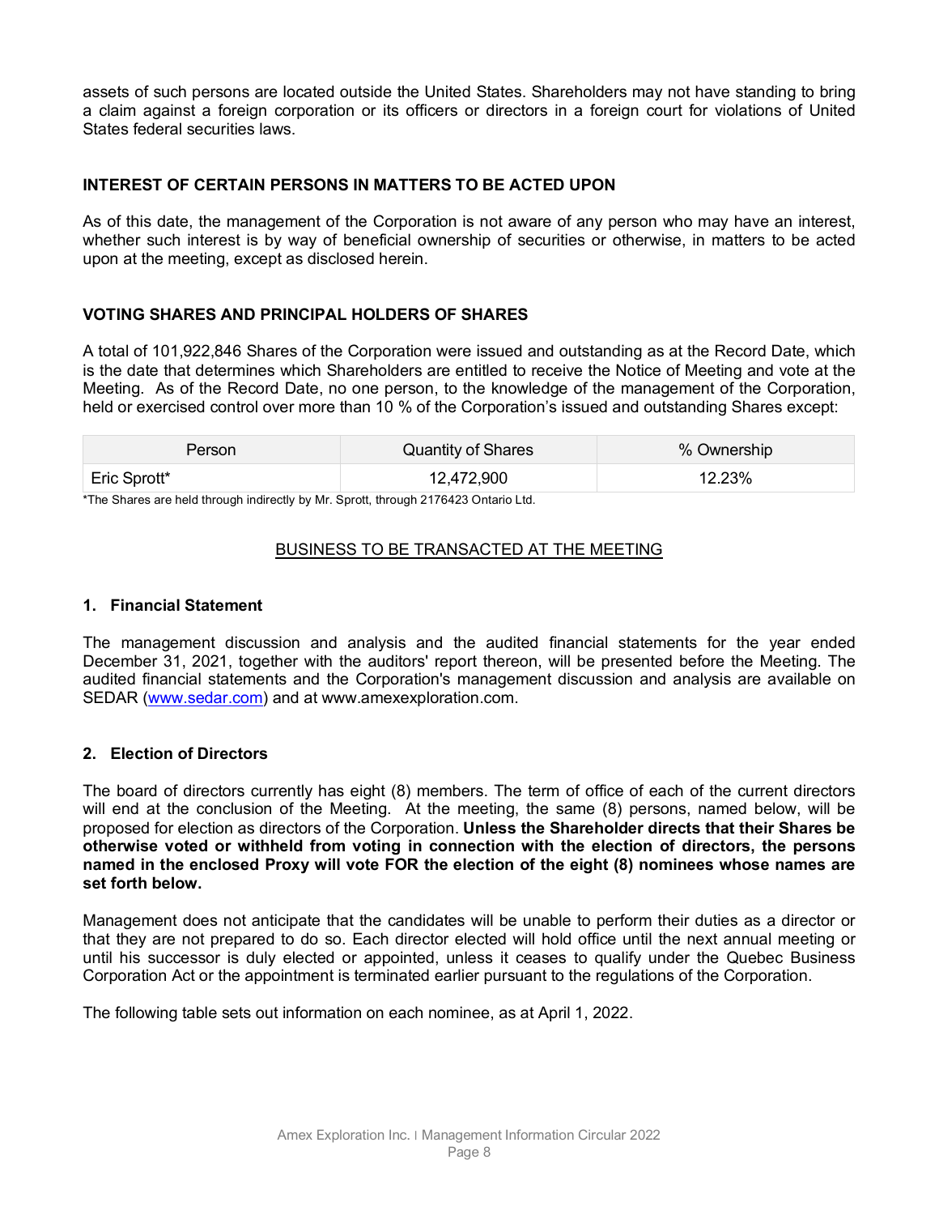assets of such persons are located outside the United States. Shareholders may not have standing to bring a claim against a foreign corporation or its officers or directors in a foreign court for violations of United States federal securities laws.

## INTEREST OF CERTAIN PERSONS IN MATTERS TO BE ACTED UPON

As of this date, the management of the Corporation is not aware of any person who may have an interest, whether such interest is by way of beneficial ownership of securities or otherwise, in matters to be acted upon at the meeting, except as disclosed herein.

## VOTING SHARES AND PRINCIPAL HOLDERS OF SHARES

A total of 101,922,846 Shares of the Corporation were issued and outstanding as at the Record Date, which is the date that determines which Shareholders are entitled to receive the Notice of Meeting and vote at the Meeting. As of the Record Date, no one person, to the knowledge of the management of the Corporation, held or exercised control over more than 10 % of the Corporation's issued and outstanding Shares except:

| Person | Quantity of Shares | % Ownership |
|---|---|---|
| Eric Sprott* | 12,472,900 | 12.23% |

*The Shares are held through indirectly by Mr. Sprott, through 2176423 Ontario Ltd.

## BUSINESS TO BE TRANSACTED AT THE MEETING

### 1. Financial Statement

The management discussion and analysis and the audited financial statements for the year ended December 31, 2021, together with the auditors' report thereon, will be presented before the Meeting. The audited financial statements and the Corporation's management discussion and analysis are available on SEDAR (www.sedar.com) and at www.amexexploration.com.

### 2. Election of Directors

The board of directors currently has eight (8) members. The term of office of each of the current directors will end at the conclusion of the Meeting. At the meeting, the same (8) persons, named below, will be proposed for election as directors of the Corporation. **Unless the Shareholder directs that their Shares be otherwise voted or withheld from voting in connection with the election of directors, the persons named in the enclosed Proxy will vote FOR the election of the eight (8) nominees whose names are set forth below.**

Management does not anticipate that the candidates will be unable to perform their duties as a director or that they are not prepared to do so. Each director elected will hold office until the next annual meeting or until his successor is duly elected or appointed, unless it ceases to qualify under the Quebec Business Corporation Act or the appointment is terminated earlier pursuant to the regulations of the Corporation.

The following table sets out information on each nominee, as at April 1, 2022.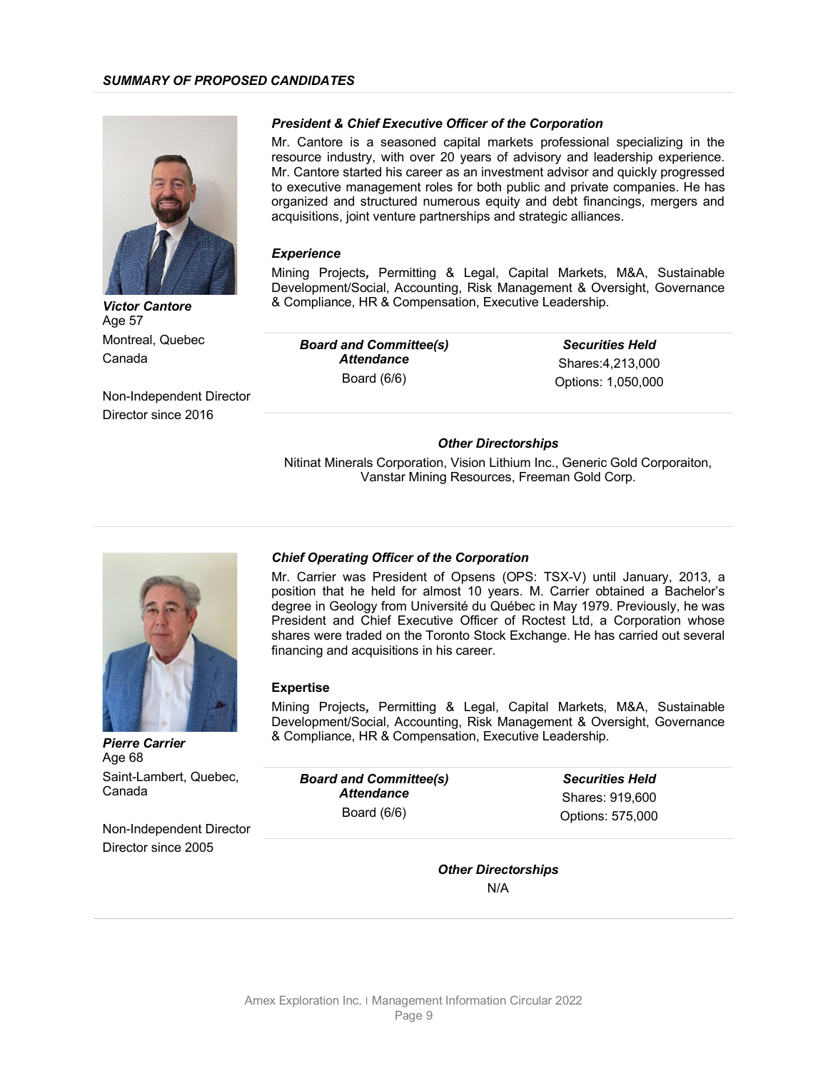*SUMMARY OF PROPOSED CANDIDATES*

***Victor Cantore***
Age 57
Montreal, Quebec
Canada

Non-Independent Director
Director since 2016

***President & Chief Executive Officer of the Corporation***

Mr. Cantore is a seasoned capital markets professional specializing in the resource industry, with over 20 years of advisory and leadership experience. Mr. Cantore started his career as an investment advisor and quickly progressed to executive management roles for both public and private companies. He has organized and structured numerous equity and debt financings, mergers and acquisitions, joint venture partnerships and strategic alliances.

***Experience***

Mining Projects, Permitting & Legal, Capital Markets, M&A, Sustainable Development/Social, Accounting, Risk Management & Oversight, Governance & Compliance, HR & Compensation, Executive Leadership.

| ***Board and Committee(s) Attendance*** | ***Securities Held*** |
| --- | --- |
| Board (6/6) | Shares:4,213,000<br>Options: 1,050,000 |

***Other Directorships***

Nitinat Minerals Corporation, Vision Lithium Inc., Generic Gold Corporaiton, Vanstar Mining Resources, Freeman Gold Corp.

***Pierre Carrier***
Age 68
Saint-Lambert, Quebec, Canada

Non-Independent Director
Director since 2005

***Chief Operating Officer of the Corporation***

Mr. Carrier was President of Opsens (OPS: TSX-V) until January, 2013, a position that he held for almost 10 years. M. Carrier obtained a Bachelor's degree in Geology from Université du Québec in May 1979. Previously, he was President and Chief Executive Officer of Roctest Ltd, a Corporation whose shares were traded on the Toronto Stock Exchange. He has carried out several financing and acquisitions in his career.

**Expertise**

Mining Projects, Permitting & Legal, Capital Markets, M&A, Sustainable Development/Social, Accounting, Risk Management & Oversight, Governance & Compliance, HR & Compensation, Executive Leadership.

| ***Board and Committee(s) Attendance*** | ***Securities Held*** |
| --- | --- |
| Board (6/6) | Shares: 919,600<br>Options: 575,000 |

***Other Directorships***

N/A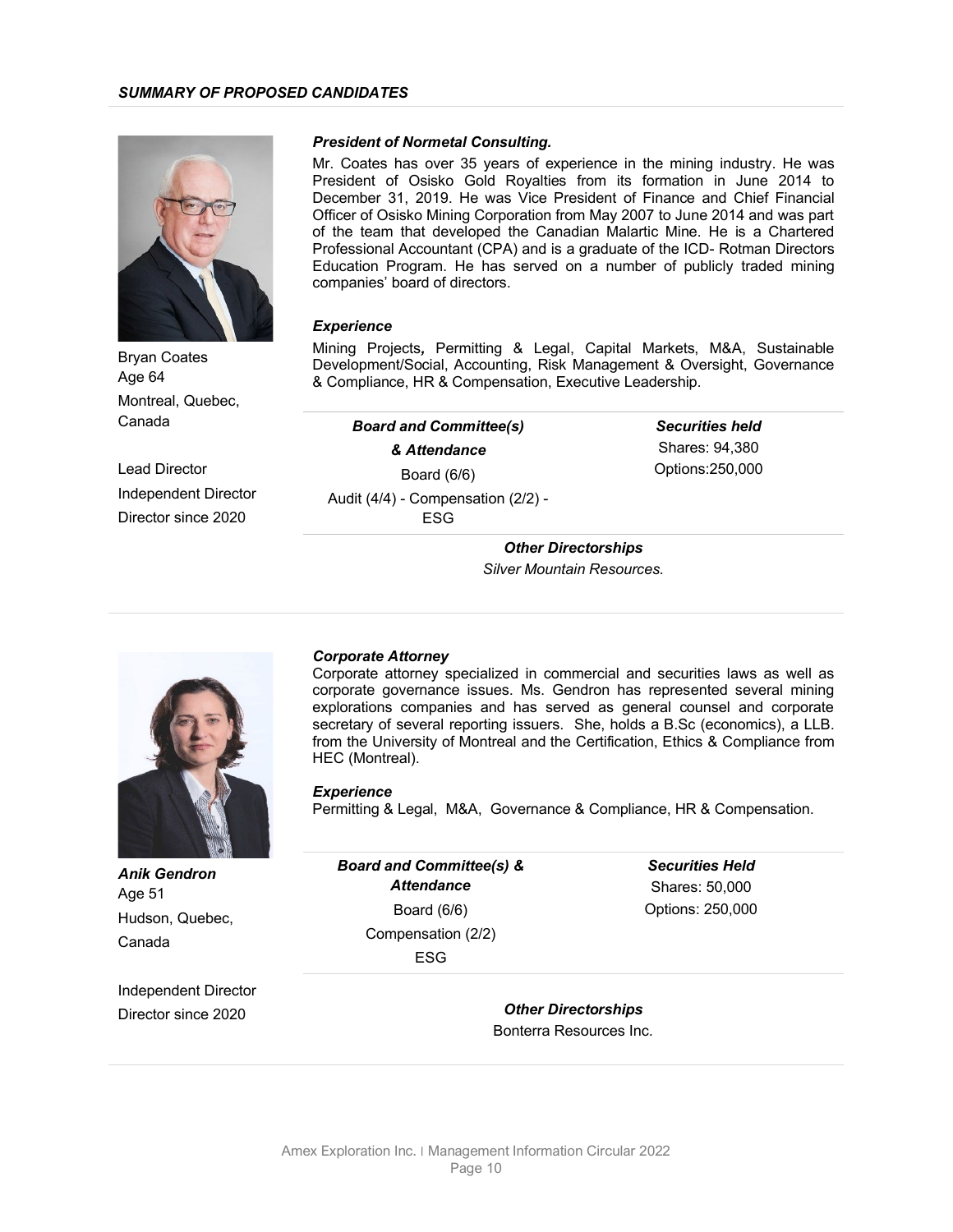### *SUMMARY OF PROPOSED CANDIDATES*

Bryan Coates
Age 64
Montreal, Quebec, Canada

Lead Director
Independent Director
Director since 2020

***President of Normetal Consulting.***

Mr. Coates has over 35 years of experience in the mining industry. He was President of Osisko Gold Royalties from its formation in June 2014 to December 31, 2019. He was Vice President of Finance and Chief Financial Officer of Osisko Mining Corporation from May 2007 to June 2014 and was part of the team that developed the Canadian Malartic Mine. He is a Chartered Professional Accountant (CPA) and is a graduate of the ICD- Rotman Directors Education Program. He has served on a number of publicly traded mining companies' board of directors.

***Experience***

Mining Projects**,** Permitting & Legal, Capital Markets, M&A, Sustainable Development/Social, Accounting, Risk Management & Oversight, Governance & Compliance, HR & Compensation, Executive Leadership.

| ***Board and Committee(s) & Attendance*** | ***Securities held*** |
|---|---|
| Board (6/6)<br>Audit (4/4) - Compensation (2/2) - ESG | Shares: 94,380<br>Options:250,000 |

***Other Directorships***

*Silver Mountain Resources.*

---

***Anik Gendron***
Age 51
Hudson, Quebec, Canada

Independent Director
Director since 2020

***Corporate Attorney***

Corporate attorney specialized in commercial and securities laws as well as corporate governance issues. Ms. Gendron has represented several mining explorations companies and has served as general counsel and corporate secretary of several reporting issuers. She, holds a B.Sc (economics), a LLB. from the University of Montreal and the Certification, Ethics & Compliance from HEC (Montreal).

***Experience***

Permitting & Legal, M&A, Governance & Compliance, HR & Compensation.

| ***Board and Committee(s) & Attendance*** | ***Securities Held*** |
|---|---|
| Board (6/6)<br>Compensation (2/2)<br>ESG | Shares: 50,000<br>Options: 250,000 |

***Other Directorships***

Bonterra Resources Inc.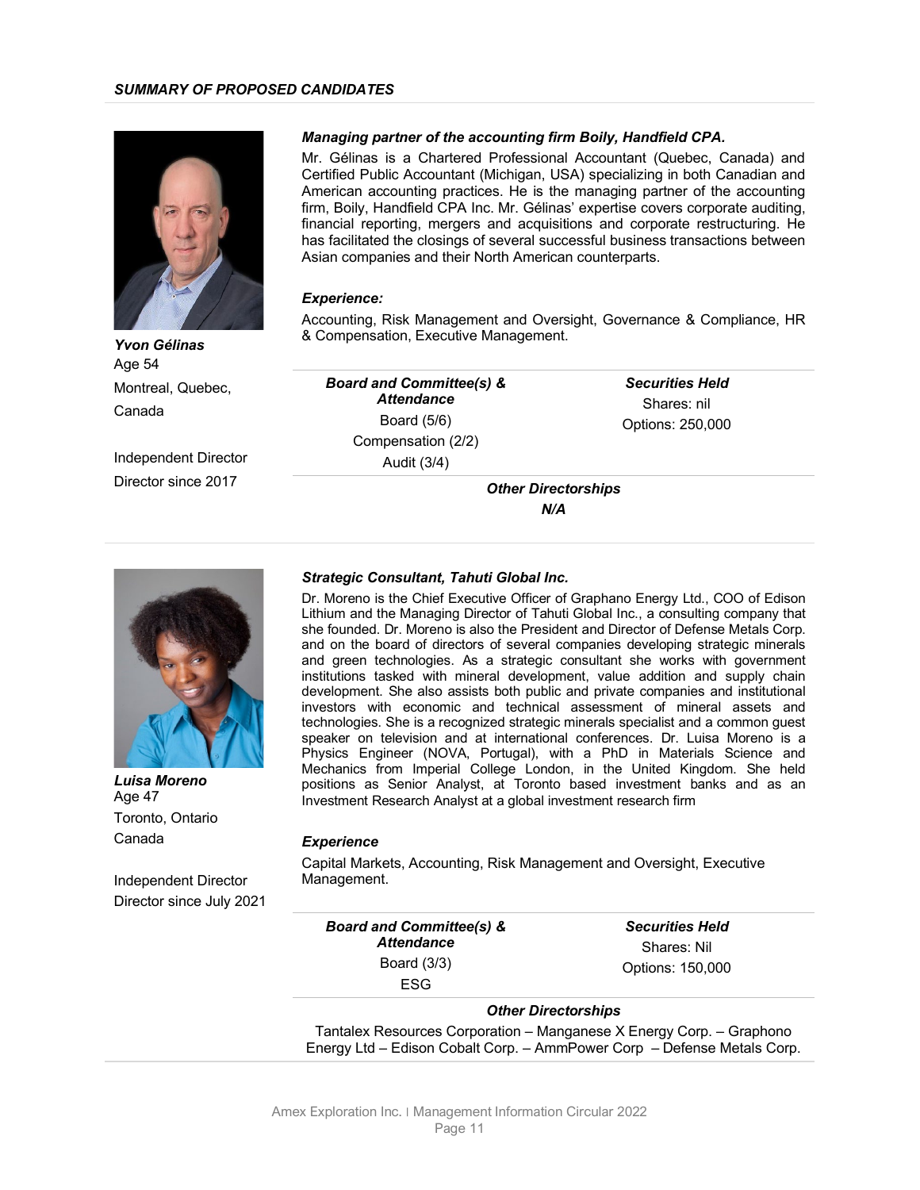***SUMMARY OF PROPOSED CANDIDATES***

***Yvon Gélinas***
Age 54
Montreal, Quebec, Canada

Independent Director
Director since 2017

***Managing partner of the accounting firm Boily, Handfield CPA.***

Mr. Gélinas is a Chartered Professional Accountant (Quebec, Canada) and Certified Public Accountant (Michigan, USA) specializing in both Canadian and American accounting practices. He is the managing partner of the accounting firm, Boily, Handfield CPA Inc. Mr. Gélinas' expertise covers corporate auditing, financial reporting, mergers and acquisitions and corporate restructuring. He has facilitated the closings of several successful business transactions between Asian companies and their North American counterparts.

***Experience:***

Accounting, Risk Management and Oversight, Governance & Compliance, HR & Compensation, Executive Management.

| ***Board and Committee(s) & Attendance*** | ***Securities Held*** |
|---|---|
| Board (5/6)<br>Compensation (2/2)<br>Audit (3/4) | Shares: nil<br>Options: 250,000 |

***Other Directorships***

***N/A***

***Luisa Moreno***
Age 47
Toronto, Ontario
Canada

Independent Director
Director since July 2021

***Strategic Consultant, Tahuti Global Inc.***

Dr. Moreno is the Chief Executive Officer of Graphano Energy Ltd., COO of Edison Lithium and the Managing Director of Tahuti Global Inc., a consulting company that she founded. Dr. Moreno is also the President and Director of Defense Metals Corp. and on the board of directors of several companies developing strategic minerals and green technologies. As a strategic consultant she works with government institutions tasked with mineral development, value addition and supply chain development. She also assists both public and private companies and institutional investors with economic and technical assessment of mineral assets and technologies. She is a recognized strategic minerals specialist and a common guest speaker on television and at international conferences. Dr. Luisa Moreno is a Physics Engineer (NOVA, Portugal), with a PhD in Materials Science and Mechanics from Imperial College London, in the United Kingdom. She held positions as Senior Analyst, at Toronto based investment banks and as an Investment Research Analyst at a global investment research firm

***Experience***

Capital Markets, Accounting, Risk Management and Oversight, Executive Management.

| ***Board and Committee(s) & Attendance*** | ***Securities Held*** |
|---|---|
| Board (3/3)<br>ESG | Shares: Nil<br>Options: 150,000 |

***Other Directorships***

Tantalex Resources Corporation – Manganese X Energy Corp. – Graphono Energy Ltd – Edison Cobalt Corp. – AmmPower Corp – Defense Metals Corp.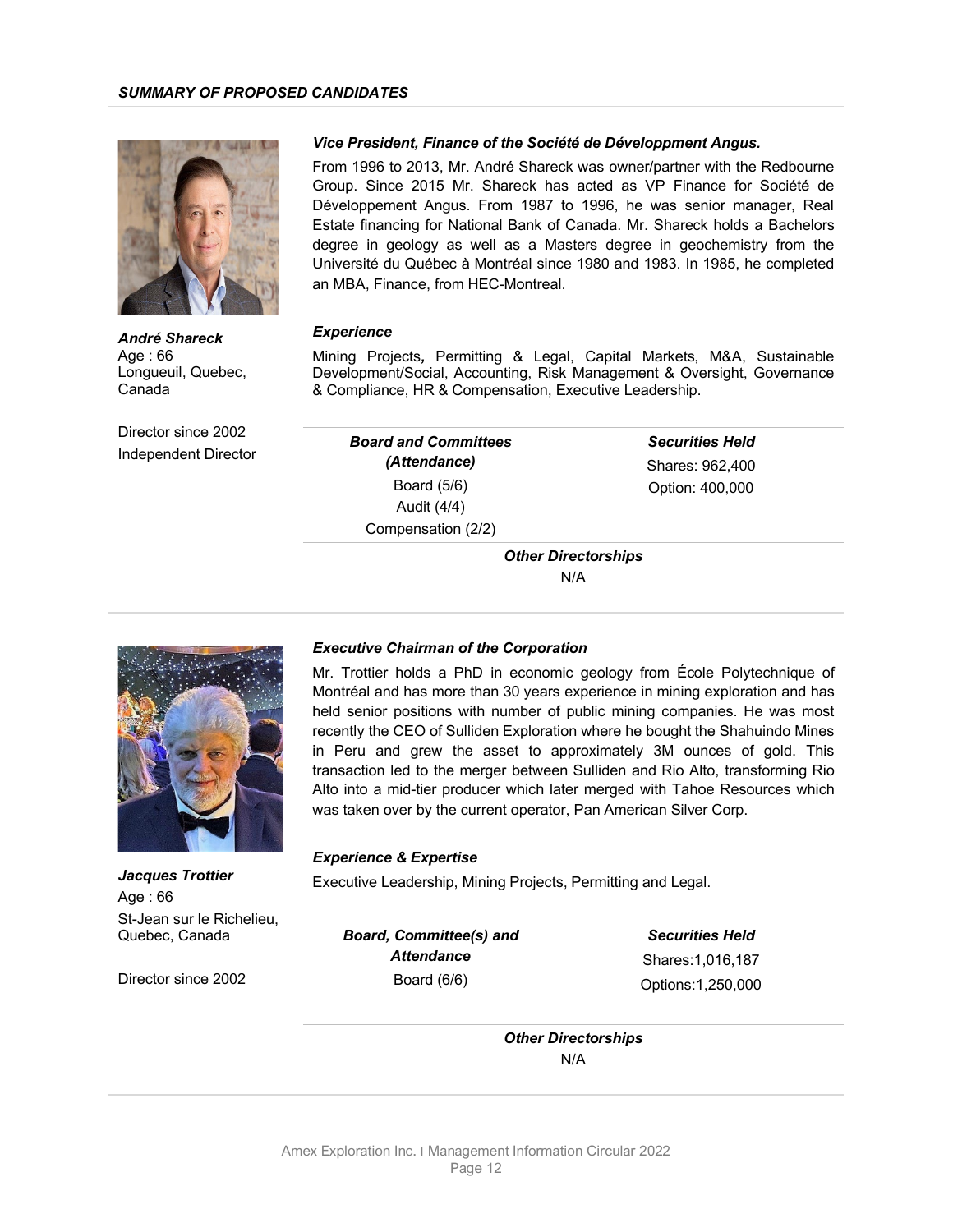***SUMMARY OF PROPOSED CANDIDATES***

***André Shareck***
Age : 66
Longueuil, Quebec, Canada

Director since 2002
Independent Director

***Vice President, Finance of the Société de Développment Angus.***

From 1996 to 2013, Mr. André Shareck was owner/partner with the Redbourne Group. Since 2015 Mr. Shareck has acted as VP Finance for Société de Développement Angus. From 1987 to 1996, he was senior manager, Real Estate financing for National Bank of Canada. Mr. Shareck holds a Bachelors degree in geology as well as a Masters degree in geochemistry from the Université du Québec à Montréal since 1980 and 1983. In 1985, he completed an MBA, Finance, from HEC-Montreal.

***Experience***

Mining Projects*,* Permitting & Legal, Capital Markets, M&A, Sustainable Development/Social, Accounting, Risk Management & Oversight, Governance & Compliance, HR & Compensation, Executive Leadership.

| ***Board and Committees (Attendance)*** | ***Securities Held*** |
|---|---|
| Board (5/6) | Shares: 962,400 |
| Audit (4/4) | Option: 400,000 |
| Compensation (2/2) | |

***Other Directorships***

N/A

---

***Jacques Trottier***
Age : 66
St-Jean sur le Richelieu, Quebec, Canada

Director since 2002

***Executive Chairman of the Corporation***

Mr. Trottier holds a PhD in economic geology from École Polytechnique of Montréal and has more than 30 years experience in mining exploration and has held senior positions with number of public mining companies. He was most recently the CEO of Sulliden Exploration where he bought the Shahuindo Mines in Peru and grew the asset to approximately 3M ounces of gold. This transaction led to the merger between Sulliden and Rio Alto, transforming Rio Alto into a mid-tier producer which later merged with Tahoe Resources which was taken over by the current operator, Pan American Silver Corp.

***Experience & Expertise***

Executive Leadership, Mining Projects, Permitting and Legal.

| ***Board, Committee(s) and Attendance*** | ***Securities Held*** |
|---|---|
| Board (6/6) | Shares:1,016,187 |
| | Options:1,250,000 |

***Other Directorships***

N/A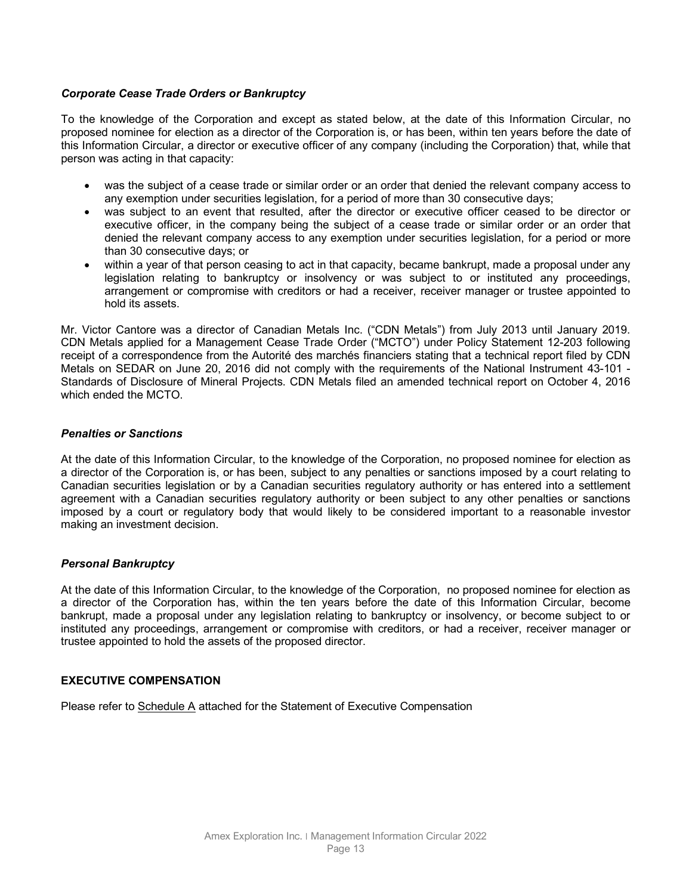### *Corporate Cease Trade Orders or Bankruptcy*

To the knowledge of the Corporation and except as stated below, at the date of this Information Circular, no proposed nominee for election as a director of the Corporation is, or has been, within ten years before the date of this Information Circular, a director or executive officer of any company (including the Corporation) that, while that person was acting in that capacity:

- was the subject of a cease trade or similar order or an order that denied the relevant company access to any exemption under securities legislation, for a period of more than 30 consecutive days;
- was subject to an event that resulted, after the director or executive officer ceased to be director or executive officer, in the company being the subject of a cease trade or similar order or an order that denied the relevant company access to any exemption under securities legislation, for a period or more than 30 consecutive days; or
- within a year of that person ceasing to act in that capacity, became bankrupt, made a proposal under any legislation relating to bankruptcy or insolvency or was subject to or instituted any proceedings, arrangement or compromise with creditors or had a receiver, receiver manager or trustee appointed to hold its assets.

Mr. Victor Cantore was a director of Canadian Metals Inc. ("CDN Metals") from July 2013 until January 2019. CDN Metals applied for a Management Cease Trade Order ("MCTO") under Policy Statement 12-203 following receipt of a correspondence from the Autorité des marchés financiers stating that a technical report filed by CDN Metals on SEDAR on June 20, 2016 did not comply with the requirements of the National Instrument 43-101 - Standards of Disclosure of Mineral Projects. CDN Metals filed an amended technical report on October 4, 2016 which ended the MCTO.

### *Penalties or Sanctions*

At the date of this Information Circular, to the knowledge of the Corporation, no proposed nominee for election as a director of the Corporation is, or has been, subject to any penalties or sanctions imposed by a court relating to Canadian securities legislation or by a Canadian securities regulatory authority or has entered into a settlement agreement with a Canadian securities regulatory authority or been subject to any other penalties or sanctions imposed by a court or regulatory body that would likely to be considered important to a reasonable investor making an investment decision.

### *Personal Bankruptcy*

At the date of this Information Circular, to the knowledge of the Corporation, no proposed nominee for election as a director of the Corporation has, within the ten years before the date of this Information Circular, become bankrupt, made a proposal under any legislation relating to bankruptcy or insolvency, or become subject to or instituted any proceedings, arrangement or compromise with creditors, or had a receiver, receiver manager or trustee appointed to hold the assets of the proposed director.

## EXECUTIVE COMPENSATION

Please refer to Schedule A attached for the Statement of Executive Compensation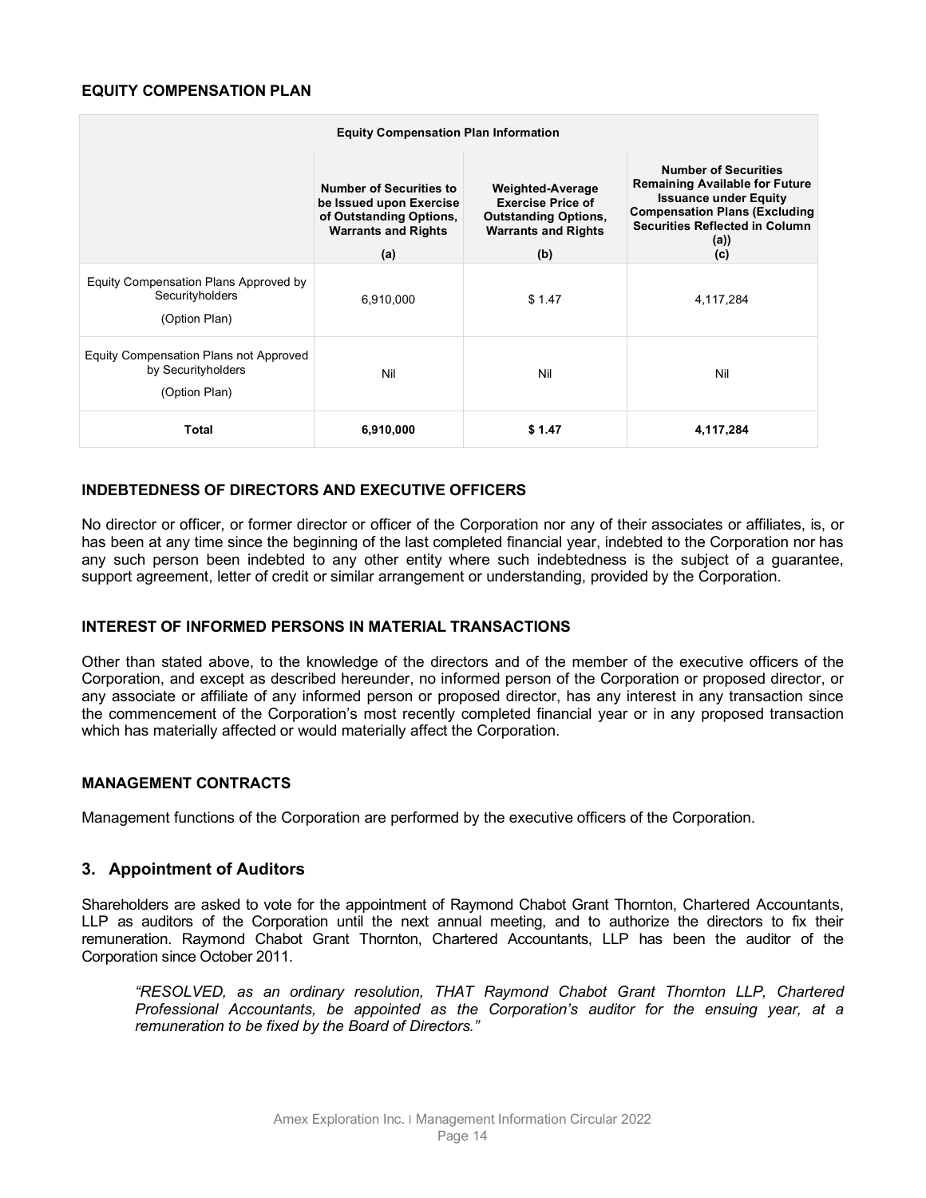## EQUITY COMPENSATION PLAN

| Equity Compensation Plan Information | | | |
|---|---|---|---|
| | **Number of Securities to be Issued upon Exercise of Outstanding Options, Warrants and Rights (a)** | **Weighted-Average Exercise Price of Outstanding Options, Warrants and Rights (b)** | **Number of Securities Remaining Available for Future Issuance under Equity Compensation Plans (Excluding Securities Reflected in Column (a)) (c)** |
| Equity Compensation Plans Approved by Securityholders (Option Plan) | 6,910,000 | $ 1.47 | 4,117,284 |
| Equity Compensation Plans not Approved by Securityholders (Option Plan) | Nil | Nil | Nil |
| **Total** | **6,910,000** | **$ 1.47** | **4,117,284** |

## INDEBTEDNESS OF DIRECTORS AND EXECUTIVE OFFICERS

No director or officer, or former director or officer of the Corporation nor any of their associates or affiliates, is, or has been at any time since the beginning of the last completed financial year, indebted to the Corporation nor has any such person been indebted to any other entity where such indebtedness is the subject of a guarantee, support agreement, letter of credit or similar arrangement or understanding, provided by the Corporation.

## INTEREST OF INFORMED PERSONS IN MATERIAL TRANSACTIONS

Other than stated above, to the knowledge of the directors and of the member of the executive officers of the Corporation, and except as described hereunder, no informed person of the Corporation or proposed director, or any associate or affiliate of any informed person or proposed director, has any interest in any transaction since the commencement of the Corporation's most recently completed financial year or in any proposed transaction which has materially affected or would materially affect the Corporation.

## MANAGEMENT CONTRACTS

Management functions of the Corporation are performed by the executive officers of the Corporation.

## 3. Appointment of Auditors

Shareholders are asked to vote for the appointment of Raymond Chabot Grant Thornton, Chartered Accountants, LLP as auditors of the Corporation until the next annual meeting, and to authorize the directors to fix their remuneration. Raymond Chabot Grant Thornton, Chartered Accountants, LLP has been the auditor of the Corporation since October 2011.

> *"RESOLVED, as an ordinary resolution, THAT Raymond Chabot Grant Thornton LLP, Chartered Professional Accountants, be appointed as the Corporation's auditor for the ensuing year, at a remuneration to be fixed by the Board of Directors."*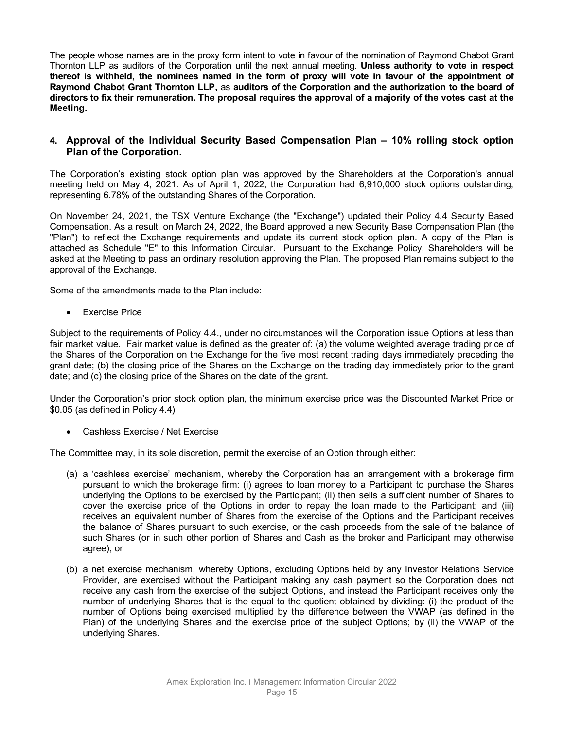The people whose names are in the proxy form intent to vote in favour of the nomination of Raymond Chabot Grant Thornton LLP as auditors of the Corporation until the next annual meeting. **Unless authority to vote in respect thereof is withheld, the nominees named in the form of proxy will vote in favour of the appointment of Raymond Chabot Grant Thornton LLP,** as **auditors of the Corporation and the authorization to the board of directors to fix their remuneration. The proposal requires the approval of a majority of the votes cast at the Meeting.**

## 4. Approval of the Individual Security Based Compensation Plan – 10% rolling stock option Plan of the Corporation.

The Corporation's existing stock option plan was approved by the Shareholders at the Corporation's annual meeting held on May 4, 2021. As of April 1, 2022, the Corporation had 6,910,000 stock options outstanding, representing 6.78% of the outstanding Shares of the Corporation.

On November 24, 2021, the TSX Venture Exchange (the "Exchange") updated their Policy 4.4 Security Based Compensation. As a result, on March 24, 2022, the Board approved a new Security Base Compensation Plan (the "Plan") to reflect the Exchange requirements and update its current stock option plan. A copy of the Plan is attached as Schedule "E" to this Information Circular. Pursuant to the Exchange Policy, Shareholders will be asked at the Meeting to pass an ordinary resolution approving the Plan. The proposed Plan remains subject to the approval of the Exchange.

Some of the amendments made to the Plan include:

- Exercise Price

Subject to the requirements of Policy 4.4., under no circumstances will the Corporation issue Options at less than fair market value. Fair market value is defined as the greater of: (a) the volume weighted average trading price of the Shares of the Corporation on the Exchange for the five most recent trading days immediately preceding the grant date; (b) the closing price of the Shares on the Exchange on the trading day immediately prior to the grant date; and (c) the closing price of the Shares on the date of the grant.

<u>Under the Corporation's prior stock option plan, the minimum exercise price was the Discounted Market Price or $0.05 (as defined in Policy 4.4)</u>

- Cashless Exercise / Net Exercise

The Committee may, in its sole discretion, permit the exercise of an Option through either:

(a) a 'cashless exercise' mechanism, whereby the Corporation has an arrangement with a brokerage firm pursuant to which the brokerage firm: (i) agrees to loan money to a Participant to purchase the Shares underlying the Options to be exercised by the Participant; (ii) then sells a sufficient number of Shares to cover the exercise price of the Options in order to repay the loan made to the Participant; and (iii) receives an equivalent number of Shares from the exercise of the Options and the Participant receives the balance of Shares pursuant to such exercise, or the cash proceeds from the sale of the balance of such Shares (or in such other portion of Shares and Cash as the broker and Participant may otherwise agree); or

(b) a net exercise mechanism, whereby Options, excluding Options held by any Investor Relations Service Provider, are exercised without the Participant making any cash payment so the Corporation does not receive any cash from the exercise of the subject Options, and instead the Participant receives only the number of underlying Shares that is the equal to the quotient obtained by dividing: (i) the product of the number of Options being exercised multiplied by the difference between the VWAP (as defined in the Plan) of the underlying Shares and the exercise price of the subject Options; by (ii) the VWAP of the underlying Shares.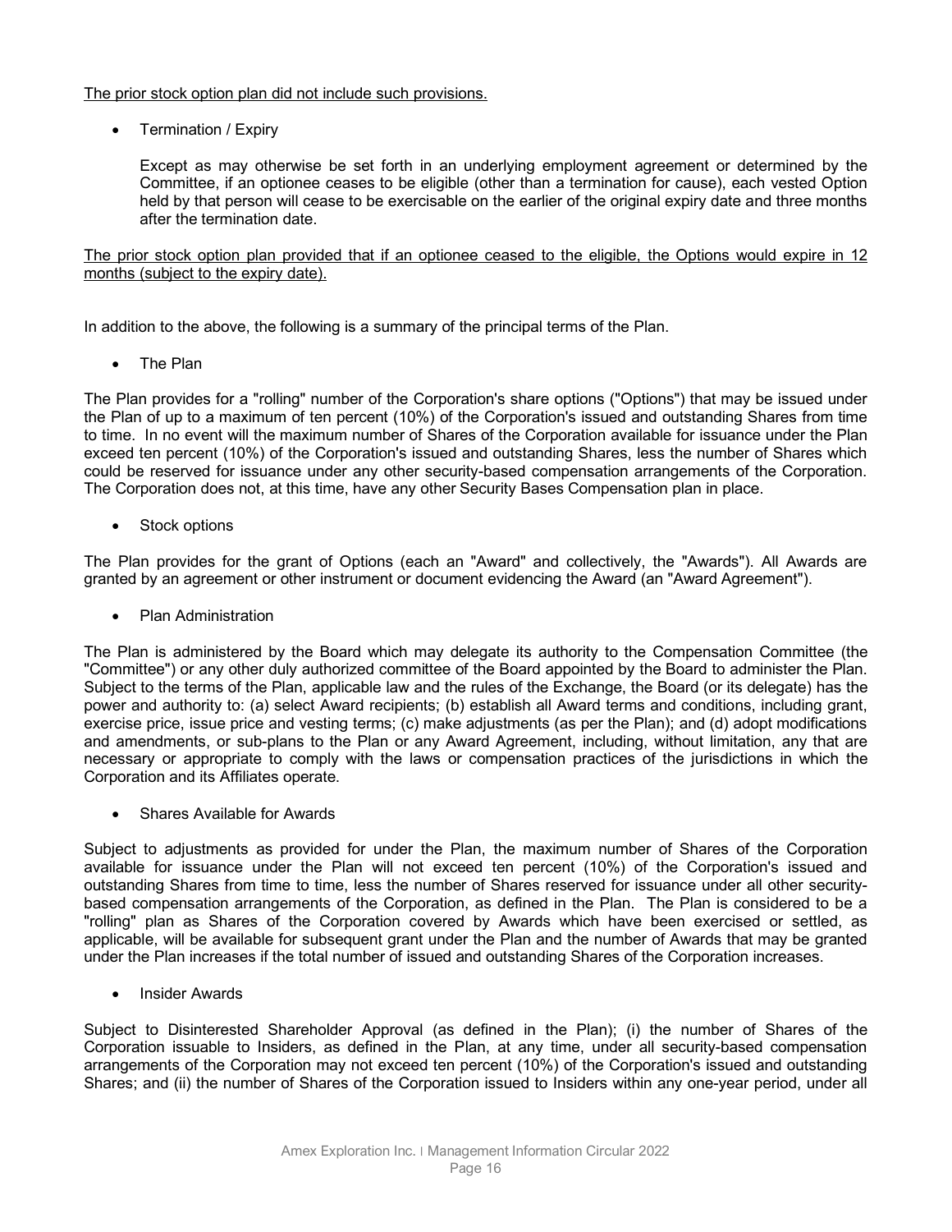<u>The prior stock option plan did not include such provisions.</u>

- Termination / Expiry

  Except as may otherwise be set forth in an underlying employment agreement or determined by the Committee, if an optionee ceases to be eligible (other than a termination for cause), each vested Option held by that person will cease to be exercisable on the earlier of the original expiry date and three months after the termination date.

<u>The prior stock option plan provided that if an optionee ceased to the eligible, the Options would expire in 12 months (subject to the expiry date).</u>

In addition to the above, the following is a summary of the principal terms of the Plan.

- The Plan

The Plan provides for a "rolling" number of the Corporation's share options ("Options") that may be issued under the Plan of up to a maximum of ten percent (10%) of the Corporation's issued and outstanding Shares from time to time. In no event will the maximum number of Shares of the Corporation available for issuance under the Plan exceed ten percent (10%) of the Corporation's issued and outstanding Shares, less the number of Shares which could be reserved for issuance under any other security-based compensation arrangements of the Corporation. The Corporation does not, at this time, have any other Security Bases Compensation plan in place.

- Stock options

The Plan provides for the grant of Options (each an "Award" and collectively, the "Awards"). All Awards are granted by an agreement or other instrument or document evidencing the Award (an "Award Agreement").

- Plan Administration

The Plan is administered by the Board which may delegate its authority to the Compensation Committee (the "Committee") or any other duly authorized committee of the Board appointed by the Board to administer the Plan. Subject to the terms of the Plan, applicable law and the rules of the Exchange, the Board (or its delegate) has the power and authority to: (a) select Award recipients; (b) establish all Award terms and conditions, including grant, exercise price, issue price and vesting terms; (c) make adjustments (as per the Plan); and (d) adopt modifications and amendments, or sub-plans to the Plan or any Award Agreement, including, without limitation, any that are necessary or appropriate to comply with the laws or compensation practices of the jurisdictions in which the Corporation and its Affiliates operate.

- Shares Available for Awards

Subject to adjustments as provided for under the Plan, the maximum number of Shares of the Corporation available for issuance under the Plan will not exceed ten percent (10%) of the Corporation's issued and outstanding Shares from time to time, less the number of Shares reserved for issuance under all other security-based compensation arrangements of the Corporation, as defined in the Plan. The Plan is considered to be a "rolling" plan as Shares of the Corporation covered by Awards which have been exercised or settled, as applicable, will be available for subsequent grant under the Plan and the number of Awards that may be granted under the Plan increases if the total number of issued and outstanding Shares of the Corporation increases.

- Insider Awards

Subject to Disinterested Shareholder Approval (as defined in the Plan); (i) the number of Shares of the Corporation issuable to Insiders, as defined in the Plan, at any time, under all security-based compensation arrangements of the Corporation may not exceed ten percent (10%) of the Corporation's issued and outstanding Shares; and (ii) the number of Shares of the Corporation issued to Insiders within any one-year period, under all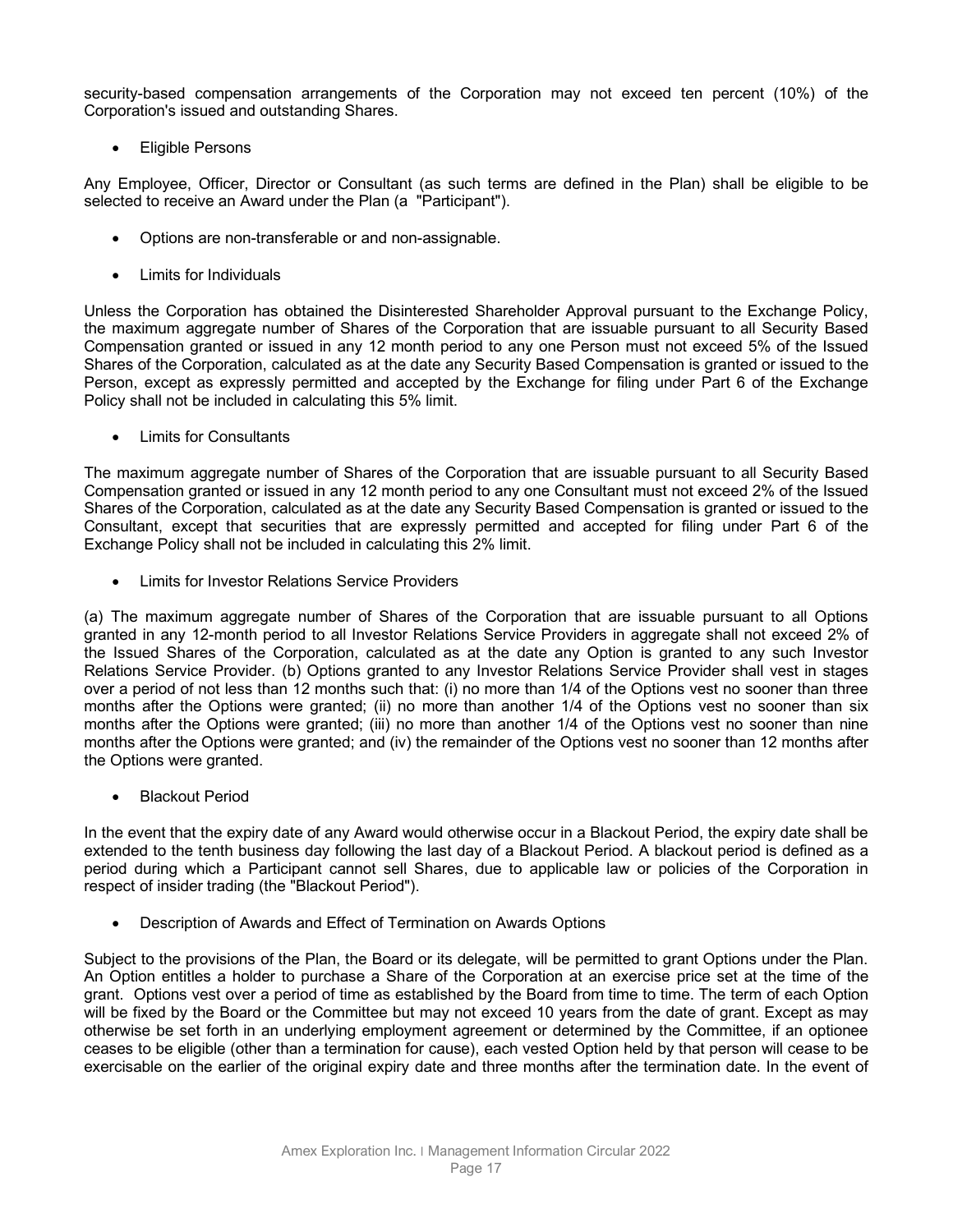security-based compensation arrangements of the Corporation may not exceed ten percent (10%) of the Corporation's issued and outstanding Shares.

- Eligible Persons

Any Employee, Officer, Director or Consultant (as such terms are defined in the Plan) shall be eligible to be selected to receive an Award under the Plan (a "Participant").

- Options are non-transferable or and non-assignable.

- Limits for Individuals

Unless the Corporation has obtained the Disinterested Shareholder Approval pursuant to the Exchange Policy, the maximum aggregate number of Shares of the Corporation that are issuable pursuant to all Security Based Compensation granted or issued in any 12 month period to any one Person must not exceed 5% of the Issued Shares of the Corporation, calculated as at the date any Security Based Compensation is granted or issued to the Person, except as expressly permitted and accepted by the Exchange for filing under Part 6 of the Exchange Policy shall not be included in calculating this 5% limit.

- Limits for Consultants

The maximum aggregate number of Shares of the Corporation that are issuable pursuant to all Security Based Compensation granted or issued in any 12 month period to any one Consultant must not exceed 2% of the Issued Shares of the Corporation, calculated as at the date any Security Based Compensation is granted or issued to the Consultant, except that securities that are expressly permitted and accepted for filing under Part 6 of the Exchange Policy shall not be included in calculating this 2% limit.

- Limits for Investor Relations Service Providers

(a) The maximum aggregate number of Shares of the Corporation that are issuable pursuant to all Options granted in any 12-month period to all Investor Relations Service Providers in aggregate shall not exceed 2% of the Issued Shares of the Corporation, calculated as at the date any Option is granted to any such Investor Relations Service Provider. (b) Options granted to any Investor Relations Service Provider shall vest in stages over a period of not less than 12 months such that: (i) no more than 1/4 of the Options vest no sooner than three months after the Options were granted; (ii) no more than another 1/4 of the Options vest no sooner than six months after the Options were granted; (iii) no more than another 1/4 of the Options vest no sooner than nine months after the Options were granted; and (iv) the remainder of the Options vest no sooner than 12 months after the Options were granted.

- Blackout Period

In the event that the expiry date of any Award would otherwise occur in a Blackout Period, the expiry date shall be extended to the tenth business day following the last day of a Blackout Period. A blackout period is defined as a period during which a Participant cannot sell Shares, due to applicable law or policies of the Corporation in respect of insider trading (the "Blackout Period").

- Description of Awards and Effect of Termination on Awards Options

Subject to the provisions of the Plan, the Board or its delegate, will be permitted to grant Options under the Plan. An Option entitles a holder to purchase a Share of the Corporation at an exercise price set at the time of the grant. Options vest over a period of time as established by the Board from time to time. The term of each Option will be fixed by the Board or the Committee but may not exceed 10 years from the date of grant. Except as may otherwise be set forth in an underlying employment agreement or determined by the Committee, if an optionee ceases to be eligible (other than a termination for cause), each vested Option held by that person will cease to be exercisable on the earlier of the original expiry date and three months after the termination date. In the event of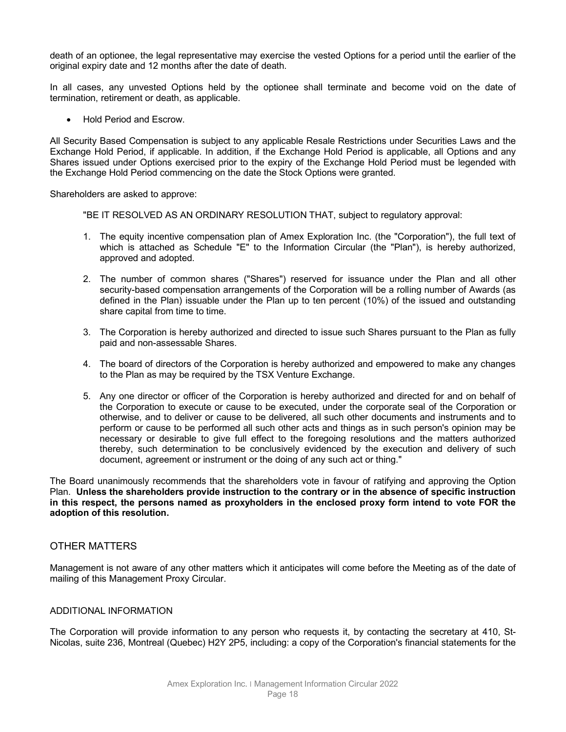death of an optionee, the legal representative may exercise the vested Options for a period until the earlier of the original expiry date and 12 months after the date of death.

In all cases, any unvested Options held by the optionee shall terminate and become void on the date of termination, retirement or death, as applicable.

- Hold Period and Escrow.

All Security Based Compensation is subject to any applicable Resale Restrictions under Securities Laws and the Exchange Hold Period, if applicable. In addition, if the Exchange Hold Period is applicable, all Options and any Shares issued under Options exercised prior to the expiry of the Exchange Hold Period must be legended with the Exchange Hold Period commencing on the date the Stock Options were granted.

Shareholders are asked to approve:

"BE IT RESOLVED AS AN ORDINARY RESOLUTION THAT, subject to regulatory approval:

1. The equity incentive compensation plan of Amex Exploration Inc. (the "Corporation"), the full text of which is attached as Schedule "E" to the Information Circular (the "Plan"), is hereby authorized, approved and adopted.
2. The number of common shares ("Shares") reserved for issuance under the Plan and all other security-based compensation arrangements of the Corporation will be a rolling number of Awards (as defined in the Plan) issuable under the Plan up to ten percent (10%) of the issued and outstanding share capital from time to time.
3. The Corporation is hereby authorized and directed to issue such Shares pursuant to the Plan as fully paid and non-assessable Shares.
4. The board of directors of the Corporation is hereby authorized and empowered to make any changes to the Plan as may be required by the TSX Venture Exchange.
5. Any one director or officer of the Corporation is hereby authorized and directed for and on behalf of the Corporation to execute or cause to be executed, under the corporate seal of the Corporation or otherwise, and to deliver or cause to be delivered, all such other documents and instruments and to perform or cause to be performed all such other acts and things as in such person's opinion may be necessary or desirable to give full effect to the foregoing resolutions and the matters authorized thereby, such determination to be conclusively evidenced by the execution and delivery of such document, agreement or instrument or the doing of any such act or thing."

The Board unanimously recommends that the shareholders vote in favour of ratifying and approving the Option Plan. **Unless the shareholders provide instruction to the contrary or in the absence of specific instruction in this respect, the persons named as proxyholders in the enclosed proxy form intend to vote FOR the adoption of this resolution.**

## OTHER MATTERS

Management is not aware of any other matters which it anticipates will come before the Meeting as of the date of mailing of this Management Proxy Circular.

### ADDITIONAL INFORMATION

The Corporation will provide information to any person who requests it, by contacting the secretary at 410, St-Nicolas, suite 236, Montreal (Quebec) H2Y 2P5, including: a copy of the Corporation's financial statements for the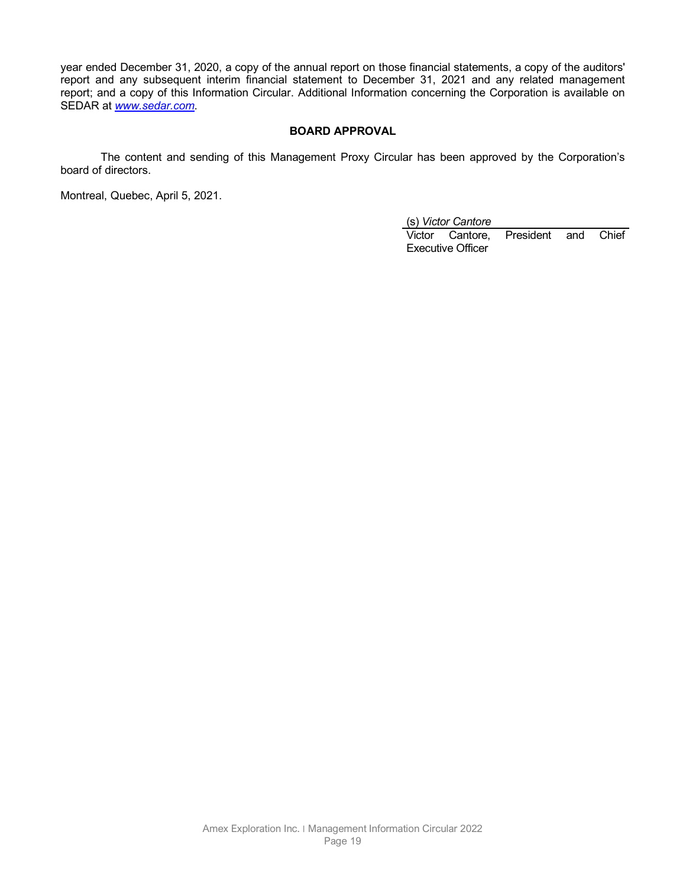year ended December 31, 2020, a copy of the annual report on those financial statements, a copy of the auditors' report and any subsequent interim financial statement to December 31, 2021 and any related management report; and a copy of this Information Circular. Additional Information concerning the Corporation is available on SEDAR at *www.sedar.com*.

## BOARD APPROVAL

The content and sending of this Management Proxy Circular has been approved by the Corporation's board of directors.

Montreal, Quebec, April 5, 2021.

(s) *Victor Cantore*

Victor Cantore, President and Chief Executive Officer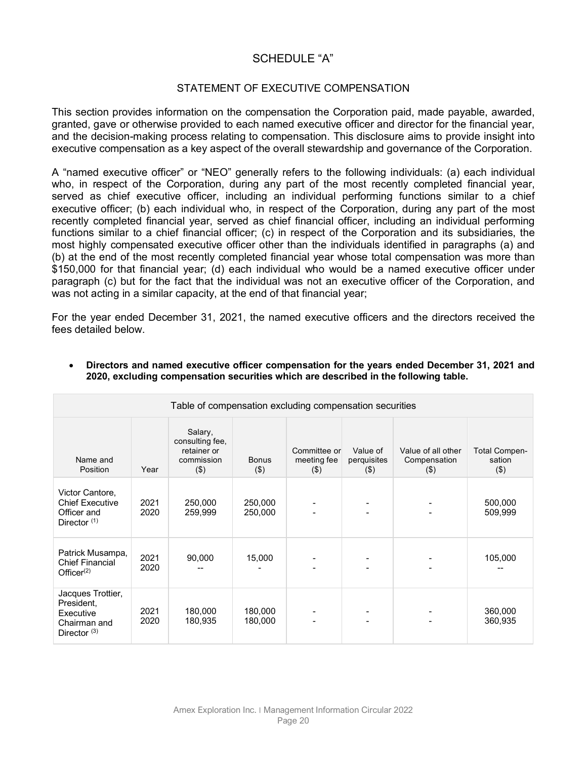# SCHEDULE "A"

## STATEMENT OF EXECUTIVE COMPENSATION

This section provides information on the compensation the Corporation paid, made payable, awarded, granted, gave or otherwise provided to each named executive officer and director for the financial year, and the decision-making process relating to compensation. This disclosure aims to provide insight into executive compensation as a key aspect of the overall stewardship and governance of the Corporation.

A "named executive officer" or "NEO" generally refers to the following individuals: (a) each individual who, in respect of the Corporation, during any part of the most recently completed financial year, served as chief executive officer, including an individual performing functions similar to a chief executive officer; (b) each individual who, in respect of the Corporation, during any part of the most recently completed financial year, served as chief financial officer, including an individual performing functions similar to a chief financial officer; (c) in respect of the Corporation and its subsidiaries, the most highly compensated executive officer other than the individuals identified in paragraphs (a) and (b) at the end of the most recently completed financial year whose total compensation was more than $150,000 for that financial year; (d) each individual who would be a named executive officer under paragraph (c) but for the fact that the individual was not an executive officer of the Corporation, and was not acting in a similar capacity, at the end of that financial year;

For the year ended December 31, 2021, the named executive officers and the directors received the fees detailed below.

- **Directors and named executive officer compensation for the years ended December 31, 2021 and 2020, excluding compensation securities which are described in the following table.**

| Table of compensation excluding compensation securities | | | | | | | |
|---|---|---|---|---|---|---|---|
| Name and Position | Year | Salary, consulting fee, retainer or commission ($) | Bonus ($) | Committee or meeting fee ($) | Value of perquisites ($) | Value of all other Compensation ($) | Total Compensation ($) |
| Victor Cantore, Chief Executive Officer and Director (1) | 2021<br>2020 | 250,000<br>259,999 | 250,000<br>250,000 | -<br>- | -<br>- | -<br>- | 500,000<br>509,999 |
| Patrick Musampa, Chief Financial Officer(2) | 2021<br>2020 | 90,000<br>-- | 15,000<br>- | -<br>- | -<br>- | -<br>- | 105,000<br>-- |
| Jacques Trottier, President, Executive Chairman and Director (3) | 2021<br>2020 | 180,000<br>180,935 | 180,000<br>180,000 | -<br>- | -<br>- | -<br>- | 360,000<br>360,935 |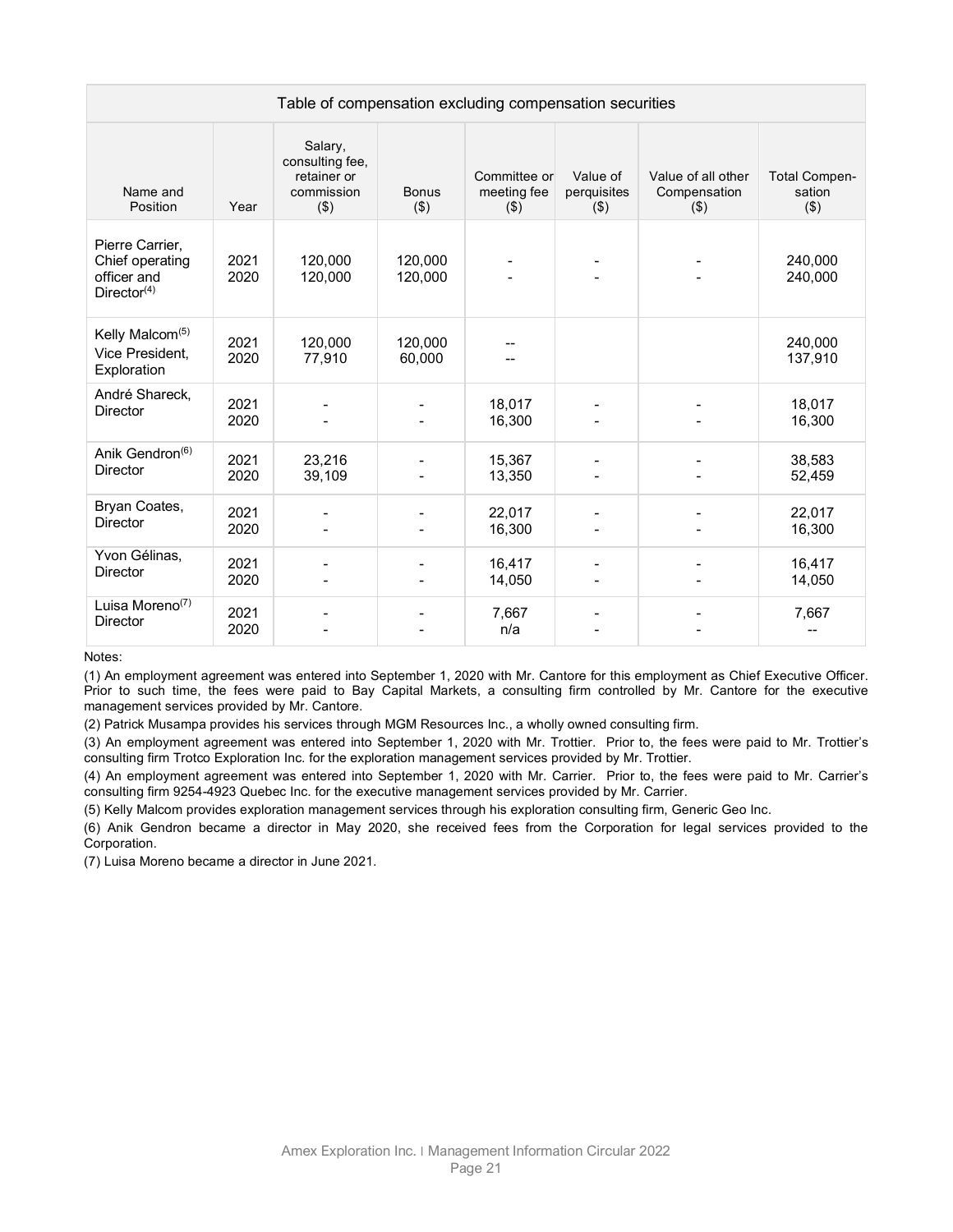| Table of compensation excluding compensation securities | | | | | | | |
|---|---|---|---|---|---|---|---|
| Name and Position | Year | Salary, consulting fee, retainer or commission ($) | Bonus ($) | Committee or meeting fee ($) | Value of perquisites ($) | Value of all other Compensation ($) | Total Compen-sation ($) |
| Pierre Carrier, Chief operating officer and Director[(4)] | 2021<br>2020 | 120,000<br>120,000 | 120,000<br>120,000 | -<br>- | -<br>- | -<br>- | 240,000<br>240,000 |
| Kelly Malcom[(5)] Vice President, Exploration | 2021<br>2020 | 120,000<br>77,910 | 120,000<br>60,000 | --<br>-- | | | 240,000<br>137,910 |
| André Shareck, Director | 2021<br>2020 | -<br>- | -<br>- | 18,017<br>16,300 | -<br>- | -<br>- | 18,017<br>16,300 |
| Anik Gendron[(6)] Director | 2021<br>2020 | 23,216<br>39,109 | -<br>- | 15,367<br>13,350 | -<br>- | -<br>- | 38,583<br>52,459 |
| Bryan Coates, Director | 2021<br>2020 | -<br>- | -<br>- | 22,017<br>16,300 | -<br>- | -<br>- | 22,017<br>16,300 |
| Yvon Gélinas, Director | 2021<br>2020 | -<br>- | -<br>- | 16,417<br>14,050 | -<br>- | -<br>- | 16,417<br>14,050 |
| Luisa Moreno[(7)] Director | 2021<br>2020 | -<br>- | -<br>- | 7,667<br>n/a | -<br>- | -<br>- | 7,667<br>-- |

Notes:

(1) An employment agreement was entered into September 1, 2020 with Mr. Cantore for this employment as Chief Executive Officer. Prior to such time, the fees were paid to Bay Capital Markets, a consulting firm controlled by Mr. Cantore for the executive management services provided by Mr. Cantore.

(2) Patrick Musampa provides his services through MGM Resources Inc., a wholly owned consulting firm.

(3) An employment agreement was entered into September 1, 2020 with Mr. Trottier. Prior to, the fees were paid to Mr. Trottier's consulting firm Trotco Exploration Inc. for the exploration management services provided by Mr. Trottier.

(4) An employment agreement was entered into September 1, 2020 with Mr. Carrier. Prior to, the fees were paid to Mr. Carrier's consulting firm 9254-4923 Quebec Inc. for the executive management services provided by Mr. Carrier.

(5) Kelly Malcom provides exploration management services through his exploration consulting firm, Generic Geo Inc.

(6) Anik Gendron became a director in May 2020, she received fees from the Corporation for legal services provided to the Corporation.

(7) Luisa Moreno became a director in June 2021.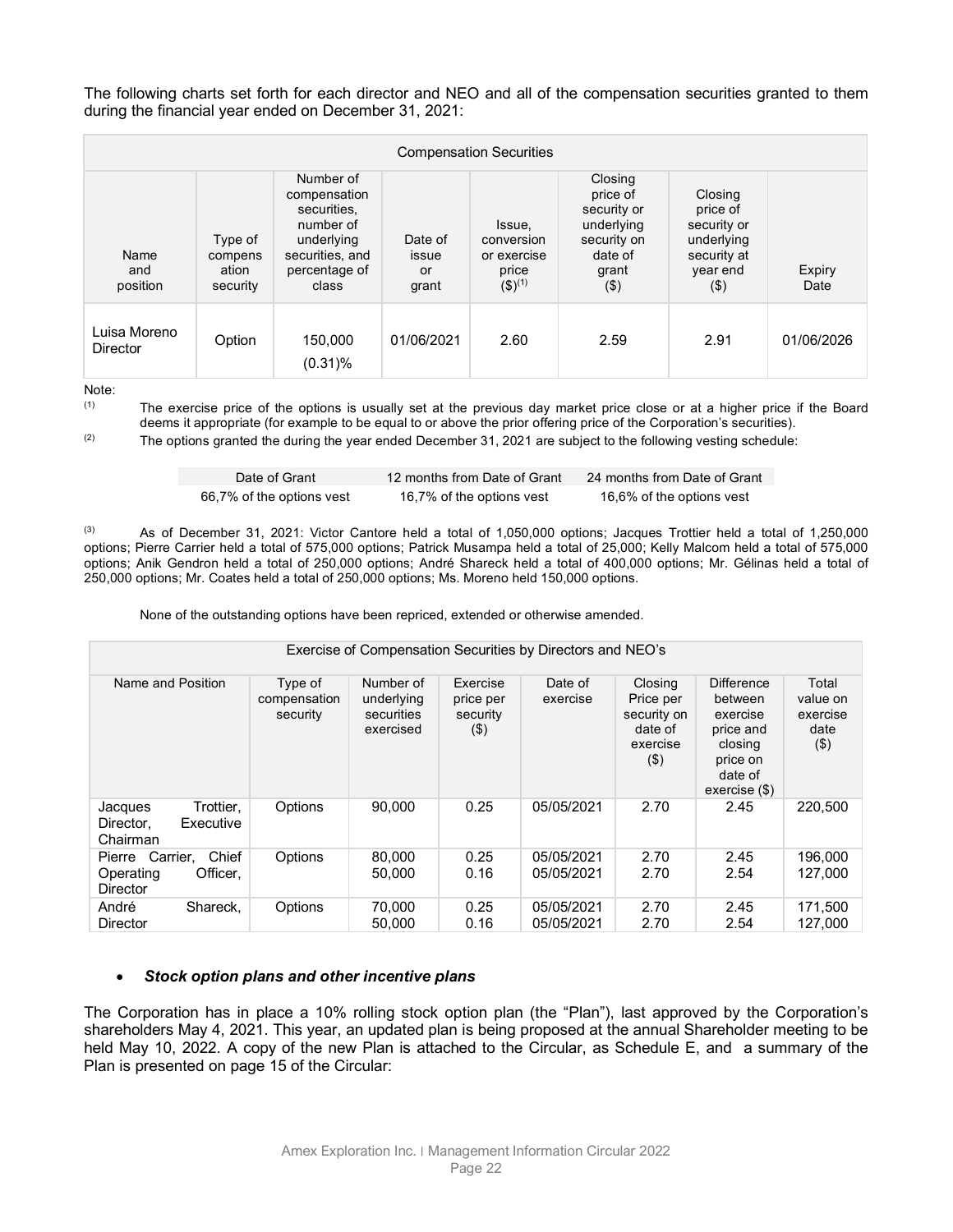The following charts set forth for each director and NEO and all of the compensation securities granted to them during the financial year ended on December 31, 2021:

| Compensation Securities | | | | | | | |
|---|---|---|---|---|---|---|---|
| Name and position | Type of compensation security | Number of compensation securities, number of underlying securities, and percentage of class | Date of issue or grant | Issue, conversion or exercise price ($)[1] | Closing price of security or underlying security on date of grant ($) | Closing price of security or underlying security at year end ($) | Expiry Date |
| Luisa Moreno Director | Option | 150,000 (0.31)% | 01/06/2021 | 2.60 | 2.59 | 2.91 | 01/06/2026 |

Note:

(1) The exercise price of the options is usually set at the previous day market price close or at a higher price if the Board deems it appropriate (for example to be equal to or above the prior offering price of the Corporation's securities).

(2) The options granted the during the year ended December 31, 2021 are subject to the following vesting schedule:

| Date of Grant | 12 months from Date of Grant | 24 months from Date of Grant |
|---|---|---|
| 66,7% of the options vest | 16,7% of the options vest | 16,6% of the options vest |

(3) As of December 31, 2021: Victor Cantore held a total of 1,050,000 options; Jacques Trottier held a total of 1,250,000 options; Pierre Carrier held a total of 575,000 options; Patrick Musampa held a total of 25,000; Kelly Malcom held a total of 575,000 options; Anik Gendron held a total of 250,000 options; André Shareck held a total of 400,000 options; Mr. Gélinas held a total of 250,000 options; Mr. Coates held a total of 250,000 options; Ms. Moreno held 150,000 options.

None of the outstanding options have been repriced, extended or otherwise amended.

| Exercise of Compensation Securities by Directors and NEO's | | | | | | | |
|---|---|---|---|---|---|---|---|
| Name and Position | Type of compensation security | Number of underlying securities exercised | Exercise price per security ($) | Date of exercise | Closing Price per security on date of exercise ($) | Difference between exercise price and closing price on date of exercise ($) | Total value on exercise date ($) |
| Jacques Trottier, Director, Executive Chairman | Options | 90,000 | 0.25 | 05/05/2021 | 2.70 | 2.45 | 220,500 |
| Pierre Carrier, Chief Operating Officer, Director | Options | 80,000<br>50,000 | 0.25<br>0.16 | 05/05/2021<br>05/05/2021 | 2.70<br>2.70 | 2.45<br>2.54 | 196,000<br>127,000 |
| André Shareck, Director | Options | 70,000<br>50,000 | 0.25<br>0.16 | 05/05/2021<br>05/05/2021 | 2.70<br>2.70 | 2.45<br>2.54 | 171,500<br>127,000 |

- ***Stock option plans and other incentive plans***

The Corporation has in place a 10% rolling stock option plan (the "Plan"), last approved by the Corporation's shareholders May 4, 2021. This year, an updated plan is being proposed at the annual Shareholder meeting to be held May 10, 2022. A copy of the new Plan is attached to the Circular, as Schedule E, and a summary of the Plan is presented on page 15 of the Circular: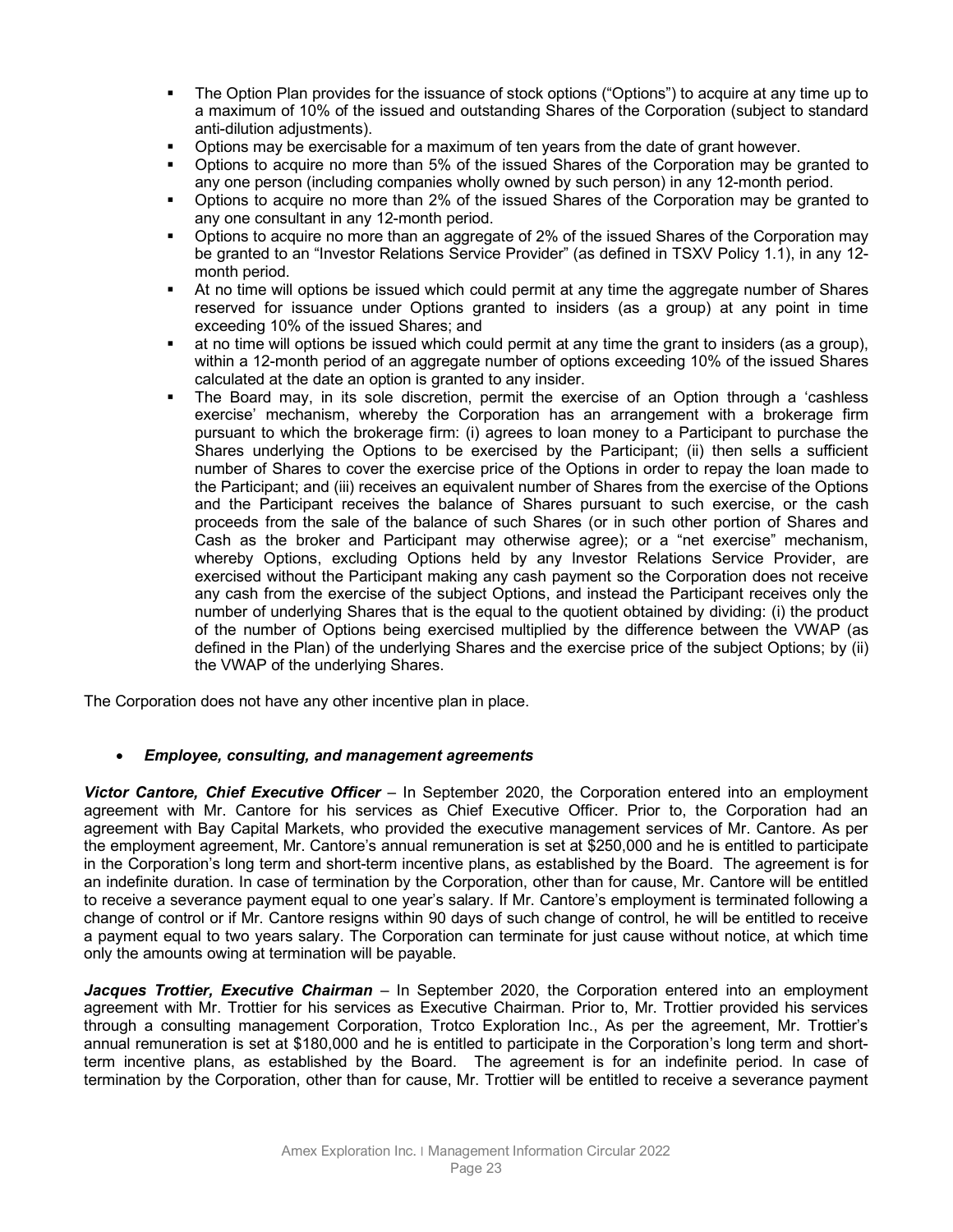- The Option Plan provides for the issuance of stock options ("Options") to acquire at any time up to a maximum of 10% of the issued and outstanding Shares of the Corporation (subject to standard anti-dilution adjustments).
- Options may be exercisable for a maximum of ten years from the date of grant however.
- Options to acquire no more than 5% of the issued Shares of the Corporation may be granted to any one person (including companies wholly owned by such person) in any 12-month period.
- Options to acquire no more than 2% of the issued Shares of the Corporation may be granted to any one consultant in any 12-month period.
- Options to acquire no more than an aggregate of 2% of the issued Shares of the Corporation may be granted to an "Investor Relations Service Provider" (as defined in TSXV Policy 1.1), in any 12-month period.
- At no time will options be issued which could permit at any time the aggregate number of Shares reserved for issuance under Options granted to insiders (as a group) at any point in time exceeding 10% of the issued Shares; and
- at no time will options be issued which could permit at any time the grant to insiders (as a group), within a 12-month period of an aggregate number of options exceeding 10% of the issued Shares calculated at the date an option is granted to any insider.
- The Board may, in its sole discretion, permit the exercise of an Option through a 'cashless exercise' mechanism, whereby the Corporation has an arrangement with a brokerage firm pursuant to which the brokerage firm: (i) agrees to loan money to a Participant to purchase the Shares underlying the Options to be exercised by the Participant; (ii) then sells a sufficient number of Shares to cover the exercise price of the Options in order to repay the loan made to the Participant; and (iii) receives an equivalent number of Shares from the exercise of the Options and the Participant receives the balance of Shares pursuant to such exercise, or the cash proceeds from the sale of the balance of such Shares (or in such other portion of Shares and Cash as the broker and Participant may otherwise agree); or a "net exercise" mechanism, whereby Options, excluding Options held by any Investor Relations Service Provider, are exercised without the Participant making any cash payment so the Corporation does not receive any cash from the exercise of the subject Options, and instead the Participant receives only the number of underlying Shares that is the equal to the quotient obtained by dividing: (i) the product of the number of Options being exercised multiplied by the difference between the VWAP (as defined in the Plan) of the underlying Shares and the exercise price of the subject Options; by (ii) the VWAP of the underlying Shares.

The Corporation does not have any other incentive plan in place.

- ***Employee, consulting, and management agreements***

***Victor Cantore, Chief Executive Officer*** – In September 2020, the Corporation entered into an employment agreement with Mr. Cantore for his services as Chief Executive Officer. Prior to, the Corporation had an agreement with Bay Capital Markets, who provided the executive management services of Mr. Cantore. As per the employment agreement, Mr. Cantore's annual remuneration is set at $250,000 and he is entitled to participate in the Corporation's long term and short-term incentive plans, as established by the Board. The agreement is for an indefinite duration. In case of termination by the Corporation, other than for cause, Mr. Cantore will be entitled to receive a severance payment equal to one year's salary. If Mr. Cantore's employment is terminated following a change of control or if Mr. Cantore resigns within 90 days of such change of control, he will be entitled to receive a payment equal to two years salary. The Corporation can terminate for just cause without notice, at which time only the amounts owing at termination will be payable.

***Jacques Trottier, Executive Chairman*** – In September 2020, the Corporation entered into an employment agreement with Mr. Trottier for his services as Executive Chairman. Prior to, Mr. Trottier provided his services through a consulting management Corporation, Trotco Exploration Inc., As per the agreement, Mr. Trottier's annual remuneration is set at $180,000 and he is entitled to participate in the Corporation's long term and short-term incentive plans, as established by the Board. The agreement is for an indefinite period. In case of termination by the Corporation, other than for cause, Mr. Trottier will be entitled to receive a severance payment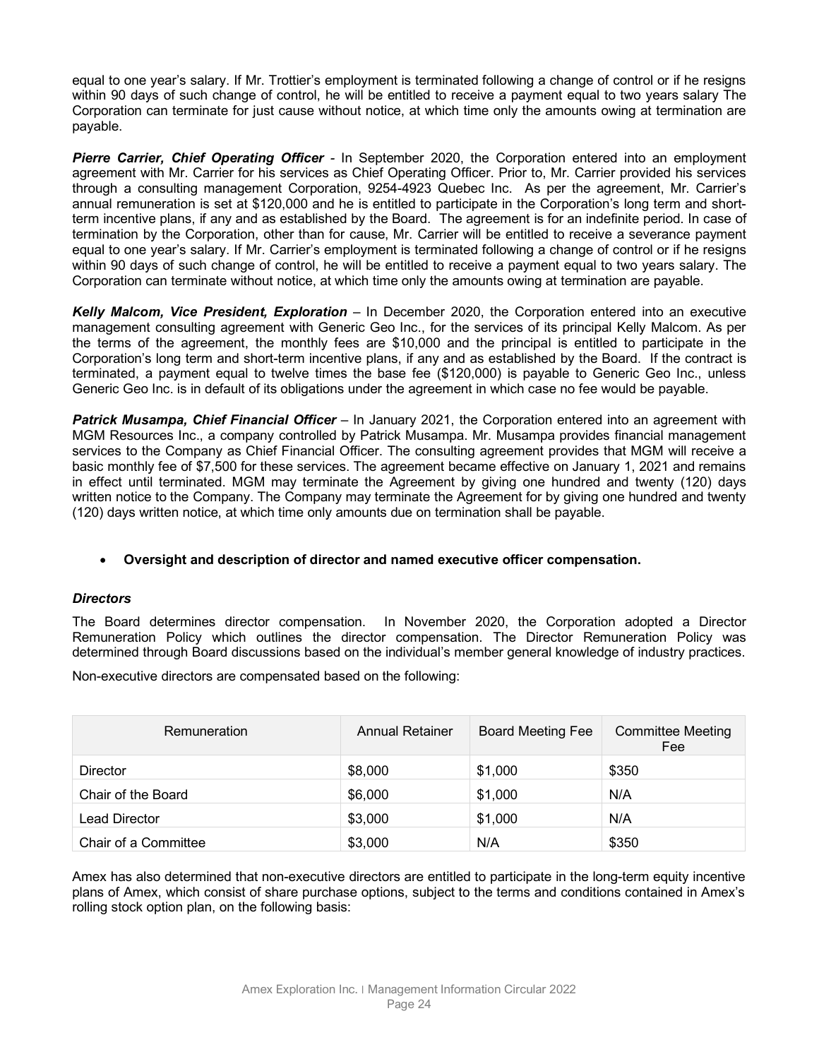equal to one year's salary. If Mr. Trottier's employment is terminated following a change of control or if he resigns within 90 days of such change of control, he will be entitled to receive a payment equal to two years salary The Corporation can terminate for just cause without notice, at which time only the amounts owing at termination are payable.

***Pierre Carrier, Chief Operating Officer*** - In September 2020, the Corporation entered into an employment agreement with Mr. Carrier for his services as Chief Operating Officer. Prior to, Mr. Carrier provided his services through a consulting management Corporation, 9254-4923 Quebec Inc. As per the agreement, Mr. Carrier's annual remuneration is set at $120,000 and he is entitled to participate in the Corporation's long term and short-term incentive plans, if any and as established by the Board. The agreement is for an indefinite period. In case of termination by the Corporation, other than for cause, Mr. Carrier will be entitled to receive a severance payment equal to one year's salary. If Mr. Carrier's employment is terminated following a change of control or if he resigns within 90 days of such change of control, he will be entitled to receive a payment equal to two years salary. The Corporation can terminate without notice, at which time only the amounts owing at termination are payable.

***Kelly Malcom, Vice President, Exploration*** – In December 2020, the Corporation entered into an executive management consulting agreement with Generic Geo Inc., for the services of its principal Kelly Malcom. As per the terms of the agreement, the monthly fees are $10,000 and the principal is entitled to participate in the Corporation's long term and short-term incentive plans, if any and as established by the Board. If the contract is terminated, a payment equal to twelve times the base fee ($120,000) is payable to Generic Geo Inc., unless Generic Geo Inc. is in default of its obligations under the agreement in which case no fee would be payable.

***Patrick Musampa, Chief Financial Officer*** – In January 2021, the Corporation entered into an agreement with MGM Resources Inc., a company controlled by Patrick Musampa. Mr. Musampa provides financial management services to the Company as Chief Financial Officer. The consulting agreement provides that MGM will receive a basic monthly fee of $7,500 for these services. The agreement became effective on January 1, 2021 and remains in effect until terminated. MGM may terminate the Agreement by giving one hundred and twenty (120) days written notice to the Company. The Company may terminate the Agreement for by giving one hundred and twenty (120) days written notice, at which time only amounts due on termination shall be payable.

- **Oversight and description of director and named executive officer compensation.**

***Directors***

The Board determines director compensation. In November 2020, the Corporation adopted a Director Remuneration Policy which outlines the director compensation. The Director Remuneration Policy was determined through Board discussions based on the individual's member general knowledge of industry practices.

Non-executive directors are compensated based on the following:

| Remuneration | Annual Retainer | Board Meeting Fee | Committee Meeting Fee |
|---|---|---|---|
| Director | $8,000 | $1,000 | $350 |
| Chair of the Board | $6,000 | $1,000 | N/A |
| Lead Director | $3,000 | $1,000 | N/A |
| Chair of a Committee | $3,000 | N/A | $350 |

Amex has also determined that non-executive directors are entitled to participate in the long-term equity incentive plans of Amex, which consist of share purchase options, subject to the terms and conditions contained in Amex's rolling stock option plan, on the following basis: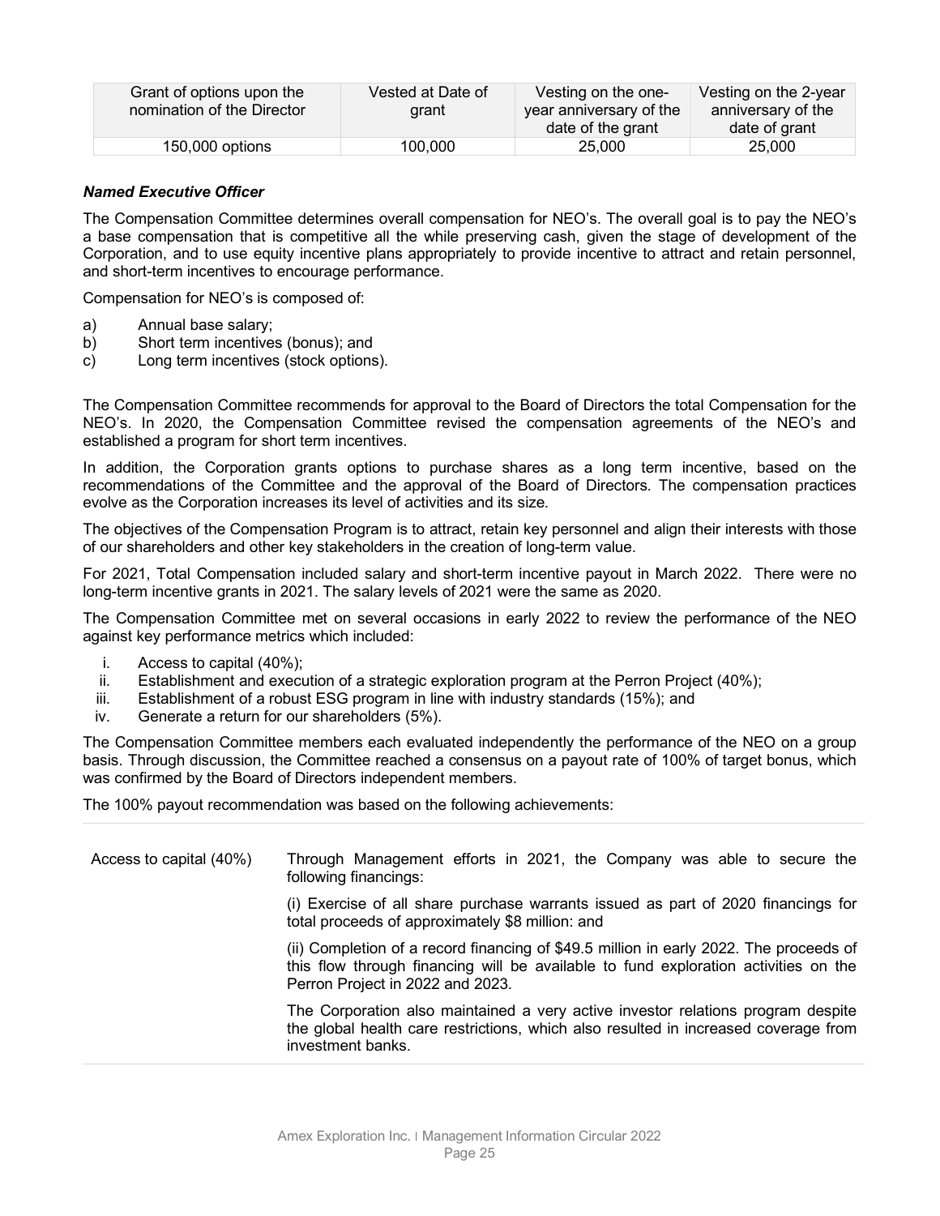| Grant of options upon the nomination of the Director | Vested at Date of grant | Vesting on the one-year anniversary of the date of the grant | Vesting on the 2-year anniversary of the date of grant |
|---|---|---|---|
| 150,000 options | 100,000 | 25,000 | 25,000 |

***Named Executive Officer***

The Compensation Committee determines overall compensation for NEO's. The overall goal is to pay the NEO's a base compensation that is competitive all the while preserving cash, given the stage of development of the Corporation, and to use equity incentive plans appropriately to provide incentive to attract and retain personnel, and short-term incentives to encourage performance.

Compensation for NEO's is composed of:

a) Annual base salary;
b) Short term incentives (bonus); and
c) Long term incentives (stock options).

The Compensation Committee recommends for approval to the Board of Directors the total Compensation for the NEO's. In 2020, the Compensation Committee revised the compensation agreements of the NEO's and established a program for short term incentives.

In addition, the Corporation grants options to purchase shares as a long term incentive, based on the recommendations of the Committee and the approval of the Board of Directors. The compensation practices evolve as the Corporation increases its level of activities and its size.

The objectives of the Compensation Program is to attract, retain key personnel and align their interests with those of our shareholders and other key stakeholders in the creation of long-term value.

For 2021, Total Compensation included salary and short-term incentive payout in March 2022. There were no long-term incentive grants in 2021. The salary levels of 2021 were the same as 2020.

The Compensation Committee met on several occasions in early 2022 to review the performance of the NEO against key performance metrics which included:

i. Access to capital (40%);
ii. Establishment and execution of a strategic exploration program at the Perron Project (40%);
iii. Establishment of a robust ESG program in line with industry standards (15%); and
iv. Generate a return for our shareholders (5%).

The Compensation Committee members each evaluated independently the performance of the NEO on a group basis. Through discussion, the Committee reached a consensus on a payout rate of 100% of target bonus, which was confirmed by the Board of Directors independent members.

The 100% payout recommendation was based on the following achievements:

| | |
|---|---|
| Access to capital (40%) | Through Management efforts in 2021, the Company was able to secure the following financings:<br><br>(i) Exercise of all share purchase warrants issued as part of 2020 financings for total proceeds of approximately $8 million: and<br><br>(ii) Completion of a record financing of $49.5 million in early 2022. The proceeds of this flow through financing will be available to fund exploration activities on the Perron Project in 2022 and 2023.<br><br>The Corporation also maintained a very active investor relations program despite the global health care restrictions, which also resulted in increased coverage from investment banks. |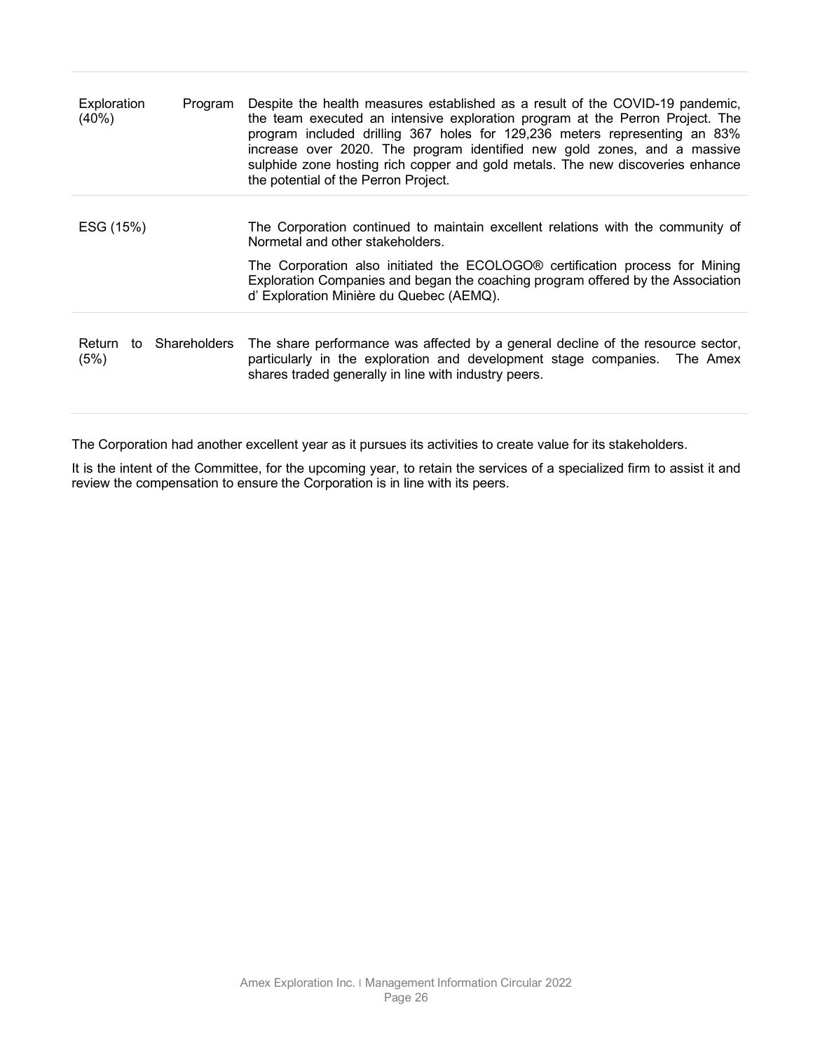| | |
|---|---|
| Exploration Program (40%) | Despite the health measures established as a result of the COVID-19 pandemic, the team executed an intensive exploration program at the Perron Project. The program included drilling 367 holes for 129,236 meters representing an 83% increase over 2020. The program identified new gold zones, and a massive sulphide zone hosting rich copper and gold metals. The new discoveries enhance the potential of the Perron Project. |
| ESG (15%) | The Corporation continued to maintain excellent relations with the community of Normetal and other stakeholders.<br><br>The Corporation also initiated the ECOLOGO® certification process for Mining Exploration Companies and began the coaching program offered by the Association d' Exploration Minière du Quebec (AEMQ). |
| Return to Shareholders (5%) | The share performance was affected by a general decline of the resource sector, particularly in the exploration and development stage companies. The Amex shares traded generally in line with industry peers. |

The Corporation had another excellent year as it pursues its activities to create value for its stakeholders.

It is the intent of the Committee, for the upcoming year, to retain the services of a specialized firm to assist it and review the compensation to ensure the Corporation is in line with its peers.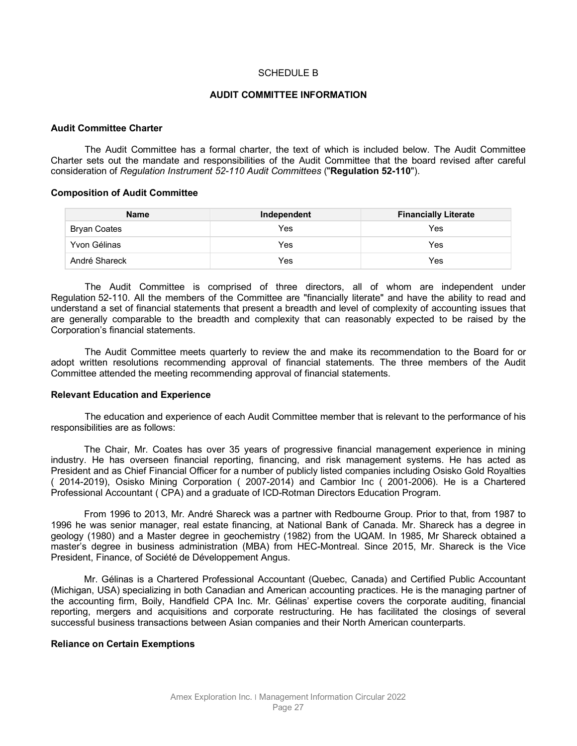SCHEDULE B

## AUDIT COMMITTEE INFORMATION

### Audit Committee Charter

The Audit Committee has a formal charter, the text of which is included below. The Audit Committee Charter sets out the mandate and responsibilities of the Audit Committee that the board revised after careful consideration of *Regulation Instrument 52-110 Audit Committees* ("**Regulation 52-110**").

### Composition of Audit Committee

| Name | Independent | Financially Literate |
|---|---|---|
| Bryan Coates | Yes | Yes |
| Yvon Gélinas | Yes | Yes |
| André Shareck | Yes | Yes |

The Audit Committee is comprised of three directors, all of whom are independent under Regulation 52-110. All the members of the Committee are "financially literate" and have the ability to read and understand a set of financial statements that present a breadth and level of complexity of accounting issues that are generally comparable to the breadth and complexity that can reasonably expected to be raised by the Corporation's financial statements.

The Audit Committee meets quarterly to review the and make its recommendation to the Board for or adopt written resolutions recommending approval of financial statements. The three members of the Audit Committee attended the meeting recommending approval of financial statements.

### Relevant Education and Experience

The education and experience of each Audit Committee member that is relevant to the performance of his responsibilities are as follows:

The Chair, Mr. Coates has over 35 years of progressive financial management experience in mining industry. He has overseen financial reporting, financing, and risk management systems. He has acted as President and as Chief Financial Officer for a number of publicly listed companies including Osisko Gold Royalties ( 2014-2019), Osisko Mining Corporation ( 2007-2014) and Cambior Inc ( 2001-2006). He is a Chartered Professional Accountant ( CPA) and a graduate of ICD-Rotman Directors Education Program.

From 1996 to 2013, Mr. André Shareck was a partner with Redbourne Group. Prior to that, from 1987 to 1996 he was senior manager, real estate financing, at National Bank of Canada. Mr. Shareck has a degree in geology (1980) and a Master degree in geochemistry (1982) from the UQAM. In 1985, Mr Shareck obtained a master's degree in business administration (MBA) from HEC-Montreal. Since 2015, Mr. Shareck is the Vice President, Finance, of Société de Développement Angus.

Mr. Gélinas is a Chartered Professional Accountant (Quebec, Canada) and Certified Public Accountant (Michigan, USA) specializing in both Canadian and American accounting practices. He is the managing partner of the accounting firm, Boily, Handfield CPA Inc. Mr. Gélinas' expertise covers the corporate auditing, financial reporting, mergers and acquisitions and corporate restructuring. He has facilitated the closings of several successful business transactions between Asian companies and their North American counterparts.

### Reliance on Certain Exemptions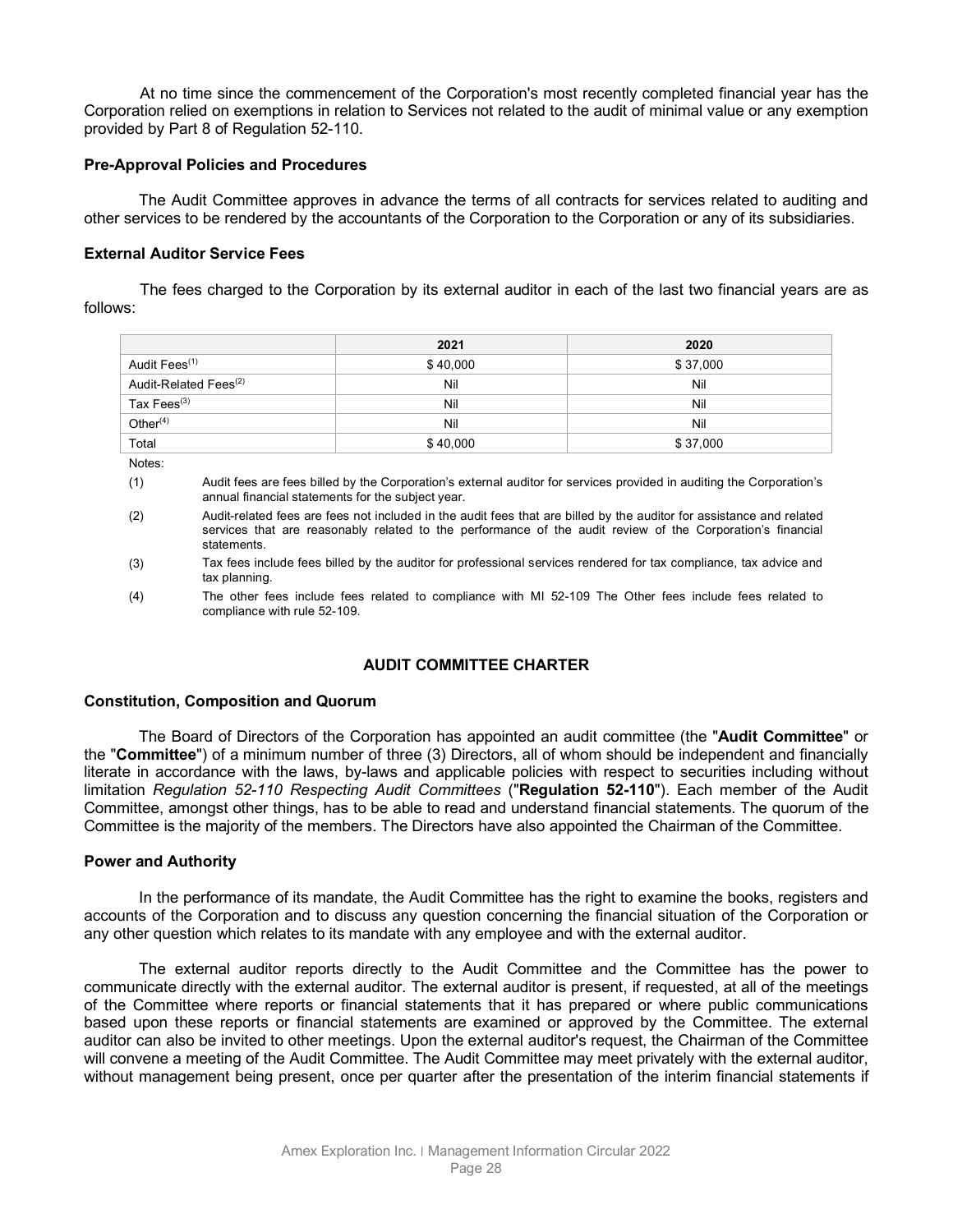At no time since the commencement of the Corporation's most recently completed financial year has the Corporation relied on exemptions in relation to Services not related to the audit of minimal value or any exemption provided by Part 8 of Regulation 52-110.

**Pre-Approval Policies and Procedures**

The Audit Committee approves in advance the terms of all contracts for services related to auditing and other services to be rendered by the accountants of the Corporation to the Corporation or any of its subsidiaries.

**External Auditor Service Fees**

The fees charged to the Corporation by its external auditor in each of the last two financial years are as follows:

| | 2021 | 2020 |
|---|---|---|
| Audit Fees[(1)] | $ 40,000 | $ 37,000 |
| Audit-Related Fees[(2)] | Nil | Nil |
| Tax Fees[(3)] | Nil | Nil |
| Other[(4)] | Nil | Nil |
| Total | $ 40,000 | $ 37,000 |

Notes:

(1) Audit fees are fees billed by the Corporation's external auditor for services provided in auditing the Corporation's annual financial statements for the subject year.

(2) Audit-related fees are fees not included in the audit fees that are billed by the auditor for assistance and related services that are reasonably related to the performance of the audit review of the Corporation's financial statements.

(3) Tax fees include fees billed by the auditor for professional services rendered for tax compliance, tax advice and tax planning.

(4) The other fees include fees related to compliance with MI 52-109 The Other fees include fees related to compliance with rule 52-109.

## AUDIT COMMITTEE CHARTER

**Constitution, Composition and Quorum**

The Board of Directors of the Corporation has appointed an audit committee (the "**Audit Committee**" or the "**Committee**") of a minimum number of three (3) Directors, all of whom should be independent and financially literate in accordance with the laws, by-laws and applicable policies with respect to securities including without limitation *Regulation 52-110 Respecting Audit Committees* ("**Regulation 52-110**"). Each member of the Audit Committee, amongst other things, has to be able to read and understand financial statements. The quorum of the Committee is the majority of the members. The Directors have also appointed the Chairman of the Committee.

**Power and Authority**

In the performance of its mandate, the Audit Committee has the right to examine the books, registers and accounts of the Corporation and to discuss any question concerning the financial situation of the Corporation or any other question which relates to its mandate with any employee and with the external auditor.

The external auditor reports directly to the Audit Committee and the Committee has the power to communicate directly with the external auditor. The external auditor is present, if requested, at all of the meetings of the Committee where reports or financial statements that it has prepared or where public communications based upon these reports or financial statements are examined or approved by the Committee. The external auditor can also be invited to other meetings. Upon the external auditor's request, the Chairman of the Committee will convene a meeting of the Audit Committee. The Audit Committee may meet privately with the external auditor, without management being present, once per quarter after the presentation of the interim financial statements if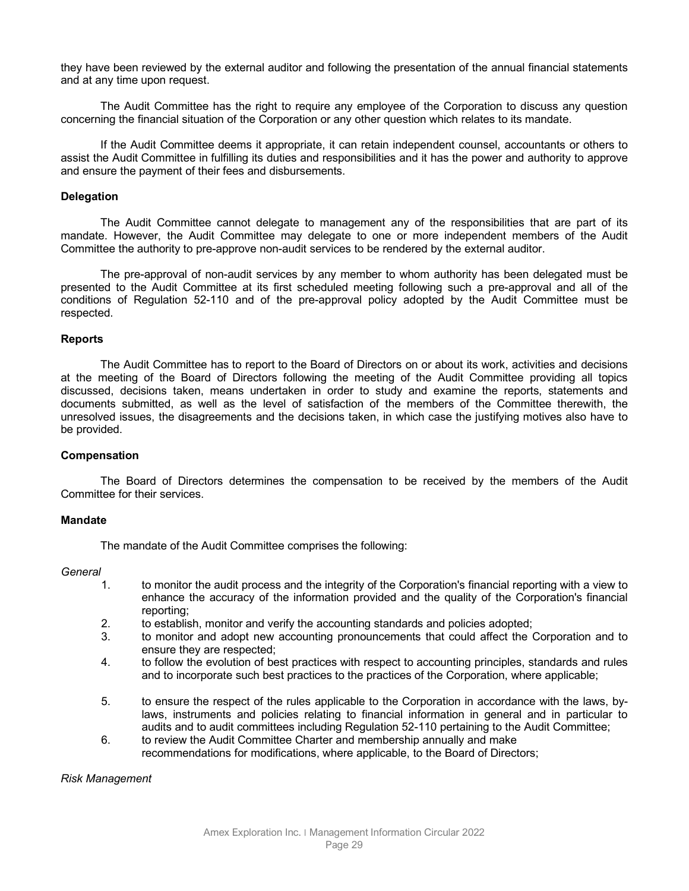they have been reviewed by the external auditor and following the presentation of the annual financial statements and at any time upon request.

The Audit Committee has the right to require any employee of the Corporation to discuss any question concerning the financial situation of the Corporation or any other question which relates to its mandate.

If the Audit Committee deems it appropriate, it can retain independent counsel, accountants or others to assist the Audit Committee in fulfilling its duties and responsibilities and it has the power and authority to approve and ensure the payment of their fees and disbursements.

**Delegation**

The Audit Committee cannot delegate to management any of the responsibilities that are part of its mandate. However, the Audit Committee may delegate to one or more independent members of the Audit Committee the authority to pre-approve non-audit services to be rendered by the external auditor.

The pre-approval of non-audit services by any member to whom authority has been delegated must be presented to the Audit Committee at its first scheduled meeting following such a pre-approval and all of the conditions of Regulation 52-110 and of the pre-approval policy adopted by the Audit Committee must be respected.

**Reports**

The Audit Committee has to report to the Board of Directors on or about its work, activities and decisions at the meeting of the Board of Directors following the meeting of the Audit Committee providing all topics discussed, decisions taken, means undertaken in order to study and examine the reports, statements and documents submitted, as well as the level of satisfaction of the members of the Committee therewith, the unresolved issues, the disagreements and the decisions taken, in which case the justifying motives also have to be provided.

**Compensation**

The Board of Directors determines the compensation to be received by the members of the Audit Committee for their services.

**Mandate**

The mandate of the Audit Committee comprises the following:

*General*

1. to monitor the audit process and the integrity of the Corporation's financial reporting with a view to enhance the accuracy of the information provided and the quality of the Corporation's financial reporting;
2. to establish, monitor and verify the accounting standards and policies adopted;
3. to monitor and adopt new accounting pronouncements that could affect the Corporation and to ensure they are respected;
4. to follow the evolution of best practices with respect to accounting principles, standards and rules and to incorporate such best practices to the practices of the Corporation, where applicable;
5. to ensure the respect of the rules applicable to the Corporation in accordance with the laws, by-laws, instruments and policies relating to financial information in general and in particular to audits and to audit committees including Regulation 52-110 pertaining to the Audit Committee;
6. to review the Audit Committee Charter and membership annually and make recommendations for modifications, where applicable, to the Board of Directors;

*Risk Management*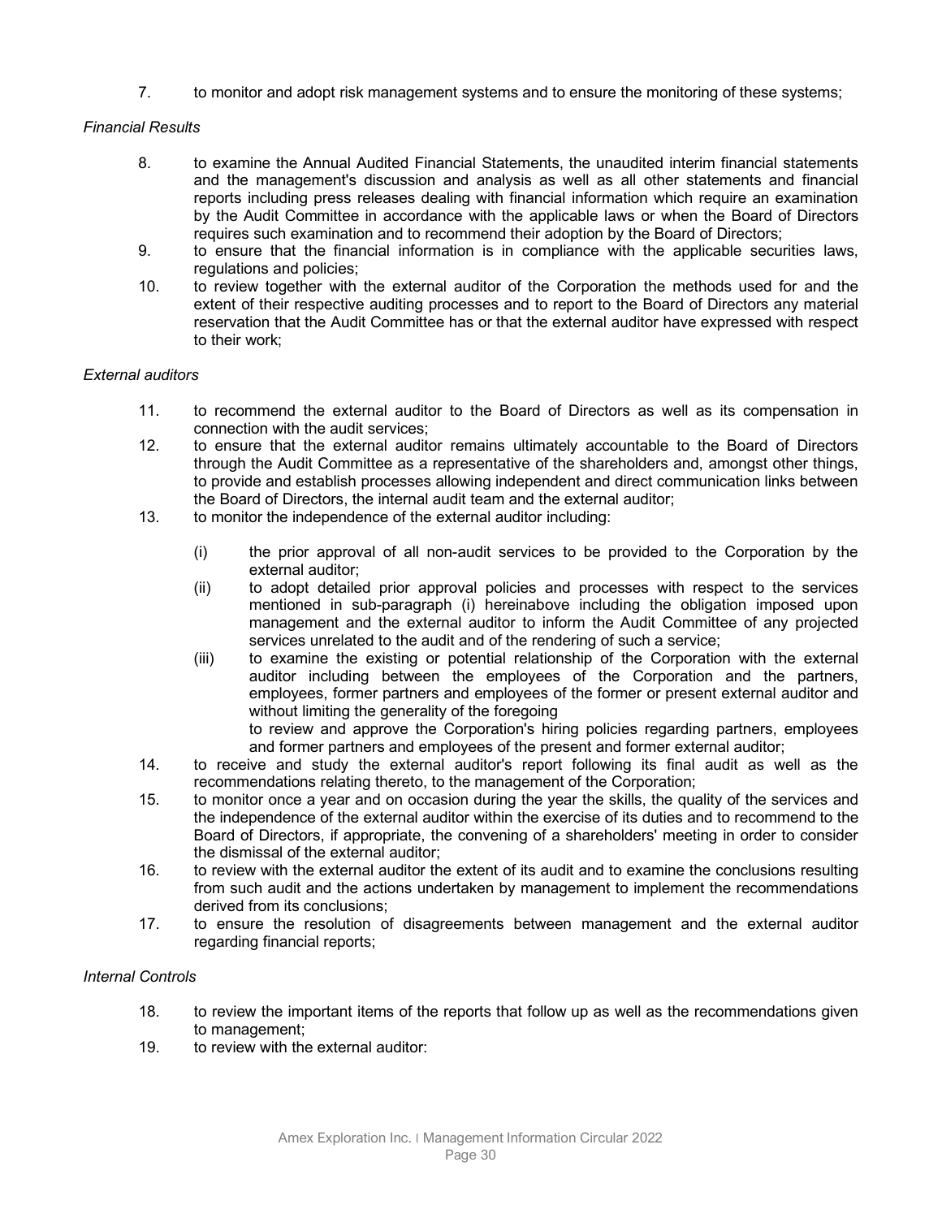7. to monitor and adopt risk management systems and to ensure the monitoring of these systems;

*Financial Results*

8. to examine the Annual Audited Financial Statements, the unaudited interim financial statements and the management's discussion and analysis as well as all other statements and financial reports including press releases dealing with financial information which require an examination by the Audit Committee in accordance with the applicable laws or when the Board of Directors requires such examination and to recommend their adoption by the Board of Directors;
9. to ensure that the financial information is in compliance with the applicable securities laws, regulations and policies;
10. to review together with the external auditor of the Corporation the methods used for and the extent of their respective auditing processes and to report to the Board of Directors any material reservation that the Audit Committee has or that the external auditor have expressed with respect to their work;

*External auditors*

11. to recommend the external auditor to the Board of Directors as well as its compensation in connection with the audit services;
12. to ensure that the external auditor remains ultimately accountable to the Board of Directors through the Audit Committee as a representative of the shareholders and, amongst other things, to provide and establish processes allowing independent and direct communication links between the Board of Directors, the internal audit team and the external auditor;
13. to monitor the independence of the external auditor including:
    - (i) the prior approval of all non-audit services to be provided to the Corporation by the external auditor;
    - (ii) to adopt detailed prior approval policies and processes with respect to the services mentioned in sub-paragraph (i) hereinabove including the obligation imposed upon management and the external auditor to inform the Audit Committee of any projected services unrelated to the audit and of the rendering of such a service;
    - (iii) to examine the existing or potential relationship of the Corporation with the external auditor including between the employees of the Corporation and the partners, employees, former partners and employees of the former or present external auditor and without limiting the generality of the foregoing

      to review and approve the Corporation's hiring policies regarding partners, employees and former partners and employees of the present and former external auditor;
14. to receive and study the external auditor's report following its final audit as well as the recommendations relating thereto, to the management of the Corporation;
15. to monitor once a year and on occasion during the year the skills, the quality of the services and the independence of the external auditor within the exercise of its duties and to recommend to the Board of Directors, if appropriate, the convening of a shareholders' meeting in order to consider the dismissal of the external auditor;
16. to review with the external auditor the extent of its audit and to examine the conclusions resulting from such audit and the actions undertaken by management to implement the recommendations derived from its conclusions;
17. to ensure the resolution of disagreements between management and the external auditor regarding financial reports;

*Internal Controls*

18. to review the important items of the reports that follow up as well as the recommendations given to management;
19. to review with the external auditor: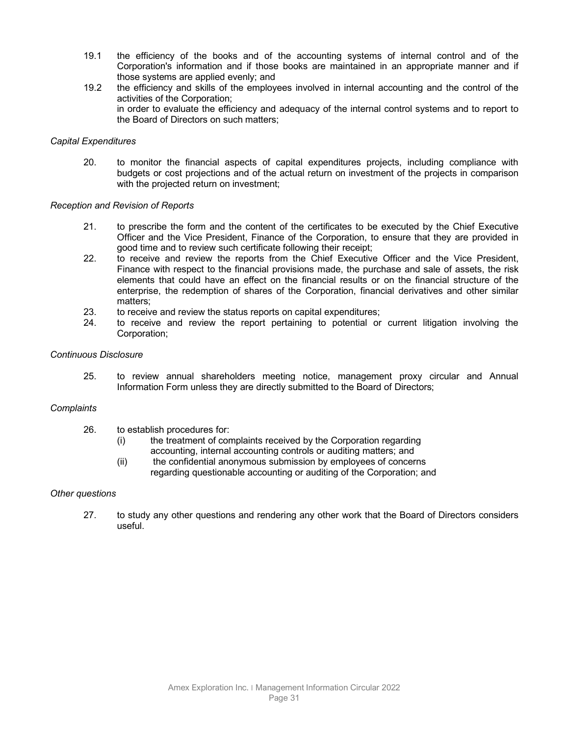19.1 the efficiency of the books and of the accounting systems of internal control and of the Corporation's information and if those books are maintained in an appropriate manner and if those systems are applied evenly; and

19.2 the efficiency and skills of the employees involved in internal accounting and the control of the activities of the Corporation;

in order to evaluate the efficiency and adequacy of the internal control systems and to report to the Board of Directors on such matters;

*Capital Expenditures*

20. to monitor the financial aspects of capital expenditures projects, including compliance with budgets or cost projections and of the actual return on investment of the projects in comparison with the projected return on investment;

*Reception and Revision of Reports*

21. to prescribe the form and the content of the certificates to be executed by the Chief Executive Officer and the Vice President, Finance of the Corporation, to ensure that they are provided in good time and to review such certificate following their receipt;

22. to receive and review the reports from the Chief Executive Officer and the Vice President, Finance with respect to the financial provisions made, the purchase and sale of assets, the risk elements that could have an effect on the financial results or on the financial structure of the enterprise, the redemption of shares of the Corporation, financial derivatives and other similar matters;

23. to receive and review the status reports on capital expenditures;

24. to receive and review the report pertaining to potential or current litigation involving the Corporation;

*Continuous Disclosure*

25. to review annual shareholders meeting notice, management proxy circular and Annual Information Form unless they are directly submitted to the Board of Directors;

*Complaints*

26. to establish procedures for:
    (i) the treatment of complaints received by the Corporation regarding accounting, internal accounting controls or auditing matters; and
    (ii) the confidential anonymous submission by employees of concerns regarding questionable accounting or auditing of the Corporation; and

*Other questions*

27. to study any other questions and rendering any other work that the Board of Directors considers useful.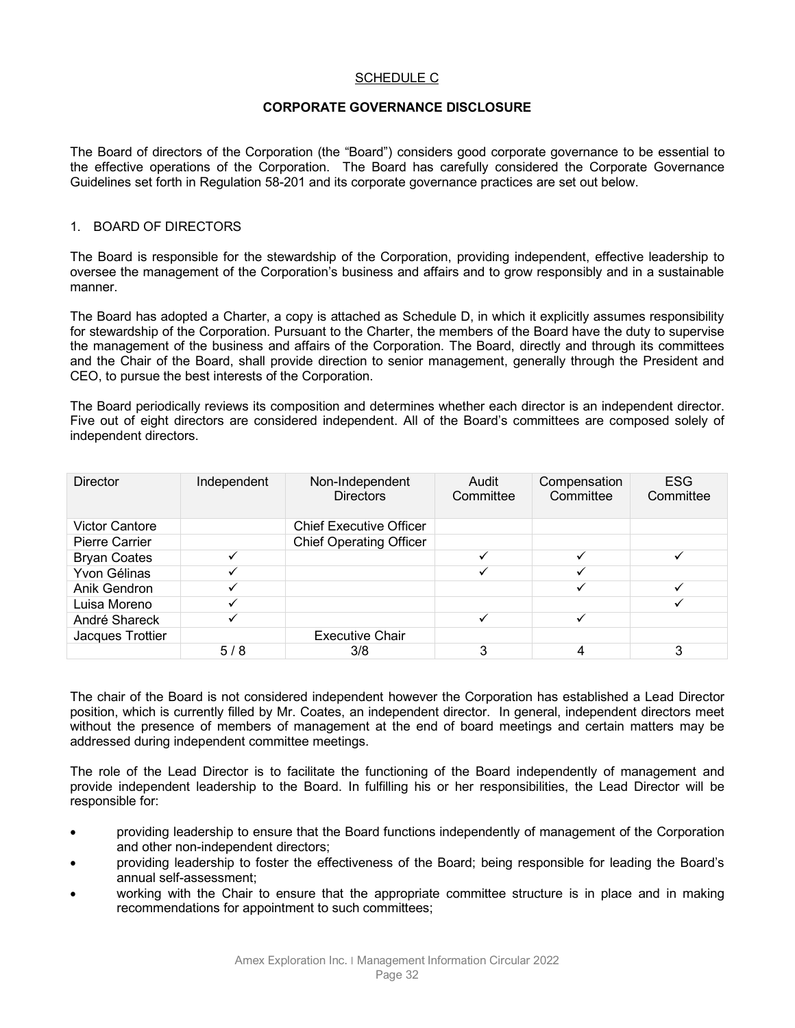## SCHEDULE C

### CORPORATE GOVERNANCE DISCLOSURE

The Board of directors of the Corporation (the "Board") considers good corporate governance to be essential to the effective operations of the Corporation. The Board has carefully considered the Corporate Governance Guidelines set forth in Regulation 58-201 and its corporate governance practices are set out below.

1. BOARD OF DIRECTORS

The Board is responsible for the stewardship of the Corporation, providing independent, effective leadership to oversee the management of the Corporation's business and affairs and to grow responsibly and in a sustainable manner.

The Board has adopted a Charter, a copy is attached as Schedule D, in which it explicitly assumes responsibility for stewardship of the Corporation. Pursuant to the Charter, the members of the Board have the duty to supervise the management of the business and affairs of the Corporation. The Board, directly and through its committees and the Chair of the Board, shall provide direction to senior management, generally through the President and CEO, to pursue the best interests of the Corporation.

The Board periodically reviews its composition and determines whether each director is an independent director. Five out of eight directors are considered independent. All of the Board's committees are composed solely of independent directors.

| Director | Independent | Non-Independent Directors | Audit Committee | Compensation Committee | ESG Committee |
|---|---|---|---|---|---|
| Victor Cantore | | Chief Executive Officer | | | |
| Pierre Carrier | | Chief Operating Officer | | | |
| Bryan Coates | ✓ | | ✓ | ✓ | ✓ |
| Yvon Gélinas | ✓ | | ✓ | ✓ | |
| Anik Gendron | ✓ | | | ✓ | ✓ |
| Luisa Moreno | ✓ | | | | ✓ |
| André Shareck | ✓ | | ✓ | ✓ | |
| Jacques Trottier | | Executive Chair | | | |
| | 5 / 8 | 3/8 | 3 | 4 | 3 |

The chair of the Board is not considered independent however the Corporation has established a Lead Director position, which is currently filled by Mr. Coates, an independent director. In general, independent directors meet without the presence of members of management at the end of board meetings and certain matters may be addressed during independent committee meetings.

The role of the Lead Director is to facilitate the functioning of the Board independently of management and provide independent leadership to the Board. In fulfilling his or her responsibilities, the Lead Director will be responsible for:

- providing leadership to ensure that the Board functions independently of management of the Corporation and other non-independent directors;
- providing leadership to foster the effectiveness of the Board; being responsible for leading the Board's annual self-assessment;
- working with the Chair to ensure that the appropriate committee structure is in place and in making recommendations for appointment to such committees;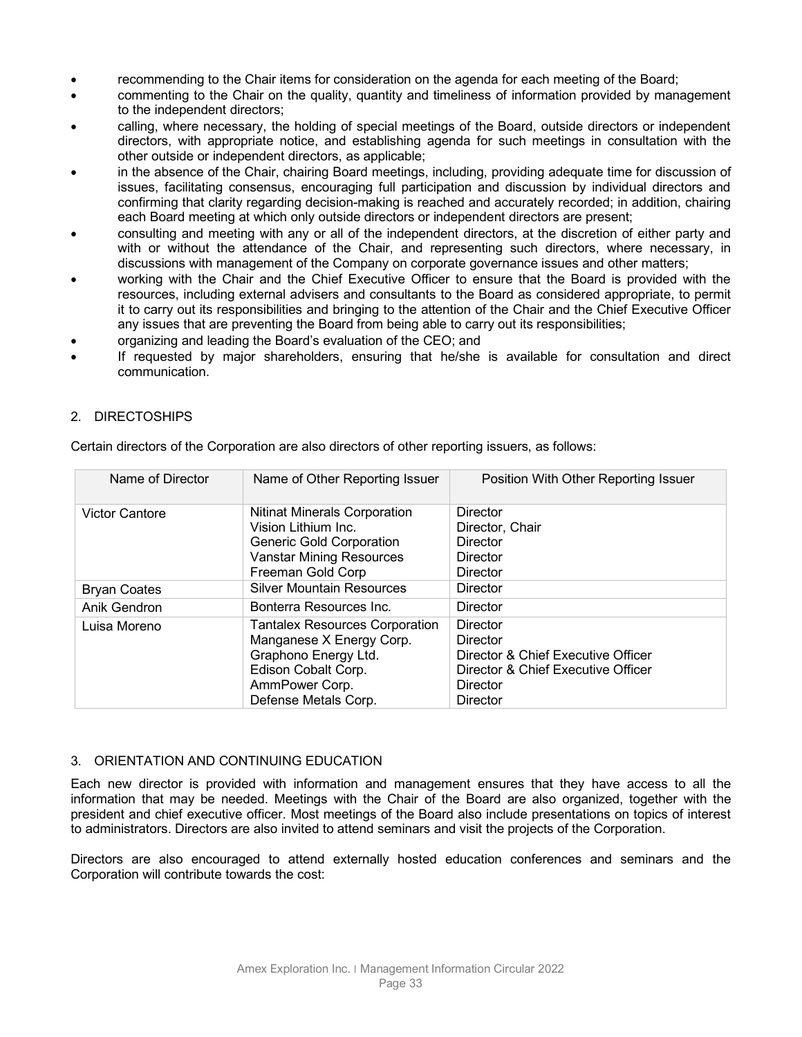- recommending to the Chair items for consideration on the agenda for each meeting of the Board;
- commenting to the Chair on the quality, quantity and timeliness of information provided by management to the independent directors;
- calling, where necessary, the holding of special meetings of the Board, outside directors or independent directors, with appropriate notice, and establishing agenda for such meetings in consultation with the other outside or independent directors, as applicable;
- in the absence of the Chair, chairing Board meetings, including, providing adequate time for discussion of issues, facilitating consensus, encouraging full participation and discussion by individual directors and confirming that clarity regarding decision-making is reached and accurately recorded; in addition, chairing each Board meeting at which only outside directors or independent directors are present;
- consulting and meeting with any or all of the independent directors, at the discretion of either party and with or without the attendance of the Chair, and representing such directors, where necessary, in discussions with management of the Company on corporate governance issues and other matters;
- working with the Chair and the Chief Executive Officer to ensure that the Board is provided with the resources, including external advisers and consultants to the Board as considered appropriate, to permit it to carry out its responsibilities and bringing to the attention of the Chair and the Chief Executive Officer any issues that are preventing the Board from being able to carry out its responsibilities;
- organizing and leading the Board's evaluation of the CEO; and
- If requested by major shareholders, ensuring that he/she is available for consultation and direct communication.

## 2. DIRECTOSHIPS

Certain directors of the Corporation are also directors of other reporting issuers, as follows:

| Name of Director | Name of Other Reporting Issuer | Position With Other Reporting Issuer |
|---|---|---|
| Victor Cantore | Nitinat Minerals Corporation<br>Vision Lithium Inc.<br>Generic Gold Corporation<br>Vanstar Mining Resources<br>Freeman Gold Corp | Director<br>Director, Chair<br>Director<br>Director<br>Director |
| Bryan Coates | Silver Mountain Resources | Director |
| Anik Gendron | Bonterra Resources Inc. | Director |
| Luisa Moreno | Tantalex Resources Corporation<br>Manganese X Energy Corp.<br>Graphono Energy Ltd.<br>Edison Cobalt Corp.<br>AmmPower Corp.<br>Defense Metals Corp. | Director<br>Director<br>Director & Chief Executive Officer<br>Director & Chief Executive Officer<br>Director<br>Director |

## 3. ORIENTATION AND CONTINUING EDUCATION

Each new director is provided with information and management ensures that they have access to all the information that may be needed. Meetings with the Chair of the Board are also organized, together with the president and chief executive officer. Most meetings of the Board also include presentations on topics of interest to administrators. Directors are also invited to attend seminars and visit the projects of the Corporation.

Directors are also encouraged to attend externally hosted education conferences and seminars and the Corporation will contribute towards the cost: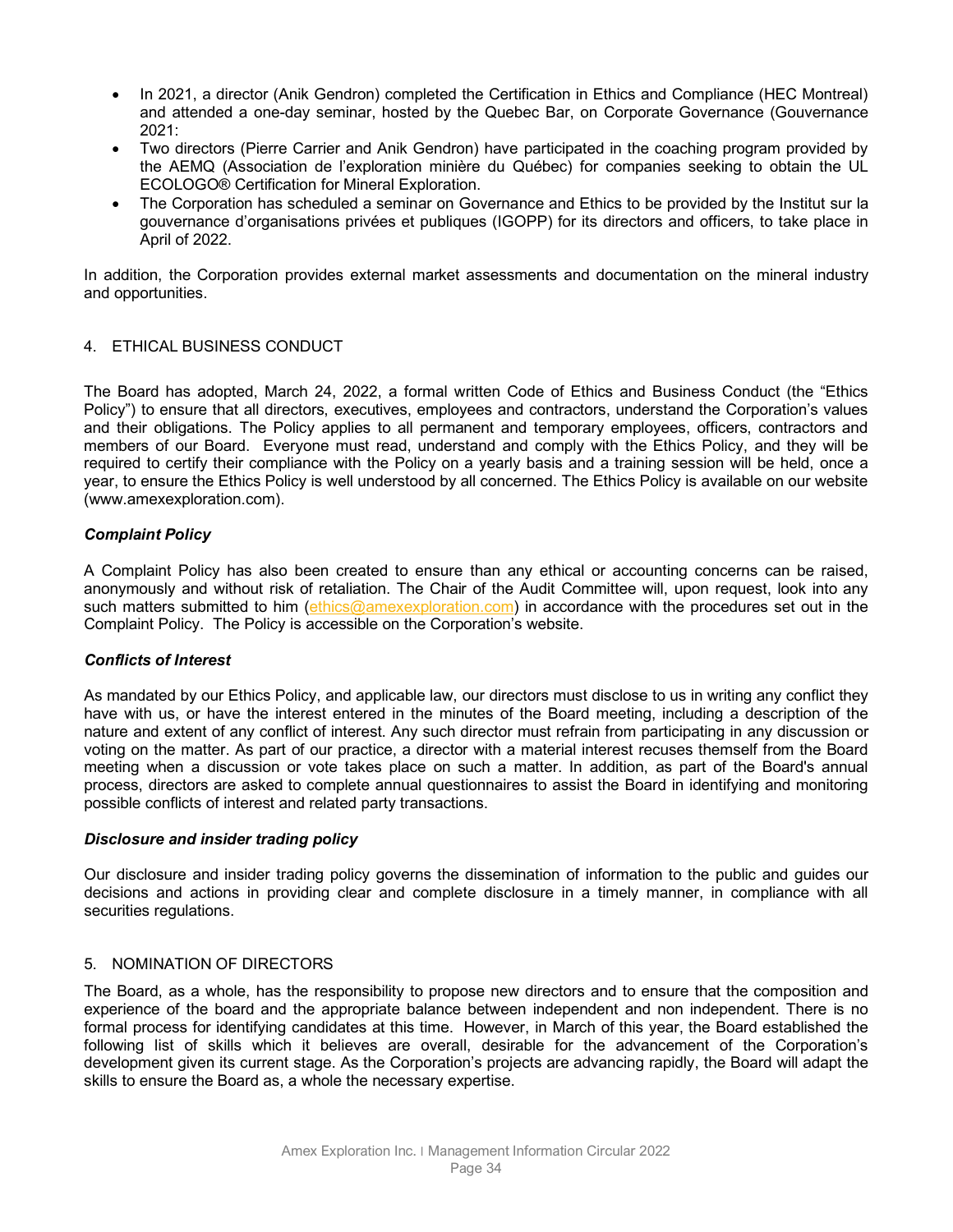- In 2021, a director (Anik Gendron) completed the Certification in Ethics and Compliance (HEC Montreal) and attended a one-day seminar, hosted by the Quebec Bar, on Corporate Governance (Gouvernance 2021:
- Two directors (Pierre Carrier and Anik Gendron) have participated in the coaching program provided by the AEMQ (Association de l'exploration minière du Québec) for companies seeking to obtain the UL ECOLOGO® Certification for Mineral Exploration.
- The Corporation has scheduled a seminar on Governance and Ethics to be provided by the Institut sur la gouvernance d'organisations privées et publiques (IGOPP) for its directors and officers, to take place in April of 2022.

In addition, the Corporation provides external market assessments and documentation on the mineral industry and opportunities.

## 4. ETHICAL BUSINESS CONDUCT

The Board has adopted, March 24, 2022, a formal written Code of Ethics and Business Conduct (the "Ethics Policy") to ensure that all directors, executives, employees and contractors, understand the Corporation's values and their obligations. The Policy applies to all permanent and temporary employees, officers, contractors and members of our Board. Everyone must read, understand and comply with the Ethics Policy, and they will be required to certify their compliance with the Policy on a yearly basis and a training session will be held, once a year, to ensure the Ethics Policy is well understood by all concerned. The Ethics Policy is available on our website (www.amexexploration.com).

### *Complaint Policy*

A Complaint Policy has also been created to ensure than any ethical or accounting concerns can be raised, anonymously and without risk of retaliation. The Chair of the Audit Committee will, upon request, look into any such matters submitted to him (ethics@amexexploration.com) in accordance with the procedures set out in the Complaint Policy. The Policy is accessible on the Corporation's website.

### *Conflicts of Interest*

As mandated by our Ethics Policy, and applicable law, our directors must disclose to us in writing any conflict they have with us, or have the interest entered in the minutes of the Board meeting, including a description of the nature and extent of any conflict of interest. Any such director must refrain from participating in any discussion or voting on the matter. As part of our practice, a director with a material interest recuses themself from the Board meeting when a discussion or vote takes place on such a matter. In addition, as part of the Board's annual process, directors are asked to complete annual questionnaires to assist the Board in identifying and monitoring possible conflicts of interest and related party transactions.

### *Disclosure and insider trading policy*

Our disclosure and insider trading policy governs the dissemination of information to the public and guides our decisions and actions in providing clear and complete disclosure in a timely manner, in compliance with all securities regulations.

## 5. NOMINATION OF DIRECTORS

The Board, as a whole, has the responsibility to propose new directors and to ensure that the composition and experience of the board and the appropriate balance between independent and non independent. There is no formal process for identifying candidates at this time. However, in March of this year, the Board established the following list of skills which it believes are overall, desirable for the advancement of the Corporation's development given its current stage. As the Corporation's projects are advancing rapidly, the Board will adapt the skills to ensure the Board as, a whole the necessary expertise.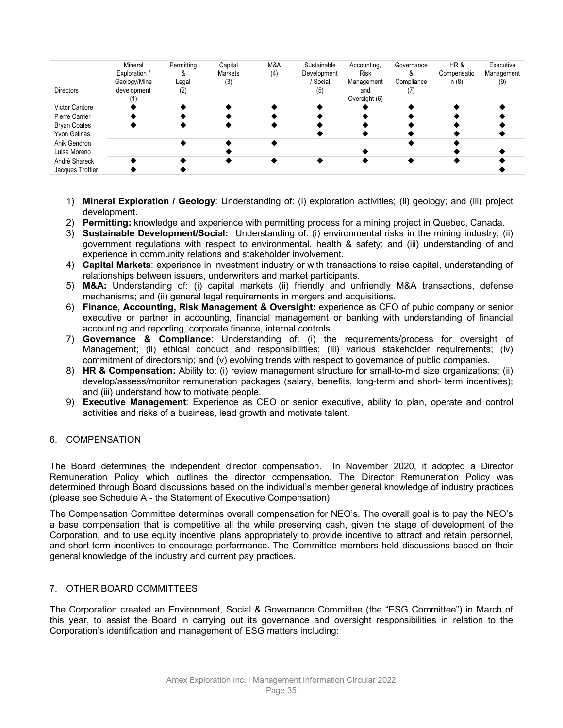| Directors | Mineral Exploration / Geology/Mine development (1) | Permitting & Legal (2) | Capital Markets (3) | M&A (4) | Sustainable Development / Social (5) | Accounting, Risk Management and Oversight (6) | Governance & Compliance (7) | HR & Compensation (8) | Executive Management (9) |
|---|---|---|---|---|---|---|---|---|---|
| Victor Cantore | ◆ | ◆ | ◆ | ◆ | ◆ | ◆ | ◆ | ◆ | ◆ |
| Pierre Carrier | ◆ | ◆ | ◆ | ◆ | ◆ | ◆ | ◆ | ◆ | ◆ |
| Bryan Coates | ◆ | ◆ | ◆ | ◆ | ◆ | ◆ | ◆ | ◆ | ◆ |
| Yvon Gelinas | | | | | ◆ | ◆ | ◆ | ◆ | ◆ |
| Anik Gendron | | ◆ | ◆ | ◆ | | | ◆ | ◆ | |
| Luisa Moreno | | | ◆ | | | ◆ | | ◆ | ◆ |
| André Shareck | ◆ | ◆ | ◆ | ◆ | ◆ | ◆ | ◆ | ◆ | ◆ |
| Jacques Trottier | ◆ | ◆ | | | | | | | ◆ |

1) **Mineral Exploration / Geology**: Understanding of: (i) exploration activities; (ii) geology; and (iii) project development.
2) **Permitting:** knowledge and experience with permitting process for a mining project in Quebec, Canada.
3) **Sustainable Development/Social:** Understanding of: (i) environmental risks in the mining industry; (ii) government regulations with respect to environmental, health & safety; and (iii) understanding of and experience in community relations and stakeholder involvement.
4) **Capital Markets**: experience in investment industry or with transactions to raise capital, understanding of relationships between issuers, underwriters and market participants.
5) **M&A:** Understanding of: (i) capital markets (ii) friendly and unfriendly M&A transactions, defense mechanisms; and (ii) general legal requirements in mergers and acquisitions.
6) **Finance, Accounting, Risk Management & Oversight:** experience as CFO of pubic company or senior executive or partner in accounting, financial management or banking with understanding of financial accounting and reporting, corporate finance, internal controls.
7) **Governance & Compliance**: Understanding of: (i) the requirements/process for oversight of Management; (ii) ethical conduct and responsibilities; (iii) various stakeholder requirements; (iv) commitment of directorship; and (v) evolving trends with respect to governance of public companies.
8) **HR & Compensation:** Ability to: (i) review management structure for small-to-mid size organizations; (ii) develop/assess/monitor remuneration packages (salary, benefits, long-term and short- term incentives); and (iii) understand how to motivate people.
9) **Executive Management**: Experience as CEO or senior executive, ability to plan, operate and control activities and risks of a business, lead growth and motivate talent.

## 6. COMPENSATION

The Board determines the independent director compensation. In November 2020, it adopted a Director Remuneration Policy which outlines the director compensation. The Director Remuneration Policy was determined through Board discussions based on the individual's member general knowledge of industry practices (please see Schedule A - the Statement of Executive Compensation).

The Compensation Committee determines overall compensation for NEO's. The overall goal is to pay the NEO's a base compensation that is competitive all the while preserving cash, given the stage of development of the Corporation, and to use equity incentive plans appropriately to provide incentive to attract and retain personnel, and short-term incentives to encourage performance. The Committee members held discussions based on their general knowledge of the industry and current pay practices.

## 7. OTHER BOARD COMMITTEES

The Corporation created an Environment, Social & Governance Committee (the "ESG Committee") in March of this year, to assist the Board in carrying out its governance and oversight responsibilities in relation to the Corporation's identification and management of ESG matters including: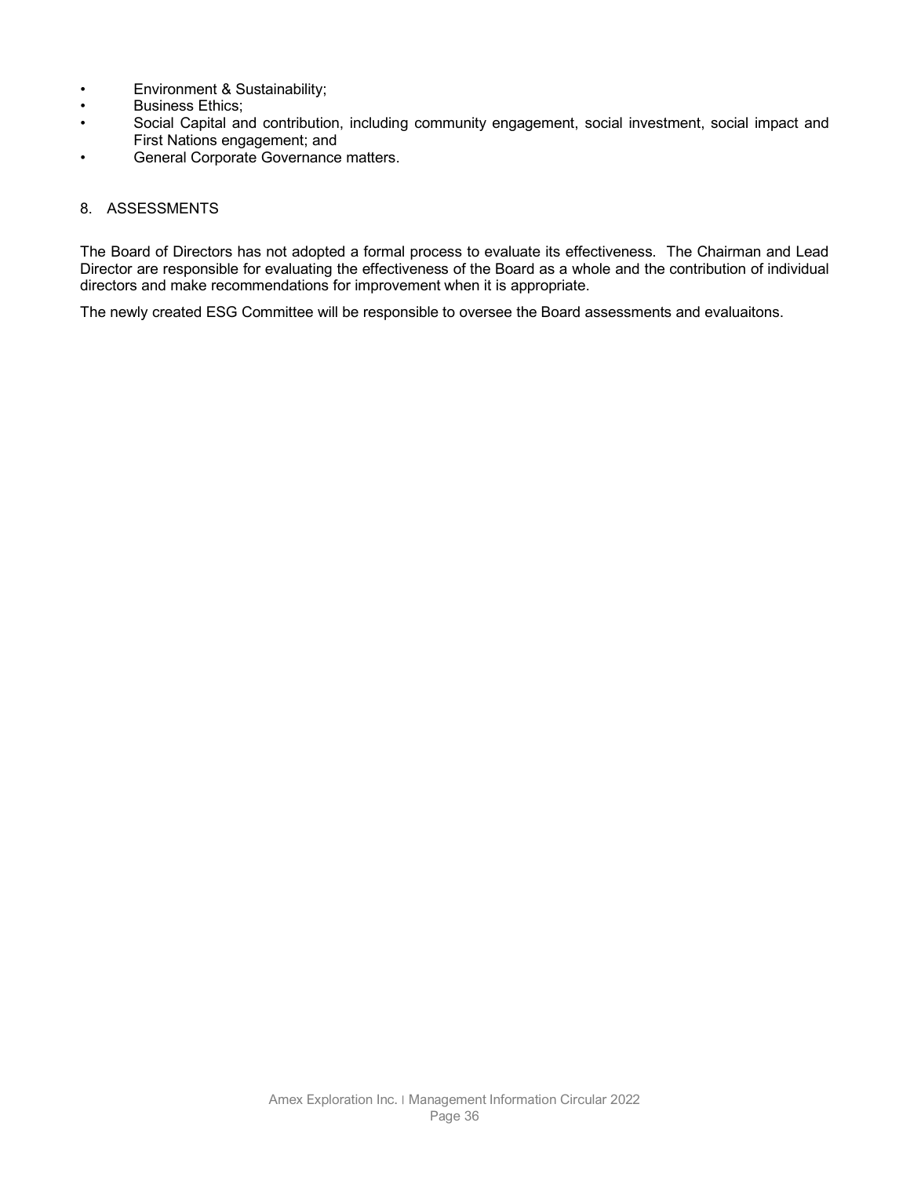- Environment & Sustainability;
- Business Ethics;
- Social Capital and contribution, including community engagement, social investment, social impact and First Nations engagement; and
- General Corporate Governance matters.

## 8. ASSESSMENTS

The Board of Directors has not adopted a formal process to evaluate its effectiveness. The Chairman and Lead Director are responsible for evaluating the effectiveness of the Board as a whole and the contribution of individual directors and make recommendations for improvement when it is appropriate.

The newly created ESG Committee will be responsible to oversee the Board assessments and evaluaitons.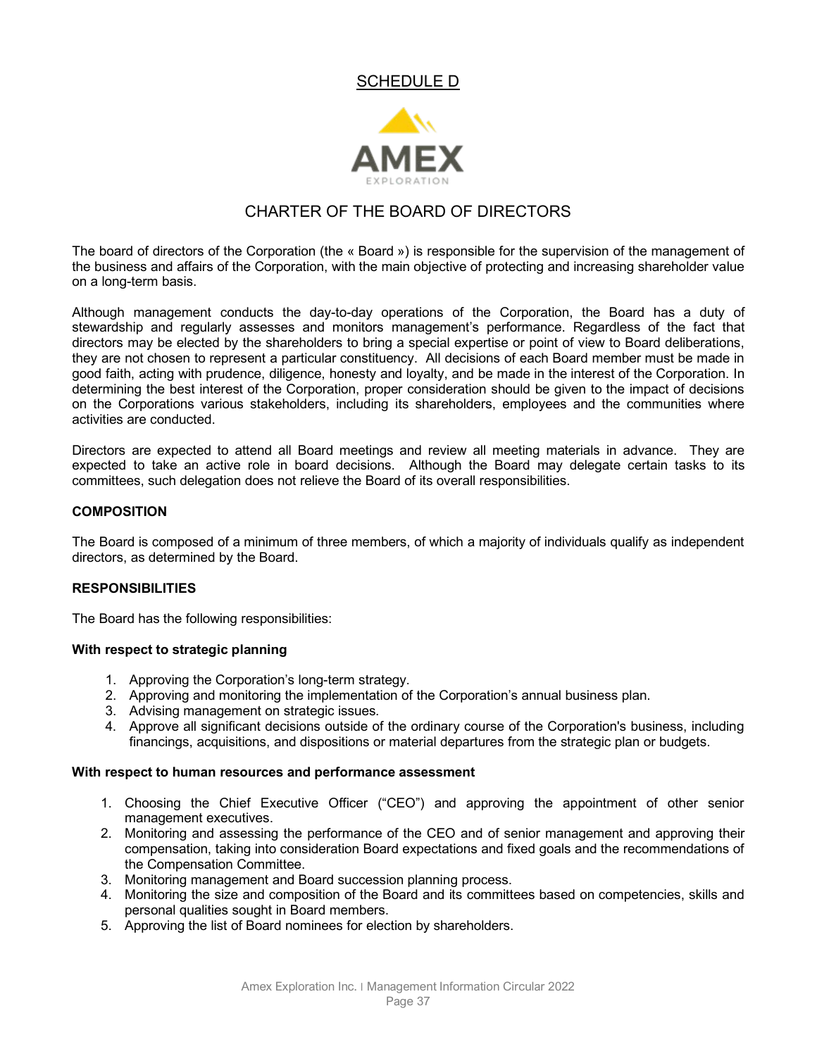## SCHEDULE D

AMEX
EXPLORATION

# CHARTER OF THE BOARD OF DIRECTORS

The board of directors of the Corporation (the « Board ») is responsible for the supervision of the management of the business and affairs of the Corporation, with the main objective of protecting and increasing shareholder value on a long-term basis.

Although management conducts the day-to-day operations of the Corporation, the Board has a duty of stewardship and regularly assesses and monitors management's performance. Regardless of the fact that directors may be elected by the shareholders to bring a special expertise or point of view to Board deliberations, they are not chosen to represent a particular constituency. All decisions of each Board member must be made in good faith, acting with prudence, diligence, honesty and loyalty, and be made in the interest of the Corporation. In determining the best interest of the Corporation, proper consideration should be given to the impact of decisions on the Corporations various stakeholders, including its shareholders, employees and the communities where activities are conducted.

Directors are expected to attend all Board meetings and review all meeting materials in advance. They are expected to take an active role in board decisions. Although the Board may delegate certain tasks to its committees, such delegation does not relieve the Board of its overall responsibilities.

## COMPOSITION

The Board is composed of a minimum of three members, of which a majority of individuals qualify as independent directors, as determined by the Board.

## RESPONSIBILITIES

The Board has the following responsibilities:

**With respect to strategic planning**

1. Approving the Corporation's long-term strategy.
2. Approving and monitoring the implementation of the Corporation's annual business plan.
3. Advising management on strategic issues.
4. Approve all significant decisions outside of the ordinary course of the Corporation's business, including financings, acquisitions, and dispositions or material departures from the strategic plan or budgets.

**With respect to human resources and performance assessment**

1. Choosing the Chief Executive Officer ("CEO") and approving the appointment of other senior management executives.
2. Monitoring and assessing the performance of the CEO and of senior management and approving their compensation, taking into consideration Board expectations and fixed goals and the recommendations of the Compensation Committee.
3. Monitoring management and Board succession planning process.
4. Monitoring the size and composition of the Board and its committees based on competencies, skills and personal qualities sought in Board members.
5. Approving the list of Board nominees for election by shareholders.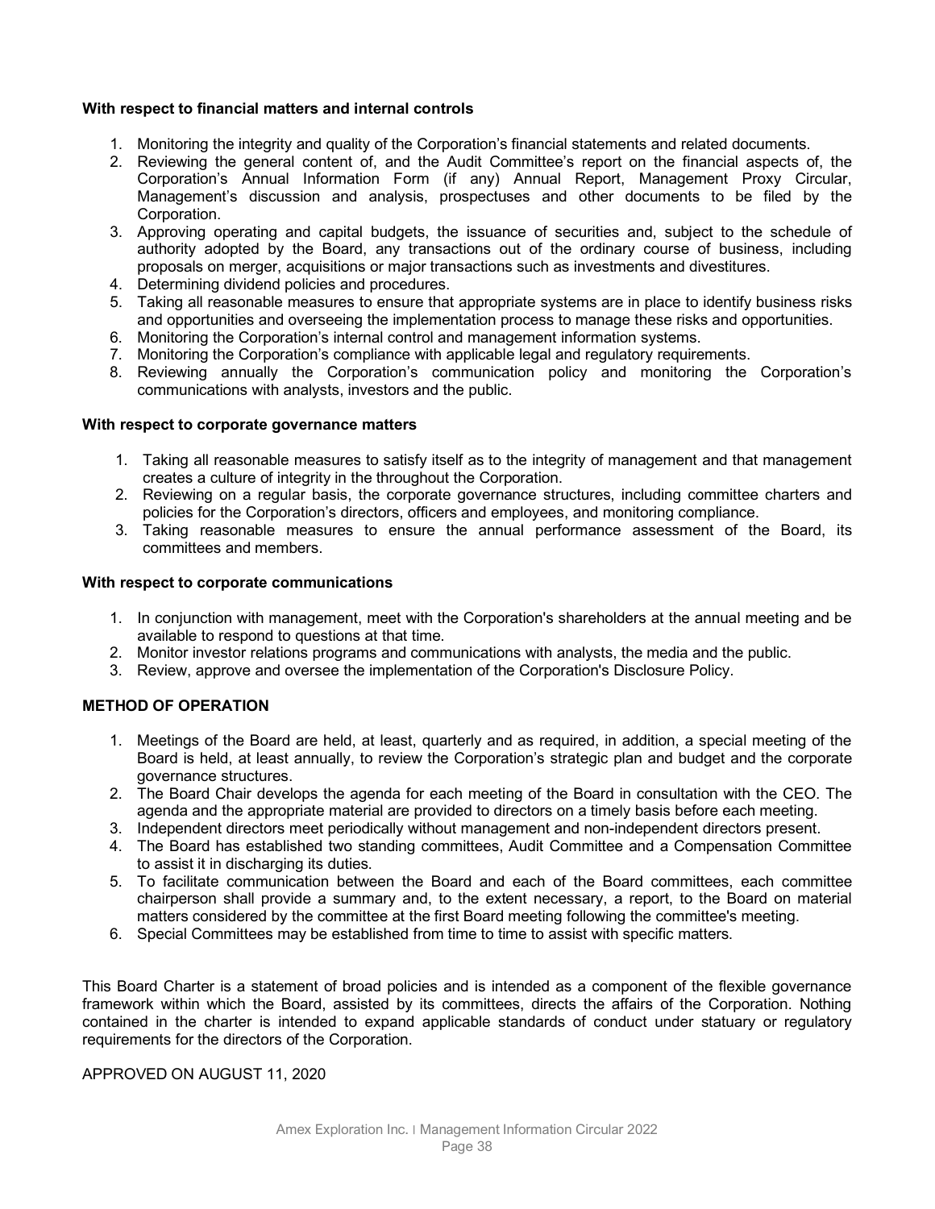**With respect to financial matters and internal controls**

1. Monitoring the integrity and quality of the Corporation's financial statements and related documents.
2. Reviewing the general content of, and the Audit Committee's report on the financial aspects of, the Corporation's Annual Information Form (if any) Annual Report, Management Proxy Circular, Management's discussion and analysis, prospectuses and other documents to be filed by the Corporation.
3. Approving operating and capital budgets, the issuance of securities and, subject to the schedule of authority adopted by the Board, any transactions out of the ordinary course of business, including proposals on merger, acquisitions or major transactions such as investments and divestitures.
4. Determining dividend policies and procedures.
5. Taking all reasonable measures to ensure that appropriate systems are in place to identify business risks and opportunities and overseeing the implementation process to manage these risks and opportunities.
6. Monitoring the Corporation's internal control and management information systems.
7. Monitoring the Corporation's compliance with applicable legal and regulatory requirements.
8. Reviewing annually the Corporation's communication policy and monitoring the Corporation's communications with analysts, investors and the public.

**With respect to corporate governance matters**

1. Taking all reasonable measures to satisfy itself as to the integrity of management and that management creates a culture of integrity in the throughout the Corporation.
2. Reviewing on a regular basis, the corporate governance structures, including committee charters and policies for the Corporation's directors, officers and employees, and monitoring compliance.
3. Taking reasonable measures to ensure the annual performance assessment of the Board, its committees and members.

**With respect to corporate communications**

1. In conjunction with management, meet with the Corporation's shareholders at the annual meeting and be available to respond to questions at that time.
2. Monitor investor relations programs and communications with analysts, the media and the public.
3. Review, approve and oversee the implementation of the Corporation's Disclosure Policy.

**METHOD OF OPERATION**

1. Meetings of the Board are held, at least, quarterly and as required, in addition, a special meeting of the Board is held, at least annually, to review the Corporation's strategic plan and budget and the corporate governance structures.
2. The Board Chair develops the agenda for each meeting of the Board in consultation with the CEO. The agenda and the appropriate material are provided to directors on a timely basis before each meeting.
3. Independent directors meet periodically without management and non-independent directors present.
4. The Board has established two standing committees, Audit Committee and a Compensation Committee to assist it in discharging its duties.
5. To facilitate communication between the Board and each of the Board committees, each committee chairperson shall provide a summary and, to the extent necessary, a report, to the Board on material matters considered by the committee at the first Board meeting following the committee's meeting.
6. Special Committees may be established from time to time to assist with specific matters.

This Board Charter is a statement of broad policies and is intended as a component of the flexible governance framework within which the Board, assisted by its committees, directs the affairs of the Corporation. Nothing contained in the charter is intended to expand applicable standards of conduct under statuary or regulatory requirements for the directors of the Corporation.

APPROVED ON AUGUST 11, 2020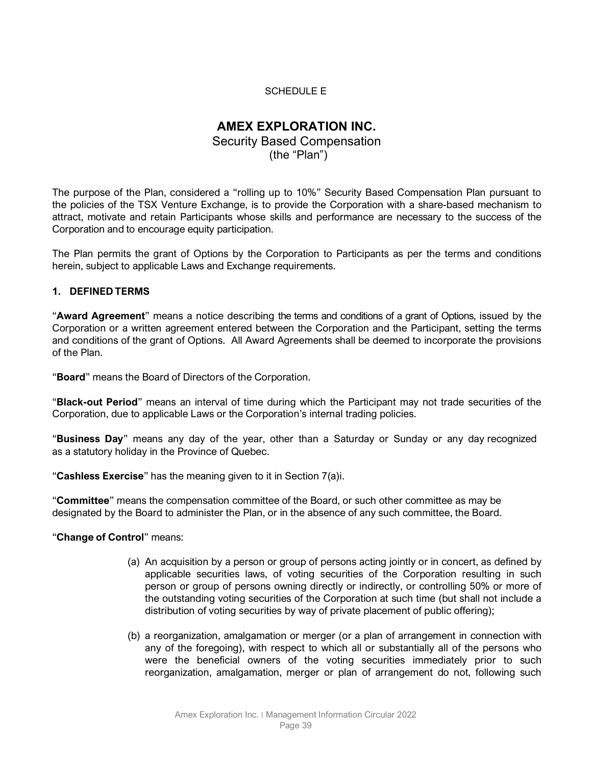SCHEDULE E

# AMEX EXPLORATION INC.

Security Based Compensation
(the “Plan”)

The purpose of the Plan, considered a “rolling up to 10%” Security Based Compensation Plan pursuant to the policies of the TSX Venture Exchange, is to provide the Corporation with a share-based mechanism to attract, motivate and retain Participants whose skills and performance are necessary to the success of the Corporation and to encourage equity participation.

The Plan permits the grant of Options by the Corporation to Participants as per the terms and conditions herein, subject to applicable Laws and Exchange requirements.

## 1. DEFINED TERMS

“**Award Agreement**” means a notice describing the terms and conditions of a grant of Options, issued by the Corporation or a written agreement entered between the Corporation and the Participant, setting the terms and conditions of the grant of Options. All Award Agreements shall be deemed to incorporate the provisions of the Plan.

“**Board**” means the Board of Directors of the Corporation.

“**Black-out Period**” means an interval of time during which the Participant may not trade securities of the Corporation, due to applicable Laws or the Corporation’s internal trading policies.

“**Business Day**” means any day of the year, other than a Saturday or Sunday or any day recognized as a statutory holiday in the Province of Quebec.

“**Cashless Exercise**” has the meaning given to it in Section 7(a)i.

“**Committee**” means the compensation committee of the Board, or such other committee as may be designated by the Board to administer the Plan, or in the absence of any such committee, the Board.

“**Change of Control**” means:

(a) An acquisition by a person or group of persons acting jointly or in concert, as defined by applicable securities laws, of voting securities of the Corporation resulting in such person or group of persons owning directly or indirectly, or controlling 50% or more of the outstanding voting securities of the Corporation at such time (but shall not include a distribution of voting securities by way of private placement of public offering);

(b) a reorganization, amalgamation or merger (or a plan of arrangement in connection with any of the foregoing), with respect to which all or substantially all of the persons who were the beneficial owners of the voting securities immediately prior to such reorganization, amalgamation, merger or plan of arrangement do not, following such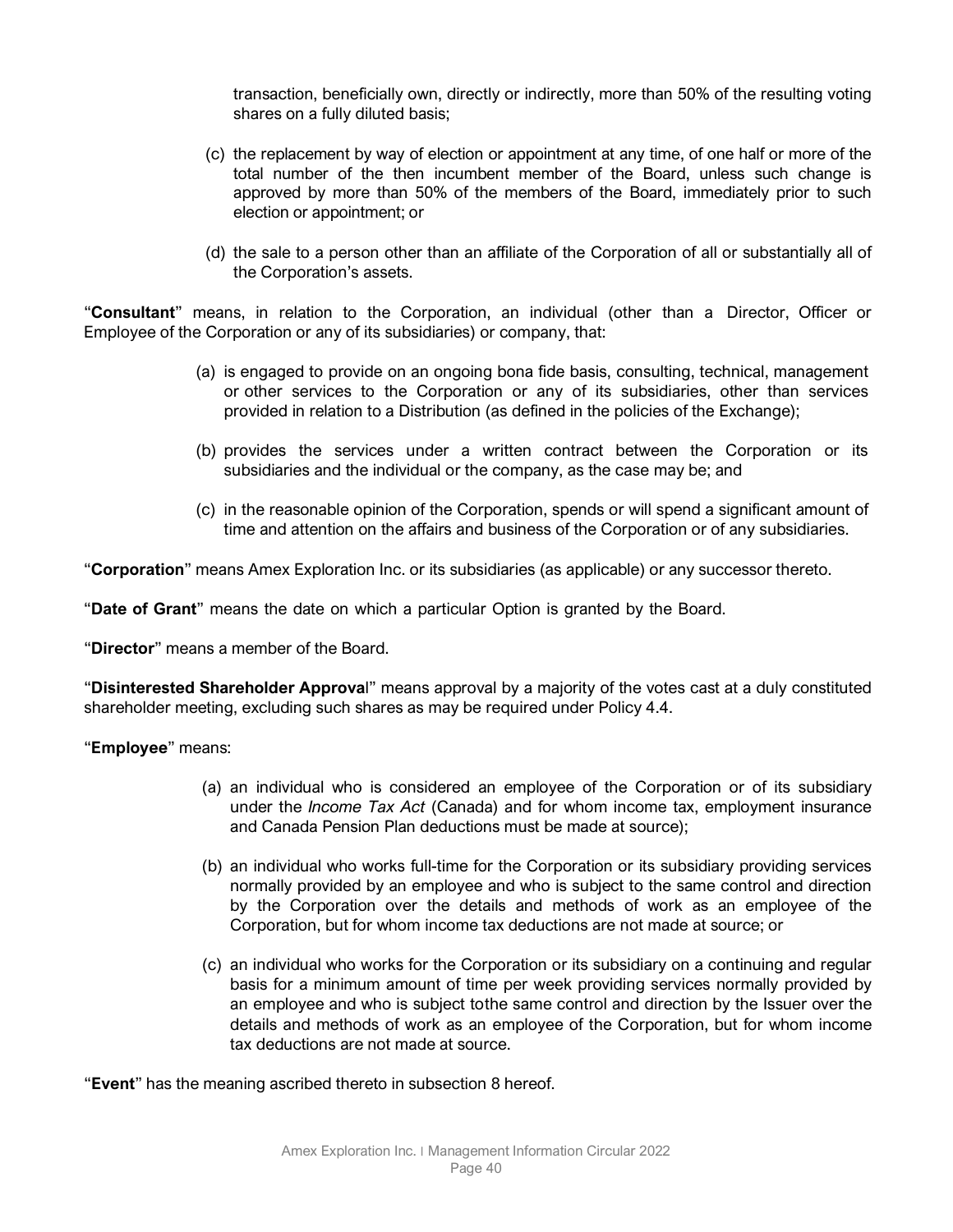transaction, beneficially own, directly or indirectly, more than 50% of the resulting voting shares on a fully diluted basis;

(c) the replacement by way of election or appointment at any time, of one half or more of the total number of the then incumbent member of the Board, unless such change is approved by more than 50% of the members of the Board, immediately prior to such election or appointment; or

(d) the sale to a person other than an affiliate of the Corporation of all or substantially all of the Corporation's assets.

"**Consultant**" means, in relation to the Corporation, an individual (other than a Director, Officer or Employee of the Corporation or any of its subsidiaries) or company, that:

(a) is engaged to provide on an ongoing bona fide basis, consulting, technical, management or other services to the Corporation or any of its subsidiaries, other than services provided in relation to a Distribution (as defined in the policies of the Exchange);

(b) provides the services under a written contract between the Corporation or its subsidiaries and the individual or the company, as the case may be; and

(c) in the reasonable opinion of the Corporation, spends or will spend a significant amount of time and attention on the affairs and business of the Corporation or of any subsidiaries.

"**Corporation**" means Amex Exploration Inc. or its subsidiaries (as applicable) or any successor thereto.

"**Date of Grant**" means the date on which a particular Option is granted by the Board.

"**Director**" means a member of the Board.

"**Disinterested Shareholder Approval**" means approval by a majority of the votes cast at a duly constituted shareholder meeting, excluding such shares as may be required under Policy 4.4.

"**Employee**" means:

(a) an individual who is considered an employee of the Corporation or of its subsidiary under the *Income Tax Act* (Canada) and for whom income tax, employment insurance and Canada Pension Plan deductions must be made at source);

(b) an individual who works full-time for the Corporation or its subsidiary providing services normally provided by an employee and who is subject to the same control and direction by the Corporation over the details and methods of work as an employee of the Corporation, but for whom income tax deductions are not made at source; or

(c) an individual who works for the Corporation or its subsidiary on a continuing and regular basis for a minimum amount of time per week providing services normally provided by an employee and who is subject tothe same control and direction by the Issuer over the details and methods of work as an employee of the Corporation, but for whom income tax deductions are not made at source.

"**Event**" has the meaning ascribed thereto in subsection 8 hereof.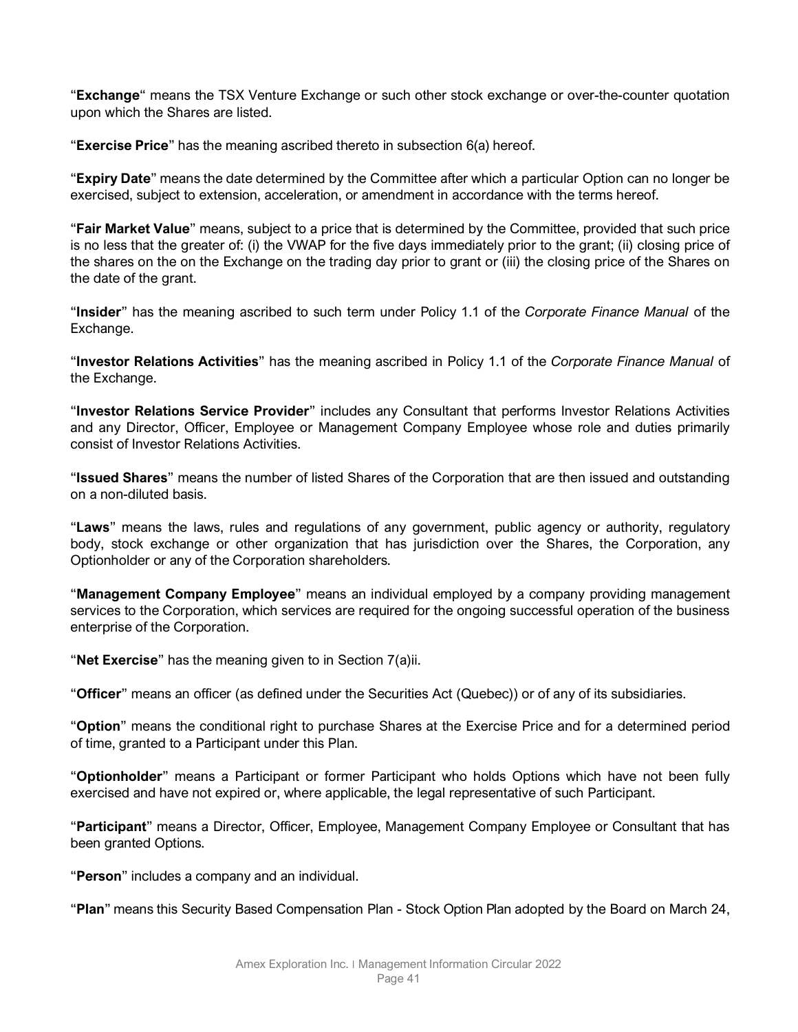“**Exchange**“ means the TSX Venture Exchange or such other stock exchange or over-the-counter quotation upon which the Shares are listed.

“**Exercise Price**” has the meaning ascribed thereto in subsection 6(a) hereof.

“**Expiry Date**” means the date determined by the Committee after which a particular Option can no longer be exercised, subject to extension, acceleration, or amendment in accordance with the terms hereof.

“**Fair Market Value**” means, subject to a price that is determined by the Committee, provided that such price is no less that the greater of: (i) the VWAP for the five days immediately prior to the grant; (ii) closing price of the shares on the on the Exchange on the trading day prior to grant or (iii) the closing price of the Shares on the date of the grant.

“**Insider**” has the meaning ascribed to such term under Policy 1.1 of the *Corporate Finance Manual* of the Exchange.

“**Investor Relations Activities**” has the meaning ascribed in Policy 1.1 of the *Corporate Finance Manual* of the Exchange.

“**Investor Relations Service Provider**” includes any Consultant that performs Investor Relations Activities and any Director, Officer, Employee or Management Company Employee whose role and duties primarily consist of Investor Relations Activities.

“**Issued Shares**” means the number of listed Shares of the Corporation that are then issued and outstanding on a non-diluted basis.

“**Laws**” means the laws, rules and regulations of any government, public agency or authority, regulatory body, stock exchange or other organization that has jurisdiction over the Shares, the Corporation, any Optionholder or any of the Corporation shareholders.

“**Management Company Employee**” means an individual employed by a company providing management services to the Corporation, which services are required for the ongoing successful operation of the business enterprise of the Corporation.

“**Net Exercise**” has the meaning given to in Section 7(a)ii.

“**Officer**” means an officer (as defined under the Securities Act (Quebec)) or of any of its subsidiaries.

“**Option**” means the conditional right to purchase Shares at the Exercise Price and for a determined period of time, granted to a Participant under this Plan.

“**Optionholder**” means a Participant or former Participant who holds Options which have not been fully exercised and have not expired or, where applicable, the legal representative of such Participant.

“**Participant**” means a Director, Officer, Employee, Management Company Employee or Consultant that has been granted Options.

“**Person**” includes a company and an individual.

“**Plan**” means this Security Based Compensation Plan - Stock Option Plan adopted by the Board on March 24,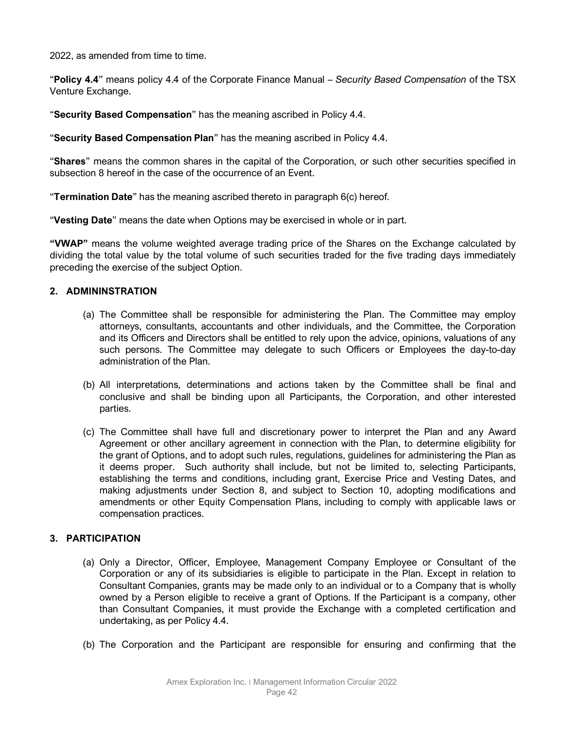2022, as amended from time to time.

"**Policy 4.4**" means policy 4.4 of the Corporate Finance Manual – *Security Based Compensation* of the TSX Venture Exchange.

"**Security Based Compensation**" has the meaning ascribed in Policy 4.4.

"**Security Based Compensation Plan**" has the meaning ascribed in Policy 4.4.

"**Shares**" means the common shares in the capital of the Corporation, or such other securities specified in subsection 8 hereof in the case of the occurrence of an Event.

"**Termination Date**" has the meaning ascribed thereto in paragraph 6(c) hereof.

"**Vesting Date**" means the date when Options may be exercised in whole or in part.

**"VWAP"** means the volume weighted average trading price of the Shares on the Exchange calculated by dividing the total value by the total volume of such securities traded for the five trading days immediately preceding the exercise of the subject Option.

## 2. ADMININSTRATION

(a) The Committee shall be responsible for administering the Plan. The Committee may employ attorneys, consultants, accountants and other individuals, and the Committee, the Corporation and its Officers and Directors shall be entitled to rely upon the advice, opinions, valuations of any such persons. The Committee may delegate to such Officers or Employees the day-to-day administration of the Plan.

(b) All interpretations, determinations and actions taken by the Committee shall be final and conclusive and shall be binding upon all Participants, the Corporation, and other interested parties.

(c) The Committee shall have full and discretionary power to interpret the Plan and any Award Agreement or other ancillary agreement in connection with the Plan, to determine eligibility for the grant of Options, and to adopt such rules, regulations, guidelines for administering the Plan as it deems proper. Such authority shall include, but not be limited to, selecting Participants, establishing the terms and conditions, including grant, Exercise Price and Vesting Dates, and making adjustments under Section 8, and subject to Section 10, adopting modifications and amendments or other Equity Compensation Plans, including to comply with applicable laws or compensation practices.

## 3. PARTICIPATION

(a) Only a Director, Officer, Employee, Management Company Employee or Consultant of the Corporation or any of its subsidiaries is eligible to participate in the Plan. Except in relation to Consultant Companies, grants may be made only to an individual or to a Company that is wholly owned by a Person eligible to receive a grant of Options. If the Participant is a company, other than Consultant Companies, it must provide the Exchange with a completed certification and undertaking, as per Policy 4.4.

(b) The Corporation and the Participant are responsible for ensuring and confirming that the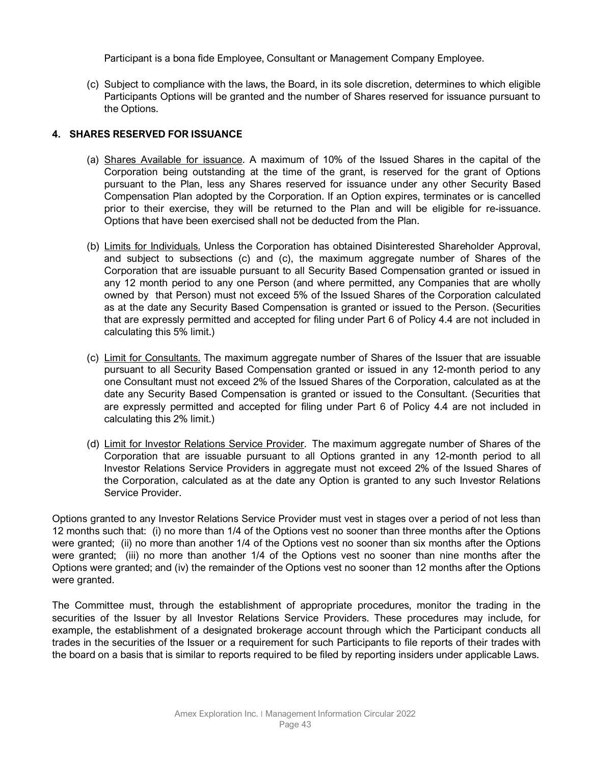Participant is a bona fide Employee, Consultant or Management Company Employee.

(c) Subject to compliance with the laws, the Board, in its sole discretion, determines to which eligible Participants Options will be granted and the number of Shares reserved for issuance pursuant to the Options.

**4. SHARES RESERVED FOR ISSUANCE**

(a) Shares Available for issuance. A maximum of 10% of the Issued Shares in the capital of the Corporation being outstanding at the time of the grant, is reserved for the grant of Options pursuant to the Plan, less any Shares reserved for issuance under any other Security Based Compensation Plan adopted by the Corporation. If an Option expires, terminates or is cancelled prior to their exercise, they will be returned to the Plan and will be eligible for re-issuance. Options that have been exercised shall not be deducted from the Plan.

(b) Limits for Individuals. Unless the Corporation has obtained Disinterested Shareholder Approval, and subject to subsections (c) and (c), the maximum aggregate number of Shares of the Corporation that are issuable pursuant to all Security Based Compensation granted or issued in any 12 month period to any one Person (and where permitted, any Companies that are wholly owned by that Person) must not exceed 5% of the Issued Shares of the Corporation calculated as at the date any Security Based Compensation is granted or issued to the Person. (Securities that are expressly permitted and accepted for filing under Part 6 of Policy 4.4 are not included in calculating this 5% limit.)

(c) Limit for Consultants. The maximum aggregate number of Shares of the Issuer that are issuable pursuant to all Security Based Compensation granted or issued in any 12-month period to any one Consultant must not exceed 2% of the Issued Shares of the Corporation, calculated as at the date any Security Based Compensation is granted or issued to the Consultant. (Securities that are expressly permitted and accepted for filing under Part 6 of Policy 4.4 are not included in calculating this 2% limit.)

(d) Limit for Investor Relations Service Provider. The maximum aggregate number of Shares of the Corporation that are issuable pursuant to all Options granted in any 12-month period to all Investor Relations Service Providers in aggregate must not exceed 2% of the Issued Shares of the Corporation, calculated as at the date any Option is granted to any such Investor Relations Service Provider.

Options granted to any Investor Relations Service Provider must vest in stages over a period of not less than 12 months such that: (i) no more than 1/4 of the Options vest no sooner than three months after the Options were granted; (ii) no more than another 1/4 of the Options vest no sooner than six months after the Options were granted; (iii) no more than another 1/4 of the Options vest no sooner than nine months after the Options were granted; and (iv) the remainder of the Options vest no sooner than 12 months after the Options were granted.

The Committee must, through the establishment of appropriate procedures, monitor the trading in the securities of the Issuer by all Investor Relations Service Providers. These procedures may include, for example, the establishment of a designated brokerage account through which the Participant conducts all trades in the securities of the Issuer or a requirement for such Participants to file reports of their trades with the board on a basis that is similar to reports required to be filed by reporting insiders under applicable Laws.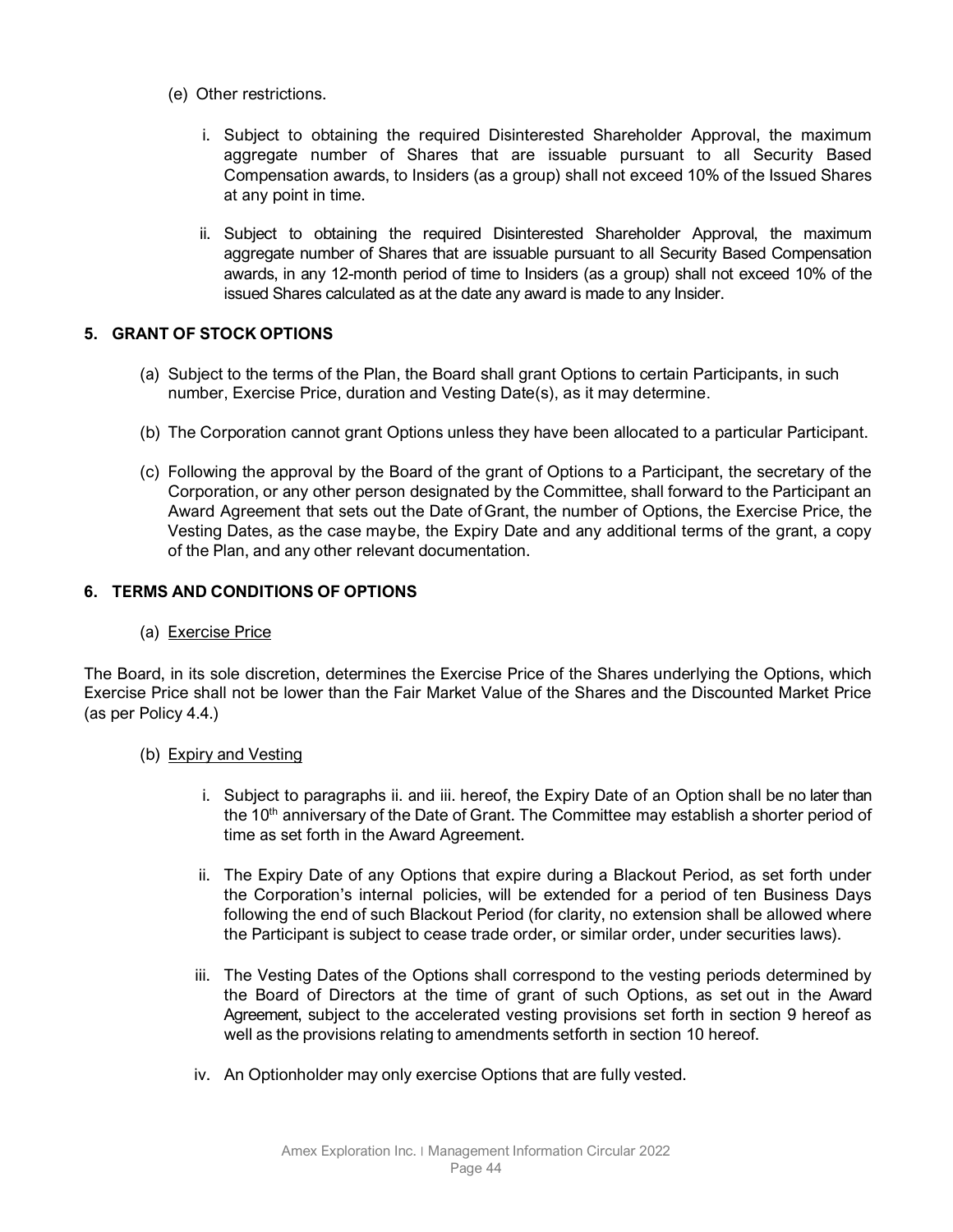(e) Other restrictions.

i. Subject to obtaining the required Disinterested Shareholder Approval, the maximum aggregate number of Shares that are issuable pursuant to all Security Based Compensation awards, to Insiders (as a group) shall not exceed 10% of the Issued Shares at any point in time.

ii. Subject to obtaining the required Disinterested Shareholder Approval, the maximum aggregate number of Shares that are issuable pursuant to all Security Based Compensation awards, in any 12-month period of time to Insiders (as a group) shall not exceed 10% of the issued Shares calculated as at the date any award is made to any Insider.

## 5. GRANT OF STOCK OPTIONS

(a) Subject to the terms of the Plan, the Board shall grant Options to certain Participants, in such number, Exercise Price, duration and Vesting Date(s), as it may determine.

(b) The Corporation cannot grant Options unless they have been allocated to a particular Participant.

(c) Following the approval by the Board of the grant of Options to a Participant, the secretary of the Corporation, or any other person designated by the Committee, shall forward to the Participant an Award Agreement that sets out the Date of Grant, the number of Options, the Exercise Price, the Vesting Dates, as the case maybe, the Expiry Date and any additional terms of the grant, a copy of the Plan, and any other relevant documentation.

## 6. TERMS AND CONDITIONS OF OPTIONS

(a) Exercise Price

The Board, in its sole discretion, determines the Exercise Price of the Shares underlying the Options, which Exercise Price shall not be lower than the Fair Market Value of the Shares and the Discounted Market Price (as per Policy 4.4.)

(b) Expiry and Vesting

i. Subject to paragraphs ii. and iii. hereof, the Expiry Date of an Option shall be no later than the 10th anniversary of the Date of Grant. The Committee may establish a shorter period of time as set forth in the Award Agreement.

ii. The Expiry Date of any Options that expire during a Blackout Period, as set forth under the Corporation's internal policies, will be extended for a period of ten Business Days following the end of such Blackout Period (for clarity, no extension shall be allowed where the Participant is subject to cease trade order, or similar order, under securities laws).

iii. The Vesting Dates of the Options shall correspond to the vesting periods determined by the Board of Directors at the time of grant of such Options, as set out in the Award Agreement, subject to the accelerated vesting provisions set forth in section 9 hereof as well as the provisions relating to amendments setforth in section 10 hereof.

iv. An Optionholder may only exercise Options that are fully vested.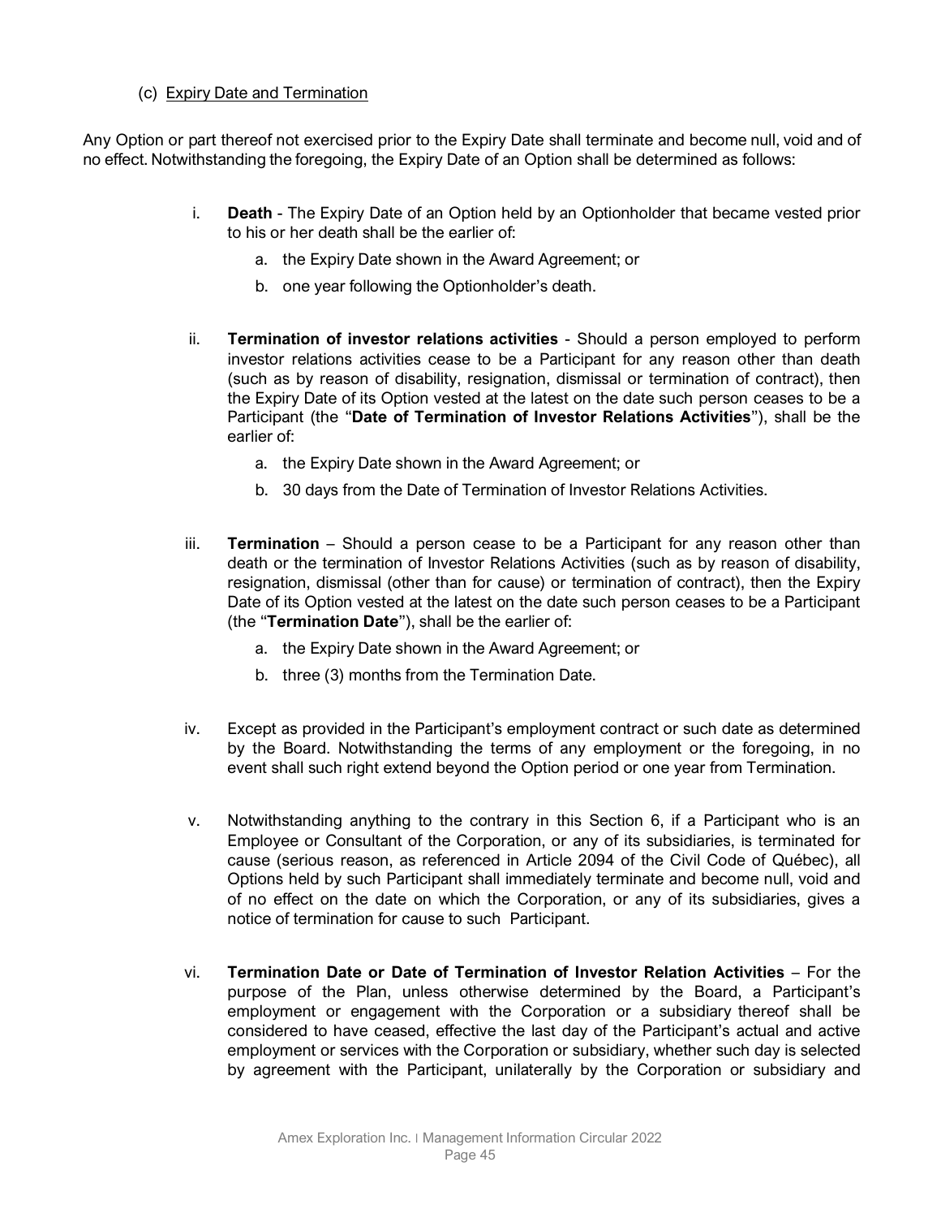(c) Expiry Date and Termination

Any Option or part thereof not exercised prior to the Expiry Date shall terminate and become null, void and of no effect. Notwithstanding the foregoing, the Expiry Date of an Option shall be determined as follows:

i. **Death** - The Expiry Date of an Option held by an Optionholder that became vested prior to his or her death shall be the earlier of:

   a. the Expiry Date shown in the Award Agreement; or

   b. one year following the Optionholder's death.

ii. **Termination of investor relations activities** - Should a person employed to perform investor relations activities cease to be a Participant for any reason other than death (such as by reason of disability, resignation, dismissal or termination of contract), then the Expiry Date of its Option vested at the latest on the date such person ceases to be a Participant (the "**Date of Termination of Investor Relations Activities**"), shall be the earlier of:

   a. the Expiry Date shown in the Award Agreement; or

   b. 30 days from the Date of Termination of Investor Relations Activities.

iii. **Termination** – Should a person cease to be a Participant for any reason other than death or the termination of Investor Relations Activities (such as by reason of disability, resignation, dismissal (other than for cause) or termination of contract), then the Expiry Date of its Option vested at the latest on the date such person ceases to be a Participant (the "**Termination Date**"), shall be the earlier of:

   a. the Expiry Date shown in the Award Agreement; or

   b. three (3) months from the Termination Date.

iv. Except as provided in the Participant's employment contract or such date as determined by the Board. Notwithstanding the terms of any employment or the foregoing, in no event shall such right extend beyond the Option period or one year from Termination.

v. Notwithstanding anything to the contrary in this Section 6, if a Participant who is an Employee or Consultant of the Corporation, or any of its subsidiaries, is terminated for cause (serious reason, as referenced in Article 2094 of the Civil Code of Québec), all Options held by such Participant shall immediately terminate and become null, void and of no effect on the date on which the Corporation, or any of its subsidiaries, gives a notice of termination for cause to such Participant.

vi. **Termination Date or Date of Termination of Investor Relation Activities** – For the purpose of the Plan, unless otherwise determined by the Board, a Participant's employment or engagement with the Corporation or a subsidiary thereof shall be considered to have ceased, effective the last day of the Participant's actual and active employment or services with the Corporation or subsidiary, whether such day is selected by agreement with the Participant, unilaterally by the Corporation or subsidiary and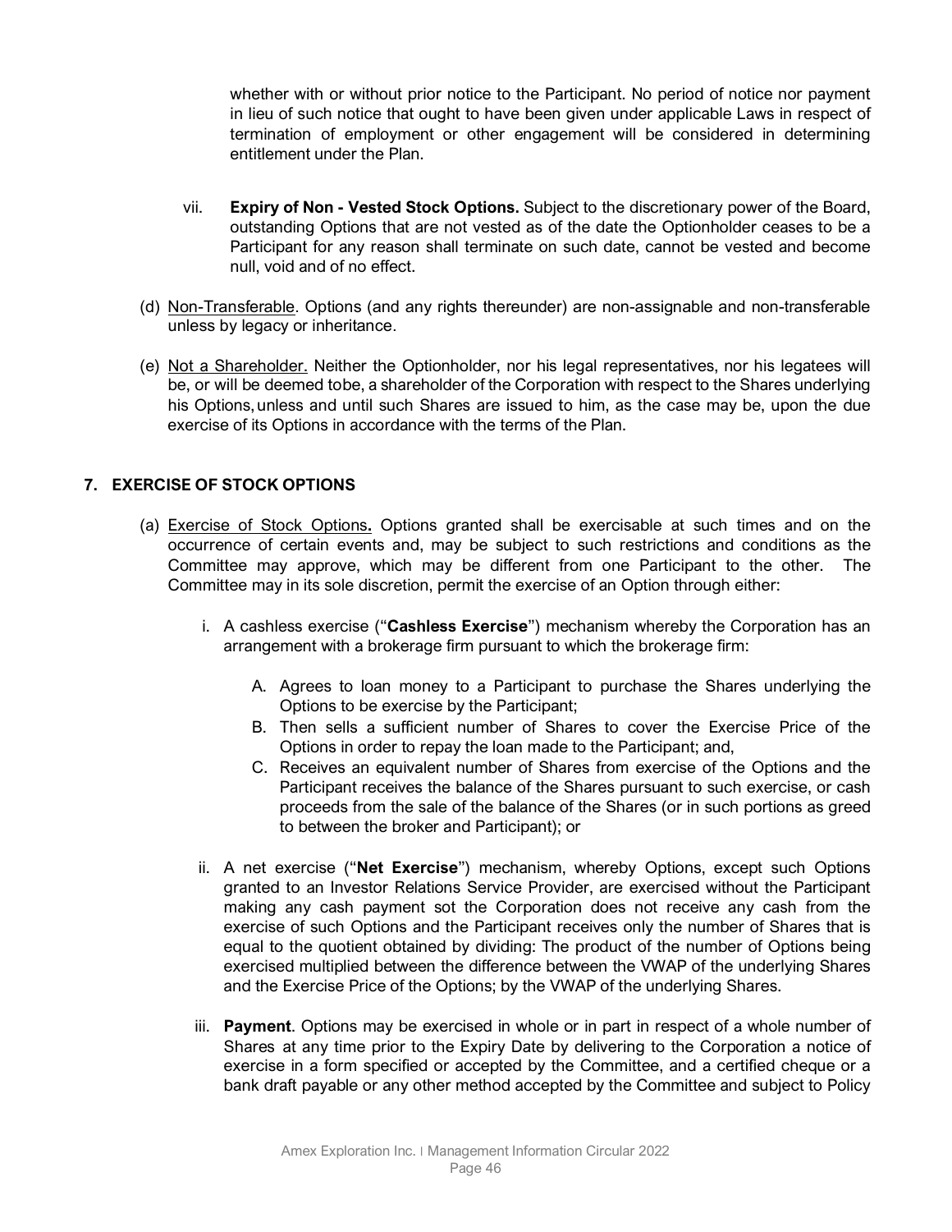whether with or without prior notice to the Participant. No period of notice nor payment in lieu of such notice that ought to have been given under applicable Laws in respect of termination of employment or other engagement will be considered in determining entitlement under the Plan.

vii. **Expiry of Non - Vested Stock Options.** Subject to the discretionary power of the Board, outstanding Options that are not vested as of the date the Optionholder ceases to be a Participant for any reason shall terminate on such date, cannot be vested and become null, void and of no effect.

(d) Non-Transferable. Options (and any rights thereunder) are non-assignable and non-transferable unless by legacy or inheritance.

(e) Not a Shareholder. Neither the Optionholder, nor his legal representatives, nor his legatees will be, or will be deemed tobe, a shareholder of the Corporation with respect to the Shares underlying his Options, unless and until such Shares are issued to him, as the case may be, upon the due exercise of its Options in accordance with the terms of the Plan.

## 7. EXERCISE OF STOCK OPTIONS

(a) Exercise of Stock Options**.** Options granted shall be exercisable at such times and on the occurrence of certain events and, may be subject to such restrictions and conditions as the Committee may approve, which may be different from one Participant to the other. The Committee may in its sole discretion, permit the exercise of an Option through either:

i. A cashless exercise ("**Cashless Exercise**") mechanism whereby the Corporation has an arrangement with a brokerage firm pursuant to which the brokerage firm:

A. Agrees to loan money to a Participant to purchase the Shares underlying the Options to be exercise by the Participant;

B. Then sells a sufficient number of Shares to cover the Exercise Price of the Options in order to repay the loan made to the Participant; and,

C. Receives an equivalent number of Shares from exercise of the Options and the Participant receives the balance of the Shares pursuant to such exercise, or cash proceeds from the sale of the balance of the Shares (or in such portions as greed to between the broker and Participant); or

ii. A net exercise ("**Net Exercise**") mechanism, whereby Options, except such Options granted to an Investor Relations Service Provider, are exercised without the Participant making any cash payment sot the Corporation does not receive any cash from the exercise of such Options and the Participant receives only the number of Shares that is equal to the quotient obtained by dividing: The product of the number of Options being exercised multiplied between the difference between the VWAP of the underlying Shares and the Exercise Price of the Options; by the VWAP of the underlying Shares.

iii. **Payment**. Options may be exercised in whole or in part in respect of a whole number of Shares at any time prior to the Expiry Date by delivering to the Corporation a notice of exercise in a form specified or accepted by the Committee, and a certified cheque or a bank draft payable or any other method accepted by the Committee and subject to Policy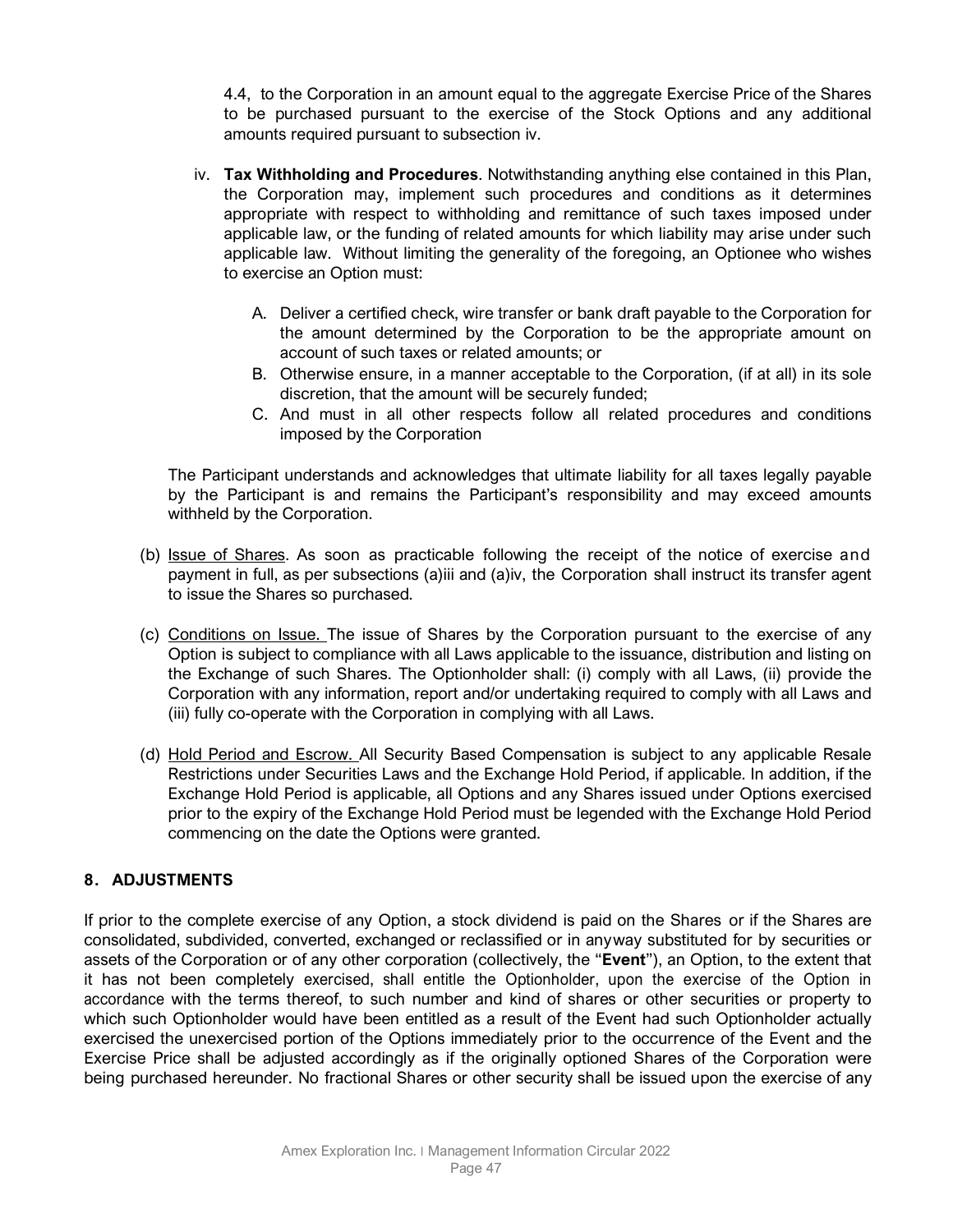4.4, to the Corporation in an amount equal to the aggregate Exercise Price of the Shares to be purchased pursuant to the exercise of the Stock Options and any additional amounts required pursuant to subsection iv.

iv. **Tax Withholding and Procedures**. Notwithstanding anything else contained in this Plan, the Corporation may, implement such procedures and conditions as it determines appropriate with respect to withholding and remittance of such taxes imposed under applicable law, or the funding of related amounts for which liability may arise under such applicable law. Without limiting the generality of the foregoing, an Optionee who wishes to exercise an Option must:

   A. Deliver a certified check, wire transfer or bank draft payable to the Corporation for the amount determined by the Corporation to be the appropriate amount on account of such taxes or related amounts; or
   B. Otherwise ensure, in a manner acceptable to the Corporation, (if at all) in its sole discretion, that the amount will be securely funded;
   C. And must in all other respects follow all related procedures and conditions imposed by the Corporation

The Participant understands and acknowledges that ultimate liability for all taxes legally payable by the Participant is and remains the Participant's responsibility and may exceed amounts withheld by the Corporation.

(b) Issue of Shares. As soon as practicable following the receipt of the notice of exercise and payment in full, as per subsections (a)iii and (a)iv, the Corporation shall instruct its transfer agent to issue the Shares so purchased.

(c) Conditions on Issue. The issue of Shares by the Corporation pursuant to the exercise of any Option is subject to compliance with all Laws applicable to the issuance, distribution and listing on the Exchange of such Shares. The Optionholder shall: (i) comply with all Laws, (ii) provide the Corporation with any information, report and/or undertaking required to comply with all Laws and (iii) fully co-operate with the Corporation in complying with all Laws.

(d) Hold Period and Escrow. All Security Based Compensation is subject to any applicable Resale Restrictions under Securities Laws and the Exchange Hold Period, if applicable. In addition, if the Exchange Hold Period is applicable, all Options and any Shares issued under Options exercised prior to the expiry of the Exchange Hold Period must be legended with the Exchange Hold Period commencing on the date the Options were granted.

## 8. ADJUSTMENTS

If prior to the complete exercise of any Option, a stock dividend is paid on the Shares or if the Shares are consolidated, subdivided, converted, exchanged or reclassified or in anyway substituted for by securities or assets of the Corporation or of any other corporation (collectively, the "**Event**"), an Option, to the extent that it has not been completely exercised, shall entitle the Optionholder, upon the exercise of the Option in accordance with the terms thereof, to such number and kind of shares or other securities or property to which such Optionholder would have been entitled as a result of the Event had such Optionholder actually exercised the unexercised portion of the Options immediately prior to the occurrence of the Event and the Exercise Price shall be adjusted accordingly as if the originally optioned Shares of the Corporation were being purchased hereunder. No fractional Shares or other security shall be issued upon the exercise of any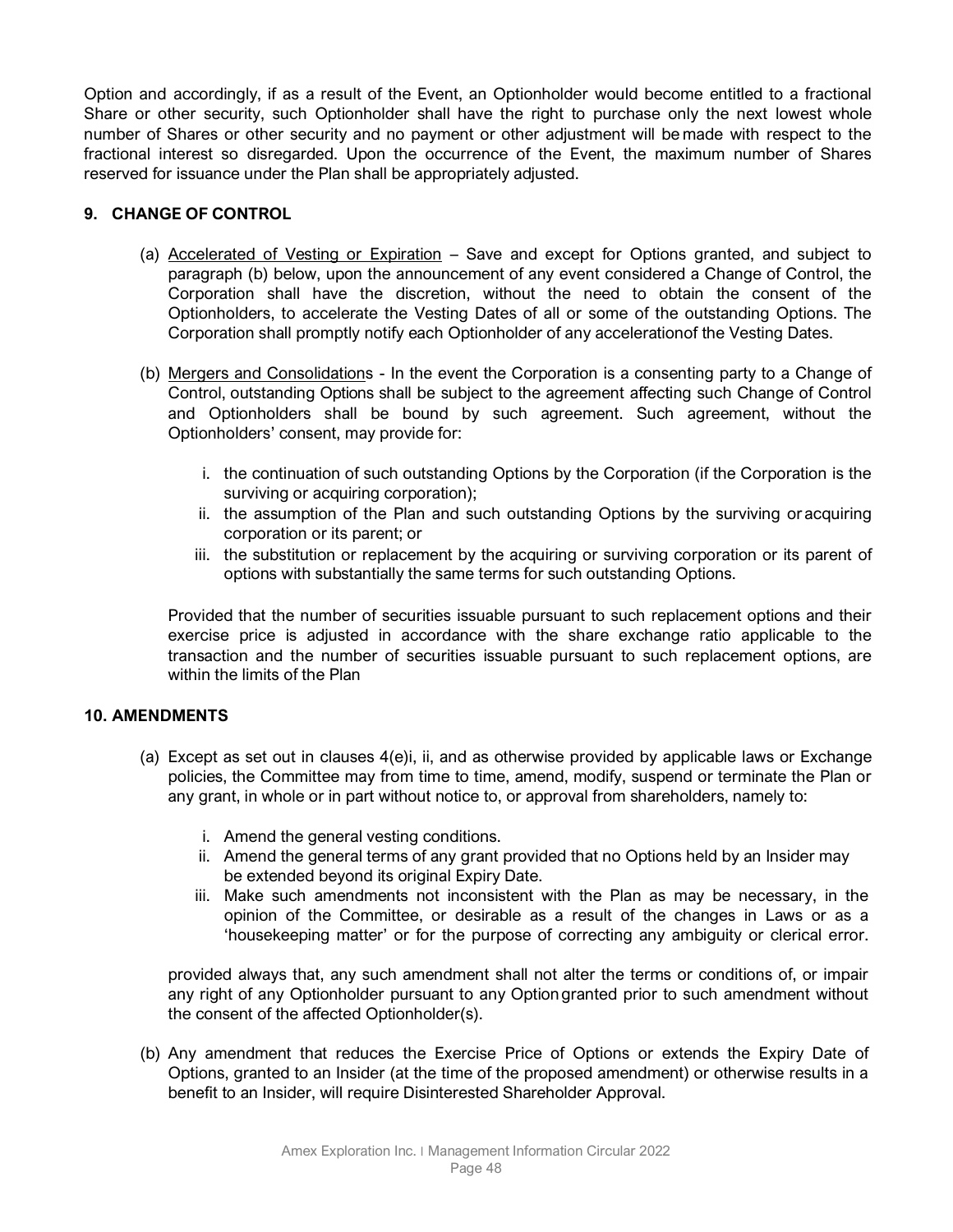Option and accordingly, if as a result of the Event, an Optionholder would become entitled to a fractional Share or other security, such Optionholder shall have the right to purchase only the next lowest whole number of Shares or other security and no payment or other adjustment will be made with respect to the fractional interest so disregarded. Upon the occurrence of the Event, the maximum number of Shares reserved for issuance under the Plan shall be appropriately adjusted.

## 9. CHANGE OF CONTROL

(a) Accelerated of Vesting or Expiration – Save and except for Options granted, and subject to paragraph (b) below, upon the announcement of any event considered a Change of Control, the Corporation shall have the discretion, without the need to obtain the consent of the Optionholders, to accelerate the Vesting Dates of all or some of the outstanding Options. The Corporation shall promptly notify each Optionholder of any accelerationof the Vesting Dates.

(b) Mergers and Consolidations - In the event the Corporation is a consenting party to a Change of Control, outstanding Options shall be subject to the agreement affecting such Change of Control and Optionholders shall be bound by such agreement. Such agreement, without the Optionholders' consent, may provide for:

   i. the continuation of such outstanding Options by the Corporation (if the Corporation is the surviving or acquiring corporation);
   ii. the assumption of the Plan and such outstanding Options by the surviving or acquiring corporation or its parent; or
   iii. the substitution or replacement by the acquiring or surviving corporation or its parent of options with substantially the same terms for such outstanding Options.

   Provided that the number of securities issuable pursuant to such replacement options and their exercise price is adjusted in accordance with the share exchange ratio applicable to the transaction and the number of securities issuable pursuant to such replacement options, are within the limits of the Plan

## 10. AMENDMENTS

(a) Except as set out in clauses 4(e)i, ii, and as otherwise provided by applicable laws or Exchange policies, the Committee may from time to time, amend, modify, suspend or terminate the Plan or any grant, in whole or in part without notice to, or approval from shareholders, namely to:

   i. Amend the general vesting conditions.
   ii. Amend the general terms of any grant provided that no Options held by an Insider may be extended beyond its original Expiry Date.
   iii. Make such amendments not inconsistent with the Plan as may be necessary, in the opinion of the Committee, or desirable as a result of the changes in Laws or as a 'housekeeping matter' or for the purpose of correcting any ambiguity or clerical error.

   provided always that, any such amendment shall not alter the terms or conditions of, or impair any right of any Optionholder pursuant to any Option granted prior to such amendment without the consent of the affected Optionholder(s).

(b) Any amendment that reduces the Exercise Price of Options or extends the Expiry Date of Options, granted to an Insider (at the time of the proposed amendment) or otherwise results in a benefit to an Insider, will require Disinterested Shareholder Approval.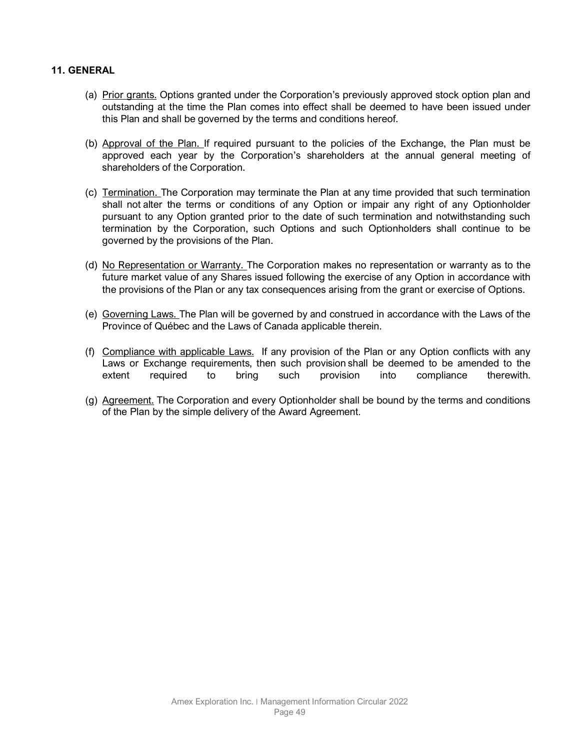**11. GENERAL**

(a) Prior grants. Options granted under the Corporation's previously approved stock option plan and outstanding at the time the Plan comes into effect shall be deemed to have been issued under this Plan and shall be governed by the terms and conditions hereof.

(b) Approval of the Plan. If required pursuant to the policies of the Exchange, the Plan must be approved each year by the Corporation's shareholders at the annual general meeting of shareholders of the Corporation.

(c) Termination. The Corporation may terminate the Plan at any time provided that such termination shall not alter the terms or conditions of any Option or impair any right of any Optionholder pursuant to any Option granted prior to the date of such termination and notwithstanding such termination by the Corporation, such Options and such Optionholders shall continue to be governed by the provisions of the Plan.

(d) No Representation or Warranty. The Corporation makes no representation or warranty as to the future market value of any Shares issued following the exercise of any Option in accordance with the provisions of the Plan or any tax consequences arising from the grant or exercise of Options.

(e) Governing Laws. The Plan will be governed by and construed in accordance with the Laws of the Province of Québec and the Laws of Canada applicable therein.

(f) Compliance with applicable Laws. If any provision of the Plan or any Option conflicts with any Laws or Exchange requirements, then such provision shall be deemed to be amended to the extent required to bring such provision into compliance therewith.

(g) Agreement. The Corporation and every Optionholder shall be bound by the terms and conditions of the Plan by the simple delivery of the Award Agreement.